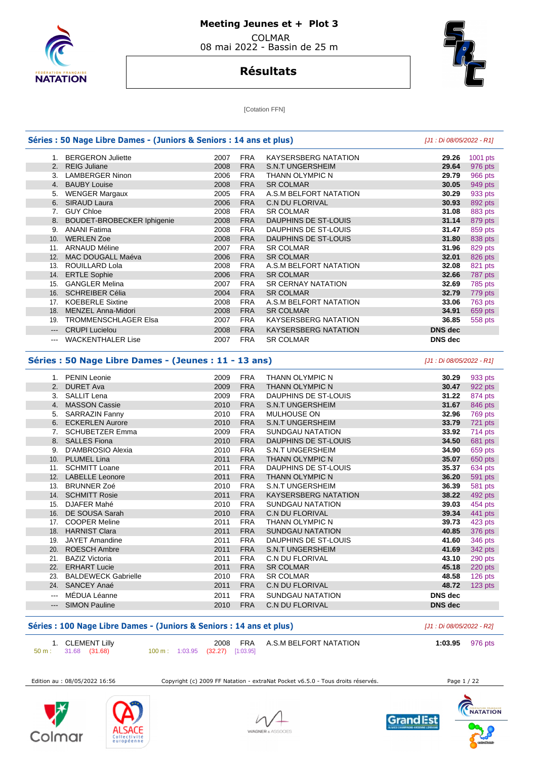# Meeting Jeunes et + Plot 3

COLMAR
08 mai 2022 - Bassin de 25 m

## Résultats

[Cotation FFN]

### Séries : 50 Nage Libre Dames - (Juniors & Seniors : 14 ans et plus)

*[J1 : Di 08/05/2022 - R1]*

| | Nom | Année | Nat. | Club | Temps | Points |
|---|---|---|---|---|---|---|
| 1. | BERGERON Juliette | 2007 | FRA | KAYSERSBERG NATATION | **29.26** | 1001 pts |
| 2. | REIG Juliane | 2008 | FRA | S.N.T UNGERSHEIM | **29.64** | 976 pts |
| 3. | LAMBERGER Ninon | 2006 | FRA | THANN OLYMPIC N | **29.79** | 966 pts |
| 4. | BAUBY Louise | 2008 | FRA | SR COLMAR | **30.05** | 949 pts |
| 5. | WENGER Margaux | 2005 | FRA | A.S.M BELFORT NATATION | **30.29** | 933 pts |
| 6. | SIRAUD Laura | 2006 | FRA | C.N DU FLORIVAL | **30.93** | 892 pts |
| 7. | GUY Chloe | 2008 | FRA | SR COLMAR | **31.08** | 883 pts |
| 8. | BOUDET-BROBECKER Iphigenie | 2008 | FRA | DAUPHINS DE ST-LOUIS | **31.14** | 879 pts |
| 9. | ANANI Fatima | 2008 | FRA | DAUPHINS DE ST-LOUIS | **31.47** | 859 pts |
| 10. | WERLEN Zoe | 2008 | FRA | DAUPHINS DE ST-LOUIS | **31.80** | 838 pts |
| 11. | ARNAUD Méline | 2007 | FRA | SR COLMAR | **31.96** | 829 pts |
| 12. | MAC DOUGALL Maéva | 2006 | FRA | SR COLMAR | **32.01** | 826 pts |
| 13. | ROUILLARD Lola | 2008 | FRA | A.S.M BELFORT NATATION | **32.08** | 821 pts |
| 14. | ERTLE Sophie | 2006 | FRA | SR COLMAR | **32.66** | 787 pts |
| 15. | GANGLER Melina | 2007 | FRA | SR CERNAY NATATION | **32.69** | 785 pts |
| 16. | SCHREIBER Célia | 2004 | FRA | SR COLMAR | **32.79** | 779 pts |
| 17. | KOEBERLE Sixtine | 2008 | FRA | A.S.M BELFORT NATATION | **33.06** | 763 pts |
| 18. | MENZEL Anna-Midori | 2008 | FRA | SR COLMAR | **34.91** | 659 pts |
| 19. | TROMMENSCHLAGER Elsa | 2007 | FRA | KAYSERSBERG NATATION | **36.85** | 558 pts |
| --- | CRUPI Lucielou | 2008 | FRA | KAYSERSBERG NATATION | **DNS dec** | |
| --- | WACKENTHALER Lise | 2007 | FRA | SR COLMAR | **DNS dec** | |

### Séries : 50 Nage Libre Dames - (Jeunes : 11 - 13 ans)

*[J1 : Di 08/05/2022 - R1]*

| | Nom | Année | Nat. | Club | Temps | Points |
|---|---|---|---|---|---|---|
| 1. | PENIN Leonie | 2009 | FRA | THANN OLYMPIC N | **30.29** | 933 pts |
| 2. | DURET Ava | 2009 | FRA | THANN OLYMPIC N | **30.47** | 922 pts |
| 3. | SALLIT Lena | 2009 | FRA | DAUPHINS DE ST-LOUIS | **31.22** | 874 pts |
| 4. | MASSON Cassie | 2010 | FRA | S.N.T UNGERSHEIM | **31.67** | 846 pts |
| 5. | SARRAZIN Fanny | 2010 | FRA | MULHOUSE ON | **32.96** | 769 pts |
| 6. | ECKERLEN Aurore | 2010 | FRA | S.N.T UNGERSHEIM | **33.79** | 721 pts |
| 7. | SCHUBETZER Emma | 2009 | FRA | SUNDGAU NATATION | **33.92** | 714 pts |
| 8. | SALLES Fiona | 2010 | FRA | DAUPHINS DE ST-LOUIS | **34.50** | 681 pts |
| 9. | D'AMBROSIO Alexia | 2010 | FRA | S.N.T UNGERSHEIM | **34.90** | 659 pts |
| 10. | PLUMEL Lina | 2011 | FRA | THANN OLYMPIC N | **35.07** | 650 pts |
| 11. | SCHMITT Loane | 2011 | FRA | DAUPHINS DE ST-LOUIS | **35.37** | 634 pts |
| 12. | LABELLE Leonore | 2011 | FRA | THANN OLYMPIC N | **36.20** | 591 pts |
| 13. | BRUNNER Zoé | 2010 | FRA | S.N.T UNGERSHEIM | **36.39** | 581 pts |
| 14. | SCHMITT Rosie | 2011 | FRA | KAYSERSBERG NATATION | **38.22** | 492 pts |
| 15. | DJAFER Mahé | 2010 | FRA | SUNDGAU NATATION | **39.03** | 454 pts |
| 16. | DE SOUSA Sarah | 2010 | FRA | C.N DU FLORIVAL | **39.34** | 441 pts |
| 17. | COOPER Meline | 2011 | FRA | THANN OLYMPIC N | **39.73** | 423 pts |
| 18. | HARNIST Clara | 2011 | FRA | SUNDGAU NATATION | **40.85** | 376 pts |
| 19. | JAYET Amandine | 2011 | FRA | DAUPHINS DE ST-LOUIS | **41.60** | 346 pts |
| 20. | ROESCH Ambre | 2011 | FRA | S.N.T UNGERSHEIM | **41.69** | 342 pts |
| 21. | BAZIZ Victoria | 2011 | FRA | C.N DU FLORIVAL | **43.10** | 290 pts |
| 22. | ERHART Lucie | 2011 | FRA | SR COLMAR | **45.18** | 220 pts |
| 23. | BALDEWECK Gabrielle | 2010 | FRA | SR COLMAR | **48.58** | 126 pts |
| 24. | SANCEY Anaé | 2011 | FRA | C.N DU FLORIVAL | **48.72** | 123 pts |
| --- | MÉDUA Léanne | 2011 | FRA | SUNDGAU NATATION | **DNS dec** | |
| --- | SIMON Pauline | 2010 | FRA | C.N DU FLORIVAL | **DNS dec** | |

### Séries : 100 Nage Libre Dames - (Juniors & Seniors : 14 ans et plus)

*[J1 : Di 08/05/2022 - R2]*

| | Nom | Année | Nat. | Club | Temps | Points |
|---|---|---|---|---|---|---|
| 1. | CLEMENT Lilly | 2008 | FRA | A.S.M BELFORT NATATION | **1:03.95** | 976 pts |

50 m : 31.68 (31.68) 100 m : 1:03.95 (32.27) [1:03.95]

Edition au : 08/05/2022 16:56 — Copyright (c) 2009 FF Natation - extraNat Pocket v6.5.0 - Tous droits réservés.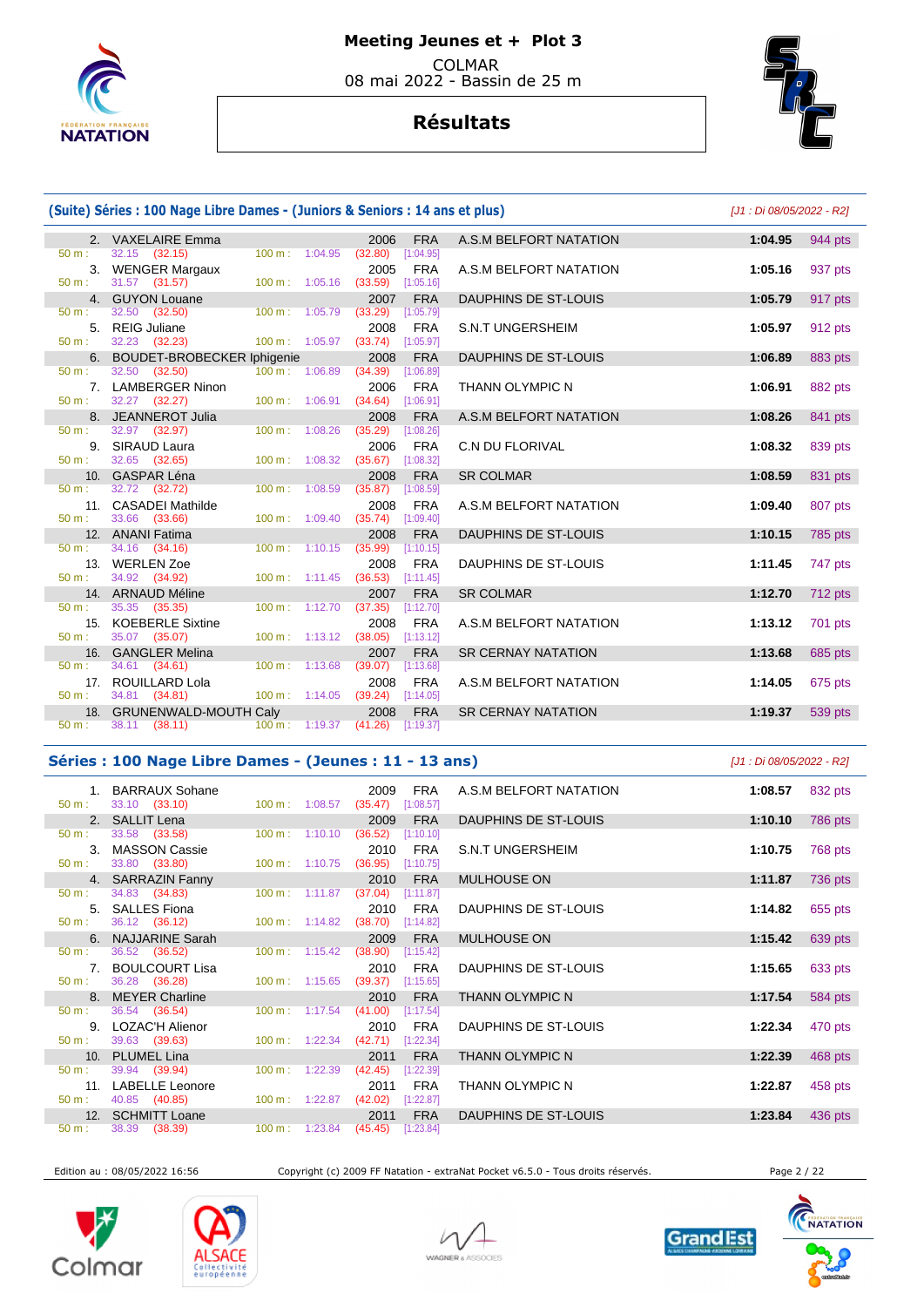# Meeting Jeunes et + Plot 3

COLMAR
08 mai 2022 - Bassin de 25 m

## Résultats

### (Suite) Séries : 100 Nage Libre Dames - (Juniors & Seniors : 14 ans et plus)

*[J1 : Di 08/05/2022 - R2]*

| Rang | Nom | Année | Nat. | Club | Temps | Points |
|---|---|---|---|---|---|---|
| 2. | VAXELAIRE Emma | 2006 | FRA | A.S.M BELFORT NATATION | 1:04.95 | 944 pts |
| | 50 m : 32.15 (32.15) — 100 m : 1:04.95 (32.80) [1:04.95] | | | | | |
| 3. | WENGER Margaux | 2005 | FRA | A.S.M BELFORT NATATION | 1:05.16 | 937 pts |
| | 50 m : 31.57 (31.57) — 100 m : 1:05.16 (33.59) [1:05.16] | | | | | |
| 4. | GUYON Louane | 2007 | FRA | DAUPHINS DE ST-LOUIS | 1:05.79 | 917 pts |
| | 50 m : 32.50 (32.50) — 100 m : 1:05.79 (33.29) [1:05.79] | | | | | |
| 5. | REIG Juliane | 2008 | FRA | S.N.T UNGERSHEIM | 1:05.97 | 912 pts |
| | 50 m : 32.23 (32.23) — 100 m : 1:05.97 (33.74) [1:05.97] | | | | | |
| 6. | BOUDET-BROBECKER Iphigenie | 2008 | FRA | DAUPHINS DE ST-LOUIS | 1:06.89 | 883 pts |
| | 50 m : 32.50 (32.50) — 100 m : 1:06.89 (34.39) [1:06.89] | | | | | |
| 7. | LAMBERGER Ninon | 2006 | FRA | THANN OLYMPIC N | 1:06.91 | 882 pts |
| | 50 m : 32.27 (32.27) — 100 m : 1:06.91 (34.64) [1:06.91] | | | | | |
| 8. | JEANNEROT Julia | 2008 | FRA | A.S.M BELFORT NATATION | 1:08.26 | 841 pts |
| | 50 m : 32.97 (32.97) — 100 m : 1:08.26 (35.29) [1:08.26] | | | | | |
| 9. | SIRAUD Laura | 2006 | FRA | C.N DU FLORIVAL | 1:08.32 | 839 pts |
| | 50 m : 32.65 (32.65) — 100 m : 1:08.32 (35.67) [1:08.32] | | | | | |
| 10. | GASPAR Léna | 2008 | FRA | SR COLMAR | 1:08.59 | 831 pts |
| | 50 m : 32.72 (32.72) — 100 m : 1:08.59 (35.87) [1:08.59] | | | | | |
| 11. | CASADEI Mathilde | 2008 | FRA | A.S.M BELFORT NATATION | 1:09.40 | 807 pts |
| | 50 m : 33.66 (33.66) — 100 m : 1:09.40 (35.74) [1:09.40] | | | | | |
| 12. | ANANI Fatima | 2008 | FRA | DAUPHINS DE ST-LOUIS | 1:10.15 | 785 pts |
| | 50 m : 34.16 (34.16) — 100 m : 1:10.15 (35.99) [1:10.15] | | | | | |
| 13. | WERLEN Zoe | 2008 | FRA | DAUPHINS DE ST-LOUIS | 1:11.45 | 747 pts |
| | 50 m : 34.92 (34.92) — 100 m : 1:11.45 (36.53) [1:11.45] | | | | | |
| 14. | ARNAUD Méline | 2007 | FRA | SR COLMAR | 1:12.70 | 712 pts |
| | 50 m : 35.35 (35.35) — 100 m : 1:12.70 (37.35) [1:12.70] | | | | | |
| 15. | KOEBERLE Sixtine | 2008 | FRA | A.S.M BELFORT NATATION | 1:13.12 | 701 pts |
| | 50 m : 35.07 (35.07) — 100 m : 1:13.12 (38.05) [1:13.12] | | | | | |
| 16. | GANGLER Melina | 2007 | FRA | SR CERNAY NATATION | 1:13.68 | 685 pts |
| | 50 m : 34.61 (34.61) — 100 m : 1:13.68 (39.07) [1:13.68] | | | | | |
| 17. | ROUILLARD Lola | 2008 | FRA | A.S.M BELFORT NATATION | 1:14.05 | 675 pts |
| | 50 m : 34.81 (34.81) — 100 m : 1:14.05 (39.24) [1:14.05] | | | | | |
| 18. | GRUNENWALD-MOUTH Caly | 2008 | FRA | SR CERNAY NATATION | 1:19.37 | 539 pts |
| | 50 m : 38.11 (38.11) — 100 m : 1:19.37 (41.26) [1:19.37] | | | | | |

### Séries : 100 Nage Libre Dames - (Jeunes : 11 - 13 ans)

*[J1 : Di 08/05/2022 - R2]*

| Rang | Nom | Année | Nat. | Club | Temps | Points |
|---|---|---|---|---|---|---|
| 1. | BARRAUX Sohane | 2009 | FRA | A.S.M BELFORT NATATION | 1:08.57 | 832 pts |
| | 50 m : 33.10 (33.10) — 100 m : 1:08.57 (35.47) [1:08.57] | | | | | |
| 2. | SALLIT Lena | 2009 | FRA | DAUPHINS DE ST-LOUIS | 1:10.10 | 786 pts |
| | 50 m : 33.58 (33.58) — 100 m : 1:10.10 (36.52) [1:10.10] | | | | | |
| 3. | MASSON Cassie | 2010 | FRA | S.N.T UNGERSHEIM | 1:10.75 | 768 pts |
| | 50 m : 33.80 (33.80) — 100 m : 1:10.75 (36.95) [1:10.75] | | | | | |
| 4. | SARRAZIN Fanny | 2010 | FRA | MULHOUSE ON | 1:11.87 | 736 pts |
| | 50 m : 34.83 (34.83) — 100 m : 1:11.87 (37.04) [1:11.87] | | | | | |
| 5. | SALLES Fiona | 2010 | FRA | DAUPHINS DE ST-LOUIS | 1:14.82 | 655 pts |
| | 50 m : 36.12 (36.12) — 100 m : 1:14.82 (38.70) [1:14.82] | | | | | |
| 6. | NAJJARINE Sarah | 2009 | FRA | MULHOUSE ON | 1:15.42 | 639 pts |
| | 50 m : 36.52 (36.52) — 100 m : 1:15.42 (38.90) [1:15.42] | | | | | |
| 7. | BOULCOURT Lisa | 2010 | FRA | DAUPHINS DE ST-LOUIS | 1:15.65 | 633 pts |
| | 50 m : 36.28 (36.28) — 100 m : 1:15.65 (39.37) [1:15.65] | | | | | |
| 8. | MEYER Charline | 2010 | FRA | THANN OLYMPIC N | 1:17.54 | 584 pts |
| | 50 m : 36.54 (36.54) — 100 m : 1:17.54 (41.00) [1:17.54] | | | | | |
| 9. | LOZAC'H Alienor | 2010 | FRA | DAUPHINS DE ST-LOUIS | 1:22.34 | 470 pts |
| | 50 m : 39.63 (39.63) — 100 m : 1:22.34 (42.71) [1:22.34] | | | | | |
| 10. | PLUMEL Lina | 2011 | FRA | THANN OLYMPIC N | 1:22.39 | 468 pts |
| | 50 m : 39.94 (39.94) — 100 m : 1:22.39 (42.45) [1:22.39] | | | | | |
| 11. | LABELLE Leonore | 2011 | FRA | THANN OLYMPIC N | 1:22.87 | 458 pts |
| | 50 m : 40.85 (40.85) — 100 m : 1:22.87 (42.02) [1:22.87] | | | | | |
| 12. | SCHMITT Loane | 2011 | FRA | DAUPHINS DE ST-LOUIS | 1:23.84 | 436 pts |
| | 50 m : 38.39 (38.39) — 100 m : 1:23.84 (45.45) [1:23.84] | | | | | |

Edition au : 08/05/2022 16:56 — Copyright (c) 2009 FF Natation - extraNat Pocket v6.5.0 - Tous droits réservés.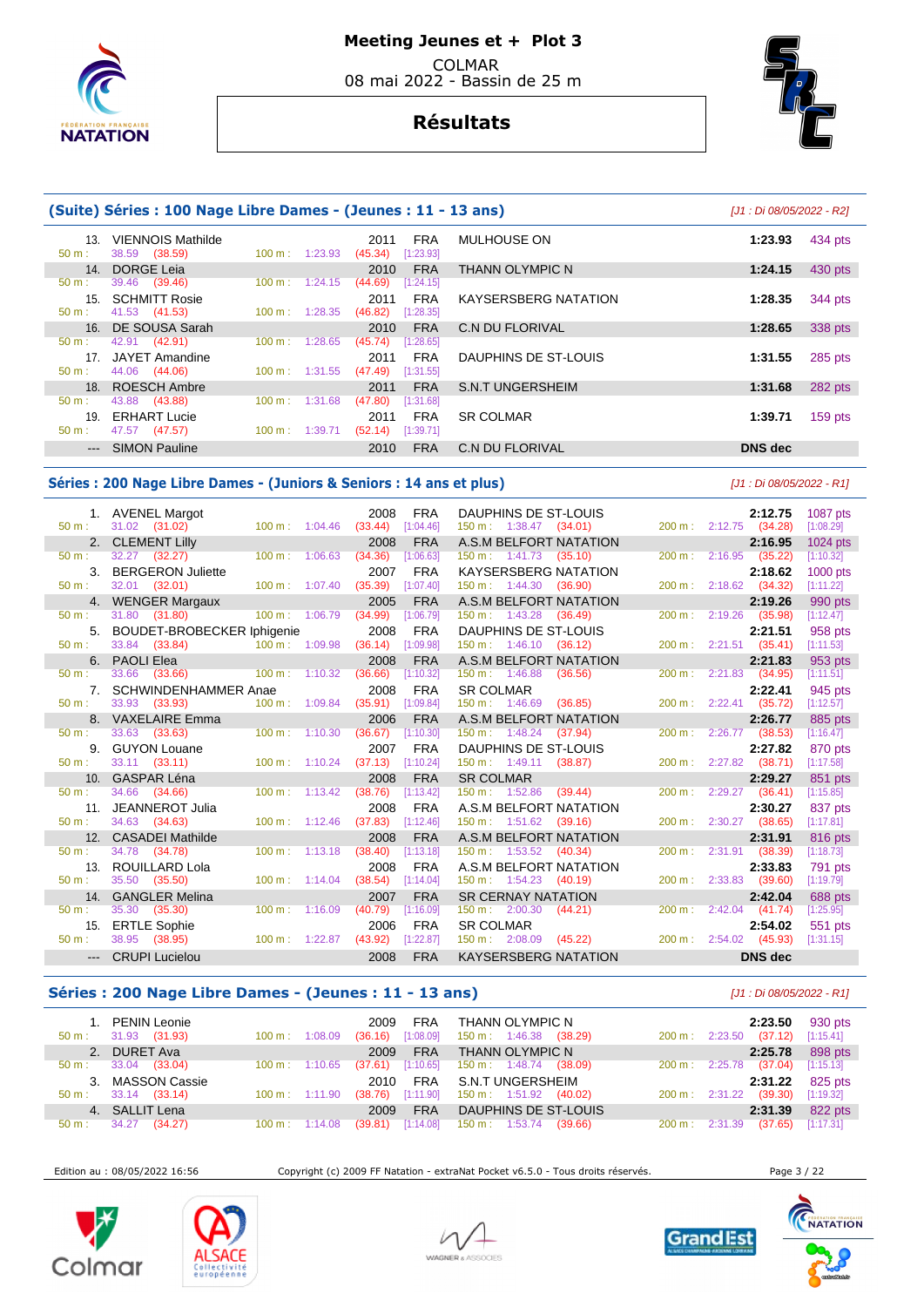# Meeting Jeunes et + Plot 3

COLMAR
08 mai 2022 - Bassin de 25 m

## Résultats

### (Suite) Séries : 100 Nage Libre Dames - (Jeunes : 11 - 13 ans)

*[J1 : Di 08/05/2022 - R2]*

| Rang | Nom | Année | Nat. | Club | Temps | Points |
|---|---|---|---|---|---|---|
| 13. | VIENNOIS Mathilde | 2011 | FRA | MULHOUSE ON | 1:23.93 | 434 pts |
| | 50 m : 38.59 (38.59) — 100 m : 1:23.93 (45.34) [1:23.93] | | | | | |
| 14. | DORGE Leia | 2010 | FRA | THANN OLYMPIC N | 1:24.15 | 430 pts |
| | 50 m : 39.46 (39.46) — 100 m : 1:24.15 (44.69) [1:24.15] | | | | | |
| 15. | SCHMITT Rosie | 2011 | FRA | KAYSERSBERG NATATION | 1:28.35 | 344 pts |
| | 50 m : 41.53 (41.53) — 100 m : 1:28.35 (46.82) [1:28.35] | | | | | |
| 16. | DE SOUSA Sarah | 2010 | FRA | C.N DU FLORIVAL | 1:28.65 | 338 pts |
| | 50 m : 42.91 (42.91) — 100 m : 1:28.65 (45.74) [1:28.65] | | | | | |
| 17. | JAYET Amandine | 2011 | FRA | DAUPHINS DE ST-LOUIS | 1:31.55 | 285 pts |
| | 50 m : 44.06 (44.06) — 100 m : 1:31.55 (47.49) [1:31.55] | | | | | |
| 18. | ROESCH Ambre | 2011 | FRA | S.N.T UNGERSHEIM | 1:31.68 | 282 pts |
| | 50 m : 43.88 (43.88) — 100 m : 1:31.68 (47.80) [1:31.68] | | | | | |
| 19. | ERHART Lucie | 2011 | FRA | SR COLMAR | 1:39.71 | 159 pts |
| | 50 m : 47.57 (47.57) — 100 m : 1:39.71 (52.14) [1:39.71] | | | | | |
| --- | SIMON Pauline | 2010 | FRA | C.N DU FLORIVAL | DNS dec | |

### Séries : 200 Nage Libre Dames - (Juniors & Seniors : 14 ans et plus)

*[J1 : Di 08/05/2022 - R1]*

| Rang | Nom | Année | Nat. | Club | Temps | Points |
|---|---|---|---|---|---|---|
| 1. | AVENEL Margot | 2008 | FRA | DAUPHINS DE ST-LOUIS | 2:12.75 | 1087 pts |
| | 50 m : 31.02 (31.02) — 100 m : 1:04.46 (33.44) [1:04.46] — 150 m : 1:38.47 (34.01) — 200 m : 2:12.75 (34.28) [1:08.29] | | | | | |
| 2. | CLEMENT Lilly | 2008 | FRA | A.S.M BELFORT NATATION | 2:16.95 | 1024 pts |
| | 50 m : 32.27 (32.27) — 100 m : 1:06.63 (34.36) [1:06.63] — 150 m : 1:41.73 (35.10) — 200 m : 2:16.95 (35.22) [1:10.32] | | | | | |
| 3. | BERGERON Juliette | 2007 | FRA | KAYSERSBERG NATATION | 2:18.62 | 1000 pts |
| | 50 m : 32.01 (32.01) — 100 m : 1:07.40 (35.39) [1:07.40] — 150 m : 1:44.30 (36.90) — 200 m : 2:18.62 (34.32) [1:11.22] | | | | | |
| 4. | WENGER Margaux | 2005 | FRA | A.S.M BELFORT NATATION | 2:19.26 | 990 pts |
| | 50 m : 31.80 (31.80) — 100 m : 1:06.79 (34.99) [1:06.79] — 150 m : 1:43.28 (36.49) — 200 m : 2:19.26 (35.98) [1:12.47] | | | | | |
| 5. | BOUDET-BROBECKER Iphigenie | 2008 | FRA | DAUPHINS DE ST-LOUIS | 2:21.51 | 958 pts |
| | 50 m : 33.84 (33.84) — 100 m : 1:09.98 (36.14) [1:09.98] — 150 m : 1:46.10 (36.12) — 200 m : 2:21.51 (35.41) [1:11.53] | | | | | |
| 6. | PAOLI Elea | 2008 | FRA | A.S.M BELFORT NATATION | 2:21.83 | 953 pts |
| | 50 m : 33.66 (33.66) — 100 m : 1:10.32 (36.66) [1:10.32] — 150 m : 1:46.88 (36.56) — 200 m : 2:21.83 (34.95) [1:11.51] | | | | | |
| 7. | SCHWINDENHAMMER Anae | 2008 | FRA | SR COLMAR | 2:22.41 | 945 pts |
| | 50 m : 33.93 (33.93) — 100 m : 1:09.84 (35.91) [1:09.84] — 150 m : 1:46.69 (36.85) — 200 m : 2:22.41 (35.72) [1:12.57] | | | | | |
| 8. | VAXELAIRE Emma | 2006 | FRA | A.S.M BELFORT NATATION | 2:26.77 | 885 pts |
| | 50 m : 33.63 (33.63) — 100 m : 1:10.30 (36.67) [1:10.30] — 150 m : 1:48.24 (37.94) — 200 m : 2:26.77 (38.53) [1:16.47] | | | | | |
| 9. | GUYON Louane | 2007 | FRA | DAUPHINS DE ST-LOUIS | 2:27.82 | 870 pts |
| | 50 m : 33.11 (33.11) — 100 m : 1:10.24 (37.13) [1:10.24] — 150 m : 1:49.11 (38.87) — 200 m : 2:27.82 (38.71) [1:17.58] | | | | | |
| 10. | GASPAR Léna | 2008 | FRA | SR COLMAR | 2:29.27 | 851 pts |
| | 50 m : 34.66 (34.66) — 100 m : 1:13.42 (38.76) [1:13.42] — 150 m : 1:52.86 (39.44) — 200 m : 2:29.27 (36.41) [1:15.85] | | | | | |
| 11. | JEANNEROT Julia | 2008 | FRA | A.S.M BELFORT NATATION | 2:30.27 | 837 pts |
| | 50 m : 34.63 (34.63) — 100 m : 1:12.46 (37.83) [1:12.46] — 150 m : 1:51.62 (39.16) — 200 m : 2:30.27 (38.65) [1:17.81] | | | | | |
| 12. | CASADEI Mathilde | 2008 | FRA | A.S.M BELFORT NATATION | 2:31.91 | 816 pts |
| | 50 m : 34.78 (34.78) — 100 m : 1:13.18 (38.40) [1:13.18] — 150 m : 1:53.52 (40.34) — 200 m : 2:31.91 (38.39) [1:18.73] | | | | | |
| 13. | ROUILLARD Lola | 2008 | FRA | A.S.M BELFORT NATATION | 2:33.83 | 791 pts |
| | 50 m : 35.50 (35.50) — 100 m : 1:14.04 (38.54) [1:14.04] — 150 m : 1:54.23 (40.19) — 200 m : 2:33.83 (39.60) [1:19.79] | | | | | |
| 14. | GANGLER Melina | 2007 | FRA | SR CERNAY NATATION | 2:42.04 | 688 pts |
| | 50 m : 35.30 (35.30) — 100 m : 1:16.09 (40.79) [1:16.09] — 150 m : 2:00.30 (44.21) — 200 m : 2:42.04 (41.74) [1:25.95] | | | | | |
| 15. | ERTLE Sophie | 2006 | FRA | SR COLMAR | 2:54.02 | 551 pts |
| | 50 m : 38.95 (38.95) — 100 m : 1:22.87 (43.92) [1:22.87] — 150 m : 2:08.09 (45.22) — 200 m : 2:54.02 (45.93) [1:31.15] | | | | | |
| --- | CRUPI Lucielou | 2008 | FRA | KAYSERSBERG NATATION | DNS dec | |

### Séries : 200 Nage Libre Dames - (Jeunes : 11 - 13 ans)

*[J1 : Di 08/05/2022 - R1]*

| Rang | Nom | Année | Nat. | Club | Temps | Points |
|---|---|---|---|---|---|---|
| 1. | PENIN Leonie | 2009 | FRA | THANN OLYMPIC N | 2:23.50 | 930 pts |
| | 50 m : 31.93 (31.93) — 100 m : 1:08.09 (36.16) [1:08.09] — 150 m : 1:46.38 (38.29) — 200 m : 2:23.50 (37.12) [1:15.41] | | | | | |
| 2. | DURET Ava | 2009 | FRA | THANN OLYMPIC N | 2:25.78 | 898 pts |
| | 50 m : 33.04 (33.04) — 100 m : 1:10.65 (37.61) [1:10.65] — 150 m : 1:48.74 (38.09) — 200 m : 2:25.78 (37.04) [1:15.13] | | | | | |
| 3. | MASSON Cassie | 2010 | FRA | S.N.T UNGERSHEIM | 2:31.22 | 825 pts |
| | 50 m : 33.14 (33.14) — 100 m : 1:11.90 (38.76) [1:11.90] — 150 m : 1:51.92 (40.02) — 200 m : 2:31.22 (39.30) [1:19.32] | | | | | |
| 4. | SALLIT Lena | 2009 | FRA | DAUPHINS DE ST-LOUIS | 2:31.39 | 822 pts |
| | 50 m : 34.27 (34.27) — 100 m : 1:14.08 (39.81) [1:14.08] — 150 m : 1:53.74 (39.66) — 200 m : 2:31.39 (37.65) [1:17.31] | | | | | |

Edition au : 08/05/2022 16:56 — Copyright (c) 2009 FF Natation - extraNat Pocket v6.5.0 - Tous droits réservés.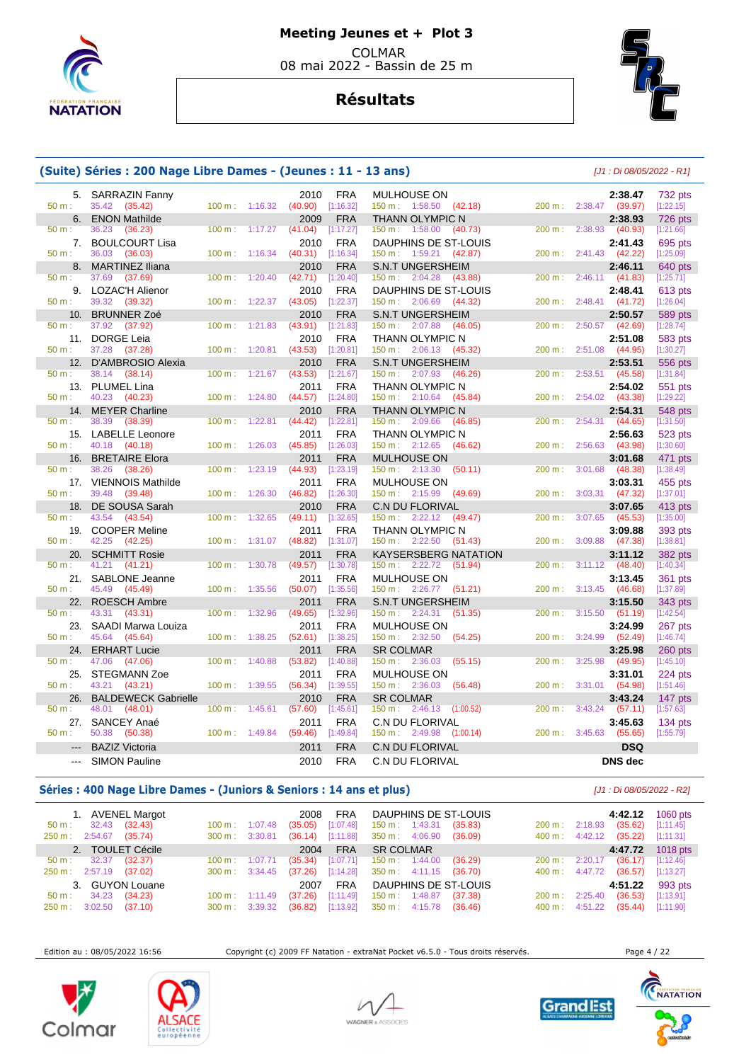# Meeting Jeunes et + Plot 3

COLMAR
08 mai 2022 - Bassin de 25 m

## Résultats

### (Suite) Séries : 200 Nage Libre Dames - (Jeunes : 11 - 13 ans)

[J1 : Di 08/05/2022 - R1]

| Pl. | Nom | Année | Nat. | Club | Temps | Points |
|---|---|---|---|---|---|---|
| 5. | SARRAZIN Fanny | 2010 | FRA | MULHOUSE ON | 2:38.47 | 732 pts |
| | 50 m : 35.42 (35.42) | 100 m : 1:16.32 (40.90) [1:16.32] | | 150 m : 1:58.50 (42.18) | 200 m : 2:38.47 (39.97) | [1:22.15] |
| 6. | ENON Mathilde | 2009 | FRA | THANN OLYMPIC N | 2:38.93 | 726 pts |
| | 50 m : 36.23 (36.23) | 100 m : 1:17.27 (41.04) [1:17.27] | | 150 m : 1:58.00 (40.73) | 200 m : 2:38.93 (40.93) | [1:21.66] |
| 7. | BOULCOURT Lisa | 2010 | FRA | DAUPHINS DE ST-LOUIS | 2:41.43 | 695 pts |
| | 50 m : 36.03 (36.03) | 100 m : 1:16.34 (40.31) [1:16.34] | | 150 m : 1:59.21 (42.87) | 200 m : 2:41.43 (42.22) | [1:25.09] |
| 8. | MARTINEZ Iliana | 2010 | FRA | S.N.T UNGERSHEIM | 2:46.11 | 640 pts |
| | 50 m : 37.69 (37.69) | 100 m : 1:20.40 (42.71) [1:20.40] | | 150 m : 2:04.28 (43.88) | 200 m : 2:46.11 (41.83) | [1:25.71] |
| 9. | LOZAC'H Alienor | 2010 | FRA | DAUPHINS DE ST-LOUIS | 2:48.41 | 613 pts |
| | 50 m : 39.32 (39.32) | 100 m : 1:22.37 (43.05) [1:22.37] | | 150 m : 2:06.69 (44.32) | 200 m : 2:48.41 (41.72) | [1:26.04] |
| 10. | BRUNNER Zoé | 2010 | FRA | S.N.T UNGERSHEIM | 2:50.57 | 589 pts |
| | 50 m : 37.92 (37.92) | 100 m : 1:21.83 (43.91) [1:21.83] | | 150 m : 2:07.88 (46.05) | 200 m : 2:50.57 (42.69) | [1:28.74] |
| 11. | DORGE Leia | 2010 | FRA | THANN OLYMPIC N | 2:51.08 | 583 pts |
| | 50 m : 37.28 (37.28) | 100 m : 1:20.81 (43.53) [1:20.81] | | 150 m : 2:06.13 (45.32) | 200 m : 2:51.08 (44.95) | [1:30.27] |
| 12. | D'AMBROSIO Alexia | 2010 | FRA | S.N.T UNGERSHEIM | 2:53.51 | 556 pts |
| | 50 m : 38.14 (38.14) | 100 m : 1:21.67 (43.53) [1:21.67] | | 150 m : 2:07.93 (46.26) | 200 m : 2:53.51 (45.58) | [1:31.84] |
| 13. | PLUMEL Lina | 2011 | FRA | THANN OLYMPIC N | 2:54.02 | 551 pts |
| | 50 m : 40.23 (40.23) | 100 m : 1:24.80 (44.57) [1:24.80] | | 150 m : 2:10.64 (45.84) | 200 m : 2:54.02 (43.38) | [1:29.22] |
| 14. | MEYER Charline | 2010 | FRA | THANN OLYMPIC N | 2:54.31 | 548 pts |
| | 50 m : 38.39 (38.39) | 100 m : 1:22.81 (44.42) [1:22.81] | | 150 m : 2:09.66 (46.85) | 200 m : 2:54.31 (44.65) | [1:31.50] |
| 15. | LABELLE Leonore | 2011 | FRA | THANN OLYMPIC N | 2:56.63 | 523 pts |
| | 50 m : 40.18 (40.18) | 100 m : 1:26.03 (45.85) [1:26.03] | | 150 m : 2:12.65 (46.62) | 200 m : 2:56.63 (43.98) | [1:30.60] |
| 16. | BRETAIRE Elora | 2011 | FRA | MULHOUSE ON | 3:01.68 | 471 pts |
| | 50 m : 38.26 (38.26) | 100 m : 1:23.19 (44.93) [1:23.19] | | 150 m : 2:13.30 (50.11) | 200 m : 3:01.68 (48.38) | [1:38.49] |
| 17. | VIENNOIS Mathilde | 2011 | FRA | MULHOUSE ON | 3:03.31 | 455 pts |
| | 50 m : 39.48 (39.48) | 100 m : 1:26.30 (46.82) [1:26.30] | | 150 m : 2:15.99 (49.69) | 200 m : 3:03.31 (47.32) | [1:37.01] |
| 18. | DE SOUSA Sarah | 2010 | FRA | C.N DU FLORIVAL | 3:07.65 | 413 pts |
| | 50 m : 43.54 (43.54) | 100 m : 1:32.65 (49.11) [1:32.65] | | 150 m : 2:22.12 (49.47) | 200 m : 3:07.65 (45.53) | [1:35.00] |
| 19. | COOPER Meline | 2011 | FRA | THANN OLYMPIC N | 3:09.88 | 393 pts |
| | 50 m : 42.25 (42.25) | 100 m : 1:31.07 (48.82) [1:31.07] | | 150 m : 2:22.50 (51.43) | 200 m : 3:09.88 (47.38) | [1:38.81] |
| 20. | SCHMITT Rosie | 2011 | FRA | KAYSERSBERG NATATION | 3:11.12 | 382 pts |
| | 50 m : 41.21 (41.21) | 100 m : 1:30.78 (49.57) [1:30.78] | | 150 m : 2:22.72 (51.94) | 200 m : 3:11.12 (48.40) | [1:40.34] |
| 21. | SABLONE Jeanne | 2011 | FRA | MULHOUSE ON | 3:13.45 | 361 pts |
| | 50 m : 45.49 (45.49) | 100 m : 1:35.56 (50.07) [1:35.56] | | 150 m : 2:26.77 (51.21) | 200 m : 3:13.45 (46.68) | [1:37.89] |
| 22. | ROESCH Ambre | 2011 | FRA | S.N.T UNGERSHEIM | 3:15.50 | 343 pts |
| | 50 m : 43.31 (43.31) | 100 m : 1:32.96 (49.65) [1:32.96] | | 150 m : 2:24.31 (51.35) | 200 m : 3:15.50 (51.19) | [1:42.54] |
| 23. | SAADI Marwa Louiza | 2011 | FRA | MULHOUSE ON | 3:24.99 | 267 pts |
| | 50 m : 45.64 (45.64) | 100 m : 1:38.25 (52.61) [1:38.25] | | 150 m : 2:32.50 (54.25) | 200 m : 3:24.99 (52.49) | [1:46.74] |
| 24. | ERHART Lucie | 2011 | FRA | SR COLMAR | 3:25.98 | 260 pts |
| | 50 m : 47.06 (47.06) | 100 m : 1:40.88 (53.82) [1:40.88] | | 150 m : 2:36.03 (55.15) | 200 m : 3:25.98 (49.95) | [1:45.10] |
| 25. | STEGMANN Zoe | 2011 | FRA | MULHOUSE ON | 3:31.01 | 224 pts |
| | 50 m : 43.21 (43.21) | 100 m : 1:39.55 (56.34) [1:39.55] | | 150 m : 2:36.03 (56.48) | 200 m : 3:31.01 (54.98) | [1:51.46] |
| 26. | BALDEWECK Gabrielle | 2010 | FRA | SR COLMAR | 3:43.24 | 147 pts |
| | 50 m : 48.01 (48.01) | 100 m : 1:45.61 (57.60) [1:45.61] | | 150 m : 2:46.13 (1:00.52) | 200 m : 3:43.24 (57.11) | [1:57.63] |
| 27. | SANCEY Anaé | 2011 | FRA | C.N DU FLORIVAL | 3:45.63 | 134 pts |
| | 50 m : 50.38 (50.38) | 100 m : 1:49.84 (59.46) [1:49.84] | | 150 m : 2:49.98 (1:00.14) | 200 m : 3:45.63 (55.65) | [1:55.79] |
| --- | BAZIZ Victoria | 2011 | FRA | C.N DU FLORIVAL | DSQ | |
| --- | SIMON Pauline | 2010 | FRA | C.N DU FLORIVAL | DNS dec | |

### Séries : 400 Nage Libre Dames - (Juniors & Seniors : 14 ans et plus)

[J1 : Di 08/05/2022 - R2]

| Pl. | Nom | Année | Nat. | Club | Temps | Points |
|---|---|---|---|---|---|---|
| 1. | AVENEL Margot | 2008 | FRA | DAUPHINS DE ST-LOUIS | 4:42.12 | 1060 pts |
| | 50 m : 32.43 (32.43) | 100 m : 1:07.48 (35.05) [1:07.48] | | 150 m : 1:43.31 (35.83) | 200 m : 2:18.93 (35.62) | [1:11.45] |
| | 250 m : 2:54.67 (35.74) | 300 m : 3:30.81 (36.14) [1:11.88] | | 350 m : 4:06.90 (36.09) | 400 m : 4:42.12 (35.22) | [1:11.31] |
| 2. | TOULET Cécile | 2004 | FRA | SR COLMAR | 4:47.72 | 1018 pts |
| | 50 m : 32.37 (32.37) | 100 m : 1:07.71 (35.34) [1:07.71] | | 150 m : 1:44.00 (36.29) | 200 m : 2:20.17 (36.17) | [1:12.46] |
| | 250 m : 2:57.19 (37.02) | 300 m : 3:34.45 (37.26) [1:14.28] | | 350 m : 4:11.15 (36.70) | 400 m : 4:47.72 (36.57) | [1:13.27] |
| 3. | GUYON Louane | 2007 | FRA | DAUPHINS DE ST-LOUIS | 4:51.22 | 993 pts |
| | 50 m : 34.23 (34.23) | 100 m : 1:11.49 (37.26) [1:11.49] | | 150 m : 1:48.87 (37.38) | 200 m : 2:25.40 (36.53) | [1:13.91] |
| | 250 m : 3:02.50 (37.10) | 300 m : 3:39.32 (36.82) [1:13.92] | | 350 m : 4:15.78 (36.46) | 400 m : 4:51.22 (35.44) | [1:11.90] |

Edition au : 08/05/2022 16:56 — Copyright (c) 2009 FF Natation - extraNat Pocket v6.5.0 - Tous droits réservés.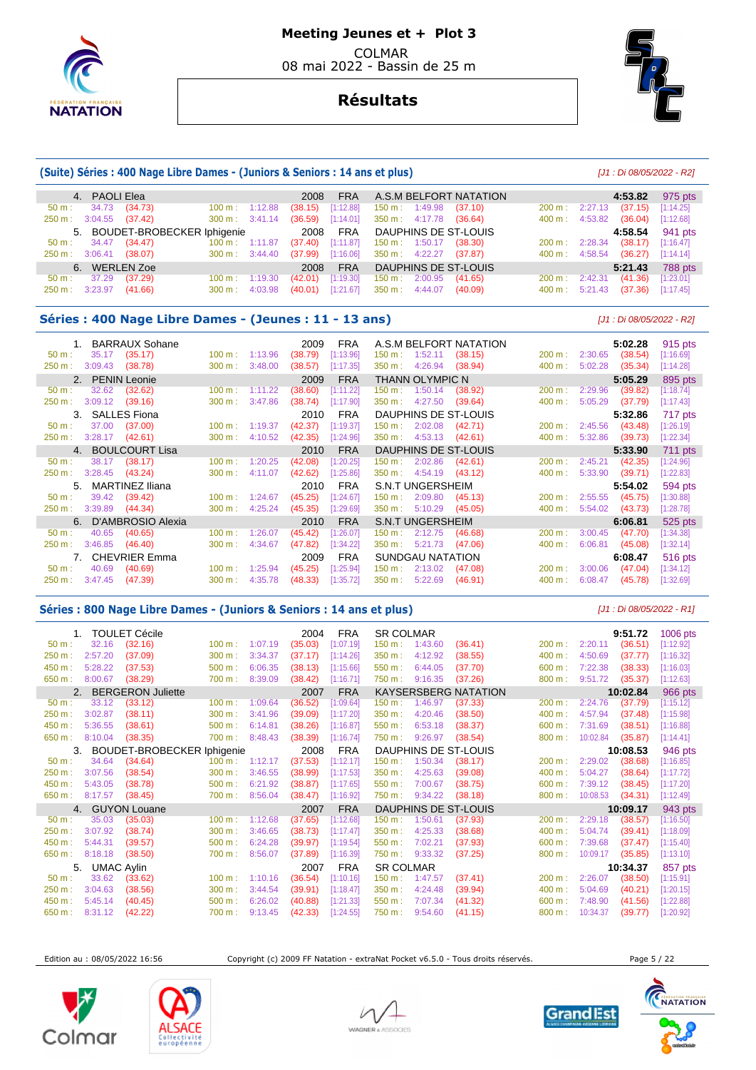# Meeting Jeunes et + Plot 3

COLMAR
08 mai 2022 - Bassin de 25 m

## Résultats

### (Suite) Séries : 400 Nage Libre Dames - (Juniors & Seniors : 14 ans et plus)

*[J1 : Di 08/05/2022 - R2]*

4. PAOLI Elea — 2008 — FRA — A.S.M BELFORT NATATION — 4:53.82 — 975 pts

| | | | | | | | | | | | | | |
|---|---|---|---|---|---|---|---|---|---|---|---|---|---|
| 50 m : | 34.73 | (34.73) | 100 m : | 1:12.88 | (38.15) | [1:12.88] | 150 m : | 1:49.98 | (37.10) | 200 m : | 2:27.13 | (37.15) | [1:14.25] |
| 250 m : | 3:04.55 | (37.42) | 300 m : | 3:41.14 | (36.59) | [1:14.01] | 350 m : | 4:17.78 | (36.64) | 400 m : | 4:53.82 | (36.04) | [1:12.68] |

5. BOUDET-BROBECKER Iphigenie — 2008 — FRA — DAUPHINS DE ST-LOUIS — 4:58.54 — 941 pts

| | | | | | | | | | | | | | |
|---|---|---|---|---|---|---|---|---|---|---|---|---|---|
| 50 m : | 34.47 | (34.47) | 100 m : | 1:11.87 | (37.40) | [1:11.87] | 150 m : | 1:50.17 | (38.30) | 200 m : | 2:28.34 | (38.17) | [1:16.47] |
| 250 m : | 3:06.41 | (38.07) | 300 m : | 3:44.40 | (37.99) | [1:16.06] | 350 m : | 4:22.27 | (37.87) | 400 m : | 4:58.54 | (36.27) | [1:14.14] |

6. WERLEN Zoe — 2008 — FRA — DAUPHINS DE ST-LOUIS — 5:21.43 — 788 pts

| | | | | | | | | | | | | | |
|---|---|---|---|---|---|---|---|---|---|---|---|---|---|
| 50 m : | 37.29 | (37.29) | 100 m : | 1:19.30 | (42.01) | [1:19.30] | 150 m : | 2:00.95 | (41.65) | 200 m : | 2:42.31 | (41.36) | [1:23.01] |
| 250 m : | 3:23.97 | (41.66) | 300 m : | 4:03.98 | (40.01) | [1:21.67] | 350 m : | 4:44.07 | (40.09) | 400 m : | 5:21.43 | (37.36) | [1:17.45] |

### Séries : 400 Nage Libre Dames - (Jeunes : 11 - 13 ans)

*[J1 : Di 08/05/2022 - R2]*

1. BARRAUX Sohane — 2009 — FRA — A.S.M BELFORT NATATION — 5:02.28 — 915 pts

| | | | | | | | | | | | | | |
|---|---|---|---|---|---|---|---|---|---|---|---|---|---|
| 50 m : | 35.17 | (35.17) | 100 m : | 1:13.96 | (38.79) | [1:13.96] | 150 m : | 1:52.11 | (38.15) | 200 m : | 2:30.65 | (38.54) | [1:16.69] |
| 250 m : | 3:09.43 | (38.78) | 300 m : | 3:48.00 | (38.57) | [1:17.35] | 350 m : | 4:26.94 | (38.94) | 400 m : | 5:02.28 | (35.34) | [1:14.28] |

2. PENIN Leonie — 2009 — FRA — THANN OLYMPIC N — 5:05.29 — 895 pts

| | | | | | | | | | | | | | |
|---|---|---|---|---|---|---|---|---|---|---|---|---|---|
| 50 m : | 32.62 | (32.62) | 100 m : | 1:11.22 | (38.60) | [1:11.22] | 150 m : | 1:50.14 | (38.92) | 200 m : | 2:29.96 | (39.82) | [1:18.74] |
| 250 m : | 3:09.12 | (39.16) | 300 m : | 3:47.86 | (38.74) | [1:17.90] | 350 m : | 4:27.50 | (39.64) | 400 m : | 5:05.29 | (37.79) | [1:17.43] |

3. SALLES Fiona — 2010 — FRA — DAUPHINS DE ST-LOUIS — 5:32.86 — 717 pts

| | | | | | | | | | | | | | |
|---|---|---|---|---|---|---|---|---|---|---|---|---|---|
| 50 m : | 37.00 | (37.00) | 100 m : | 1:19.37 | (42.37) | [1:19.37] | 150 m : | 2:02.08 | (42.71) | 200 m : | 2:45.56 | (43.48) | [1:26.19] |
| 250 m : | 3:28.17 | (42.61) | 300 m : | 4:10.52 | (42.35) | [1:24.96] | 350 m : | 4:53.13 | (42.61) | 400 m : | 5:32.86 | (39.73) | [1:22.34] |

4. BOULCOURT Lisa — 2010 — FRA — DAUPHINS DE ST-LOUIS — 5:33.90 — 711 pts

| | | | | | | | | | | | | | |
|---|---|---|---|---|---|---|---|---|---|---|---|---|---|
| 50 m : | 38.17 | (38.17) | 100 m : | 1:20.25 | (42.08) | [1:20.25] | 150 m : | 2:02.86 | (42.61) | 200 m : | 2:45.21 | (42.35) | [1:24.96] |
| 250 m : | 3:28.45 | (43.24) | 300 m : | 4:11.07 | (42.62) | [1:25.86] | 350 m : | 4:54.19 | (43.12) | 400 m : | 5:33.90 | (39.71) | [1:22.83] |

5. MARTINEZ Iliana — 2010 — FRA — S.N.T UNGERSHEIM — 5:54.02 — 594 pts

| | | | | | | | | | | | | | |
|---|---|---|---|---|---|---|---|---|---|---|---|---|---|
| 50 m : | 39.42 | (39.42) | 100 m : | 1:24.67 | (45.25) | [1:24.67] | 150 m : | 2:09.80 | (45.13) | 200 m : | 2:55.55 | (45.75) | [1:30.88] |
| 250 m : | 3:39.89 | (44.34) | 300 m : | 4:25.24 | (45.35) | [1:29.69] | 350 m : | 5:10.29 | (45.05) | 400 m : | 5:54.02 | (43.73) | [1:28.78] |

6. D'AMBROSIO Alexia — 2010 — FRA — S.N.T UNGERSHEIM — 6:06.81 — 525 pts

| | | | | | | | | | | | | | |
|---|---|---|---|---|---|---|---|---|---|---|---|---|---|
| 50 m : | 40.65 | (40.65) | 100 m : | 1:26.07 | (45.42) | [1:26.07] | 150 m : | 2:12.75 | (46.68) | 200 m : | 3:00.45 | (47.70) | [1:34.38] |
| 250 m : | 3:46.85 | (46.40) | 300 m : | 4:34.67 | (47.82) | [1:34.22] | 350 m : | 5:21.73 | (47.06) | 400 m : | 6:06.81 | (45.08) | [1:32.14] |

7. CHEVRIER Emma — 2009 — FRA — SUNDGAU NATATION — 6:08.47 — 516 pts

| | | | | | | | | | | | | | |
|---|---|---|---|---|---|---|---|---|---|---|---|---|---|
| 50 m : | 40.69 | (40.69) | 100 m : | 1:25.94 | (45.25) | [1:25.94] | 150 m : | 2:13.02 | (47.08) | 200 m : | 3:00.06 | (47.04) | [1:34.12] |
| 250 m : | 3:47.45 | (47.39) | 300 m : | 4:35.78 | (48.33) | [1:35.72] | 350 m : | 5:22.69 | (46.91) | 400 m : | 6:08.47 | (45.78) | [1:32.69] |

### Séries : 800 Nage Libre Dames - (Juniors & Seniors : 14 ans et plus)

*[J1 : Di 08/05/2022 - R1]*

1. TOULET Cécile — 2004 — FRA — SR COLMAR — 9:51.72 — 1006 pts

| | | | | | | | | | | | | | |
|---|---|---|---|---|---|---|---|---|---|---|---|---|---|
| 50 m : | 32.16 | (32.16) | 100 m : | 1:07.19 | (35.03) | [1:07.19] | 150 m : | 1:43.60 | (36.41) | 200 m : | 2:20.11 | (36.51) | [1:12.92] |
| 250 m : | 2:57.20 | (37.09) | 300 m : | 3:34.37 | (37.17) | [1:14.26] | 350 m : | 4:12.92 | (38.55) | 400 m : | 4:50.69 | (37.77) | [1:16.32] |
| 450 m : | 5:28.22 | (37.53) | 500 m : | 6:06.35 | (38.13) | [1:15.66] | 550 m : | 6:44.05 | (37.70) | 600 m : | 7:22.38 | (38.33) | [1:16.03] |
| 650 m : | 8:00.67 | (38.29) | 700 m : | 8:39.09 | (38.42) | [1:16.71] | 750 m : | 9:16.35 | (37.26) | 800 m : | 9:51.72 | (35.37) | [1:12.63] |

2. BERGERON Juliette — 2007 — FRA — KAYSERSBERG NATATION — 10:02.84 — 966 pts

| | | | | | | | | | | | | | |
|---|---|---|---|---|---|---|---|---|---|---|---|---|---|
| 50 m : | 33.12 | (33.12) | 100 m : | 1:09.64 | (36.52) | [1:09.64] | 150 m : | 1:46.97 | (37.33) | 200 m : | 2:24.76 | (37.79) | [1:15.12] |
| 250 m : | 3:02.87 | (38.11) | 300 m : | 3:41.96 | (39.09) | [1:17.20] | 350 m : | 4:20.46 | (38.50) | 400 m : | 4:57.94 | (37.48) | [1:15.98] |
| 450 m : | 5:36.55 | (38.61) | 500 m : | 6:14.81 | (38.26) | [1:16.87] | 550 m : | 6:53.18 | (38.37) | 600 m : | 7:31.69 | (38.51) | [1:16.88] |
| 650 m : | 8:10.04 | (38.35) | 700 m : | 8:48.43 | (38.39) | [1:16.74] | 750 m : | 9:26.97 | (38.54) | 800 m : | 10:02.84 | (35.87) | [1:14.41] |

3. BOUDET-BROBECKER Iphigenie — 2008 — FRA — DAUPHINS DE ST-LOUIS — 10:08.53 — 946 pts

| | | | | | | | | | | | | | |
|---|---|---|---|---|---|---|---|---|---|---|---|---|---|
| 50 m : | 34.64 | (34.64) | 100 m : | 1:12.17 | (37.53) | [1:12.17] | 150 m : | 1:50.34 | (38.17) | 200 m : | 2:29.02 | (38.68) | [1:16.85] |
| 250 m : | 3:07.56 | (38.54) | 300 m : | 3:46.55 | (38.99) | [1:17.53] | 350 m : | 4:25.63 | (39.08) | 400 m : | 5:04.27 | (38.64) | [1:17.72] |
| 450 m : | 5:43.05 | (38.78) | 500 m : | 6:21.92 | (38.87) | [1:17.65] | 550 m : | 7:00.67 | (38.75) | 600 m : | 7:39.12 | (38.45) | [1:17.20] |
| 650 m : | 8:17.57 | (38.45) | 700 m : | 8:56.04 | (38.47) | [1:16.92] | 750 m : | 9:34.22 | (38.18) | 800 m : | 10:08.53 | (34.31) | [1:12.49] |

4. GUYON Louane — 2007 — FRA — DAUPHINS DE ST-LOUIS — 10:09.17 — 943 pts

| | | | | | | | | | | | | | |
|---|---|---|---|---|---|---|---|---|---|---|---|---|---|
| 50 m : | 35.03 | (35.03) | 100 m : | 1:12.68 | (37.65) | [1:12.68] | 150 m : | 1:50.61 | (37.93) | 200 m : | 2:29.18 | (38.57) | [1:16.50] |
| 250 m : | 3:07.92 | (38.74) | 300 m : | 3:46.65 | (38.73) | [1:17.47] | 350 m : | 4:25.33 | (38.68) | 400 m : | 5:04.74 | (39.41) | [1:18.09] |
| 450 m : | 5:44.31 | (39.57) | 500 m : | 6:24.28 | (39.97) | [1:19.54] | 550 m : | 7:02.21 | (37.93) | 600 m : | 7:39.68 | (37.47) | [1:15.40] |
| 650 m : | 8:18.18 | (38.50) | 700 m : | 8:56.07 | (37.89) | [1:16.39] | 750 m : | 9:33.32 | (37.25) | 800 m : | 10:09.17 | (35.85) | [1:13.10] |

5. UMAC Aylin — 2007 — FRA — SR COLMAR — 10:34.37 — 857 pts

| | | | | | | | | | | | | | |
|---|---|---|---|---|---|---|---|---|---|---|---|---|---|
| 50 m : | 33.62 | (33.62) | 100 m : | 1:10.16 | (36.54) | [1:10.16] | 150 m : | 1:47.57 | (37.41) | 200 m : | 2:26.07 | (38.50) | [1:15.91] |
| 250 m : | 3:04.63 | (38.56) | 300 m : | 3:44.54 | (39.91) | [1:18.47] | 350 m : | 4:24.48 | (39.94) | 400 m : | 5:04.69 | (40.21) | [1:20.15] |
| 450 m : | 5:45.14 | (40.45) | 500 m : | 6:26.02 | (40.88) | [1:21.33] | 550 m : | 7:07.34 | (41.32) | 600 m : | 7:48.90 | (41.56) | [1:22.88] |
| 650 m : | 8:31.12 | (42.22) | 700 m : | 9:13.45 | (42.33) | [1:24.55] | 750 m : | 9:54.60 | (41.15) | 800 m : | 10:34.37 | (39.77) | [1:20.92] |

Edition au : 08/05/2022 16:56 — Copyright (c) 2009 FF Natation - extraNat Pocket v6.5.0 - Tous droits réservés.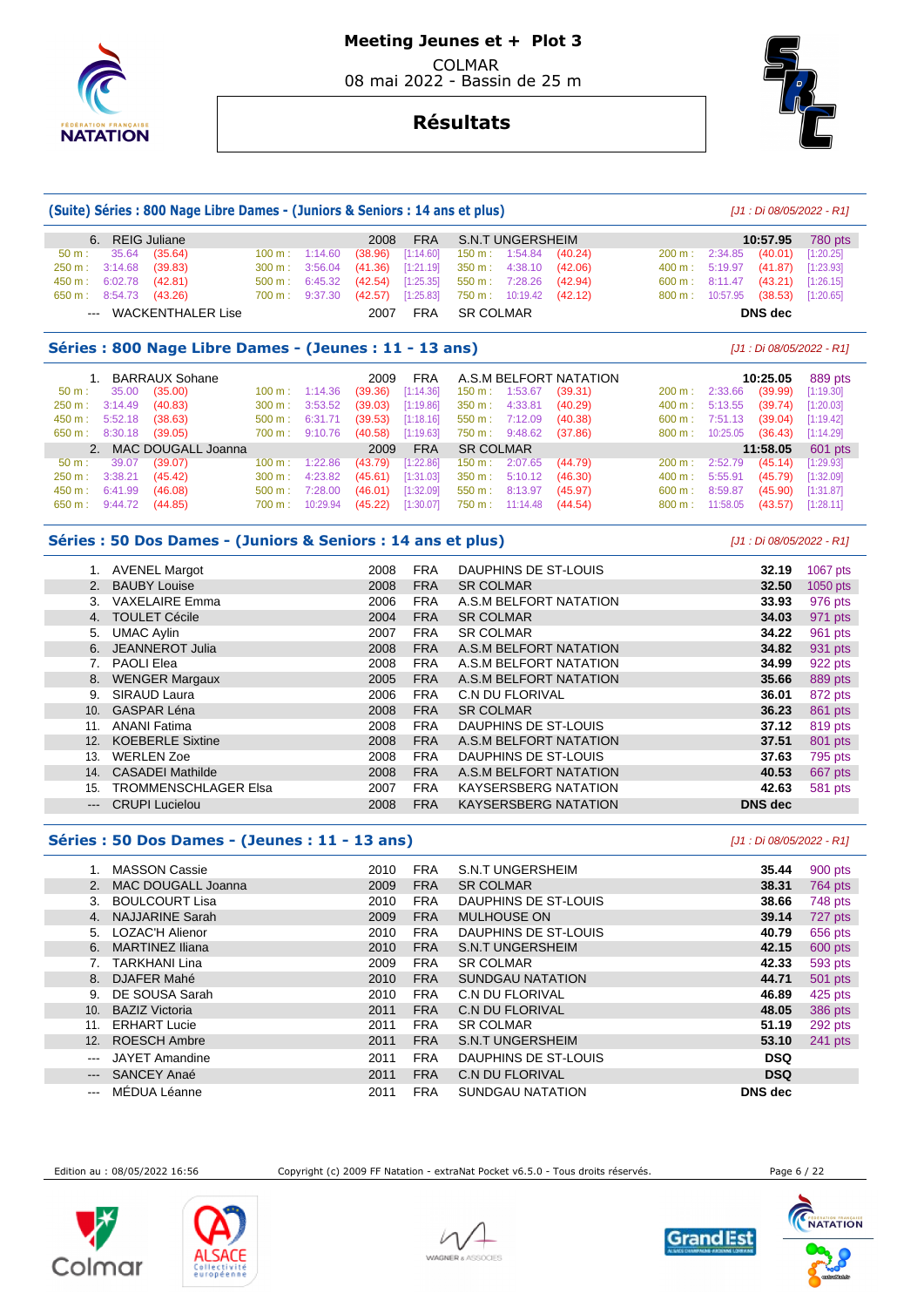# Meeting Jeunes et + Plot 3

COLMAR
08 mai 2022 - Bassin de 25 m

## Résultats

### (Suite) Séries : 800 Nage Libre Dames - (Juniors & Seniors : 14 ans et plus)

*[J1 : Di 08/05/2022 - R1]*

| Rang | Nom | Année | Nat | Club | Temps | Points |
|---|---|---|---|---|---|---|
| 6. | REIG Juliane | 2008 | FRA | S.N.T UNGERSHEIM | 10:57.95 | 780 pts |
| --- | WACKENTHALER Lise | 2007 | FRA | SR COLMAR | DNS dec | |

REIG Juliane — 50 m : 35.64 (35.64) ; 100 m : 1:14.60 (38.96) [1:14.60] ; 150 m : 1:54.84 (40.24) ; 200 m : 2:34.85 (40.01) [1:20.25] ; 250 m : 3:14.68 (39.83) ; 300 m : 3:56.04 (41.36) [1:21.19] ; 350 m : 4:38.10 (42.06) ; 400 m : 5:19.97 (41.87) [1:23.93] ; 450 m : 6:02.78 (42.81) ; 500 m : 6:45.32 (42.54) [1:25.35] ; 550 m : 7:28.26 (42.94) ; 600 m : 8:11.47 (43.21) [1:26.15] ; 650 m : 8:54.73 (43.26) ; 700 m : 9:37.30 (42.57) [1:25.83] ; 750 m : 10:19.42 (42.12) ; 800 m : 10:57.95 (38.53) [1:20.65]

### Séries : 800 Nage Libre Dames - (Jeunes : 11 - 13 ans)

*[J1 : Di 08/05/2022 - R1]*

| Rang | Nom | Année | Nat | Club | Temps | Points |
|---|---|---|---|---|---|---|
| 1. | BARRAUX Sohane | 2009 | FRA | A.S.M BELFORT NATATION | 10:25.05 | 889 pts |
| 2. | MAC DOUGALL Joanna | 2009 | FRA | SR COLMAR | 11:58.05 | 601 pts |

BARRAUX Sohane — 50 m : 35.00 (35.00) ; 100 m : 1:14.36 (39.36) [1:14.36] ; 150 m : 1:53.67 (39.31) ; 200 m : 2:33.66 (39.99) [1:19.30] ; 250 m : 3:14.49 (40.83) ; 300 m : 3:53.52 (39.03) [1:19.86] ; 350 m : 4:33.81 (40.29) ; 400 m : 5:13.55 (39.74) [1:20.03] ; 450 m : 5:52.18 (38.63) ; 500 m : 6:31.71 (39.53) [1:18.16] ; 550 m : 7:12.09 (40.38) ; 600 m : 7:51.13 (39.04) [1:19.42] ; 650 m : 8:30.18 (39.05) ; 700 m : 9:10.76 (40.58) [1:19.63] ; 750 m : 9:48.62 (37.86) ; 800 m : 10:25.05 (36.43) [1:14.29]

MAC DOUGALL Joanna — 50 m : 39.07 (39.07) ; 100 m : 1:22.86 (43.79) [1:22.86] ; 150 m : 2:07.65 (44.79) ; 200 m : 2:52.79 (45.14) [1:29.93] ; 250 m : 3:38.21 (45.42) ; 300 m : 4:23.82 (45.61) [1:31.03] ; 350 m : 5:10.12 (46.30) ; 400 m : 5:55.91 (45.79) [1:32.09] ; 450 m : 6:41.99 (46.08) ; 500 m : 7:28.00 (46.01) [1:32.09] ; 550 m : 8:13.97 (45.97) ; 600 m : 8:59.87 (45.90) [1:31.87] ; 650 m : 9:44.72 (44.85) ; 700 m : 10:29.94 (45.22) [1:30.07] ; 750 m : 11:14.48 (44.54) ; 800 m : 11:58.05 (43.57) [1:28.11]

### Séries : 50 Dos Dames - (Juniors & Seniors : 14 ans et plus)

*[J1 : Di 08/05/2022 - R1]*

| Rang | Nom | Année | Nat | Club | Temps | Points |
|---|---|---|---|---|---|---|
| 1. | AVENEL Margot | 2008 | FRA | DAUPHINS DE ST-LOUIS | 32.19 | 1067 pts |
| 2. | BAUBY Louise | 2008 | FRA | SR COLMAR | 32.50 | 1050 pts |
| 3. | VAXELAIRE Emma | 2006 | FRA | A.S.M BELFORT NATATION | 33.93 | 976 pts |
| 4. | TOULET Cécile | 2004 | FRA | SR COLMAR | 34.03 | 971 pts |
| 5. | UMAC Aylin | 2007 | FRA | SR COLMAR | 34.22 | 961 pts |
| 6. | JEANNEROT Julia | 2008 | FRA | A.S.M BELFORT NATATION | 34.82 | 931 pts |
| 7. | PAOLI Elea | 2008 | FRA | A.S.M BELFORT NATATION | 34.99 | 922 pts |
| 8. | WENGER Margaux | 2005 | FRA | A.S.M BELFORT NATATION | 35.66 | 889 pts |
| 9. | SIRAUD Laura | 2006 | FRA | C.N DU FLORIVAL | 36.01 | 872 pts |
| 10. | GASPAR Léna | 2008 | FRA | SR COLMAR | 36.23 | 861 pts |
| 11. | ANANI Fatima | 2008 | FRA | DAUPHINS DE ST-LOUIS | 37.12 | 819 pts |
| 12. | KOEBERLE Sixtine | 2008 | FRA | A.S.M BELFORT NATATION | 37.51 | 801 pts |
| 13. | WERLEN Zoe | 2008 | FRA | DAUPHINS DE ST-LOUIS | 37.63 | 795 pts |
| 14. | CASADEI Mathilde | 2008 | FRA | A.S.M BELFORT NATATION | 40.53 | 667 pts |
| 15. | TROMMENSCHLAGER Elsa | 2007 | FRA | KAYSERSBERG NATATION | 42.63 | 581 pts |
| --- | CRUPI Lucielou | 2008 | FRA | KAYSERSBERG NATATION | DNS dec | |

### Séries : 50 Dos Dames - (Jeunes : 11 - 13 ans)

*[J1 : Di 08/05/2022 - R1]*

| Rang | Nom | Année | Nat | Club | Temps | Points |
|---|---|---|---|---|---|---|
| 1. | MASSON Cassie | 2010 | FRA | S.N.T UNGERSHEIM | 35.44 | 900 pts |
| 2. | MAC DOUGALL Joanna | 2009 | FRA | SR COLMAR | 38.31 | 764 pts |
| 3. | BOULCOURT Lisa | 2010 | FRA | DAUPHINS DE ST-LOUIS | 38.66 | 748 pts |
| 4. | NAJJARINE Sarah | 2009 | FRA | MULHOUSE ON | 39.14 | 727 pts |
| 5. | LOZAC'H Alienor | 2010 | FRA | DAUPHINS DE ST-LOUIS | 40.79 | 656 pts |
| 6. | MARTINEZ Iliana | 2010 | FRA | S.N.T UNGERSHEIM | 42.15 | 600 pts |
| 7. | TARKHANI Lina | 2009 | FRA | SR COLMAR | 42.33 | 593 pts |
| 8. | DJAFER Mahé | 2010 | FRA | SUNDGAU NATATION | 44.71 | 501 pts |
| 9. | DE SOUSA Sarah | 2010 | FRA | C.N DU FLORIVAL | 46.89 | 425 pts |
| 10. | BAZIZ Victoria | 2011 | FRA | C.N DU FLORIVAL | 48.05 | 386 pts |
| 11. | ERHART Lucie | 2011 | FRA | SR COLMAR | 51.19 | 292 pts |
| 12. | ROESCH Ambre | 2011 | FRA | S.N.T UNGERSHEIM | 53.10 | 241 pts |
| --- | JAYET Amandine | 2011 | FRA | DAUPHINS DE ST-LOUIS | DSQ | |
| --- | SANCEY Anaé | 2011 | FRA | C.N DU FLORIVAL | DSQ | |
| --- | MÉDUA Léanne | 2011 | FRA | SUNDGAU NATATION | DNS dec | |

Edition au : 08/05/2022 16:56 — Copyright (c) 2009 FF Natation - extraNat Pocket v6.5.0 - Tous droits réservés.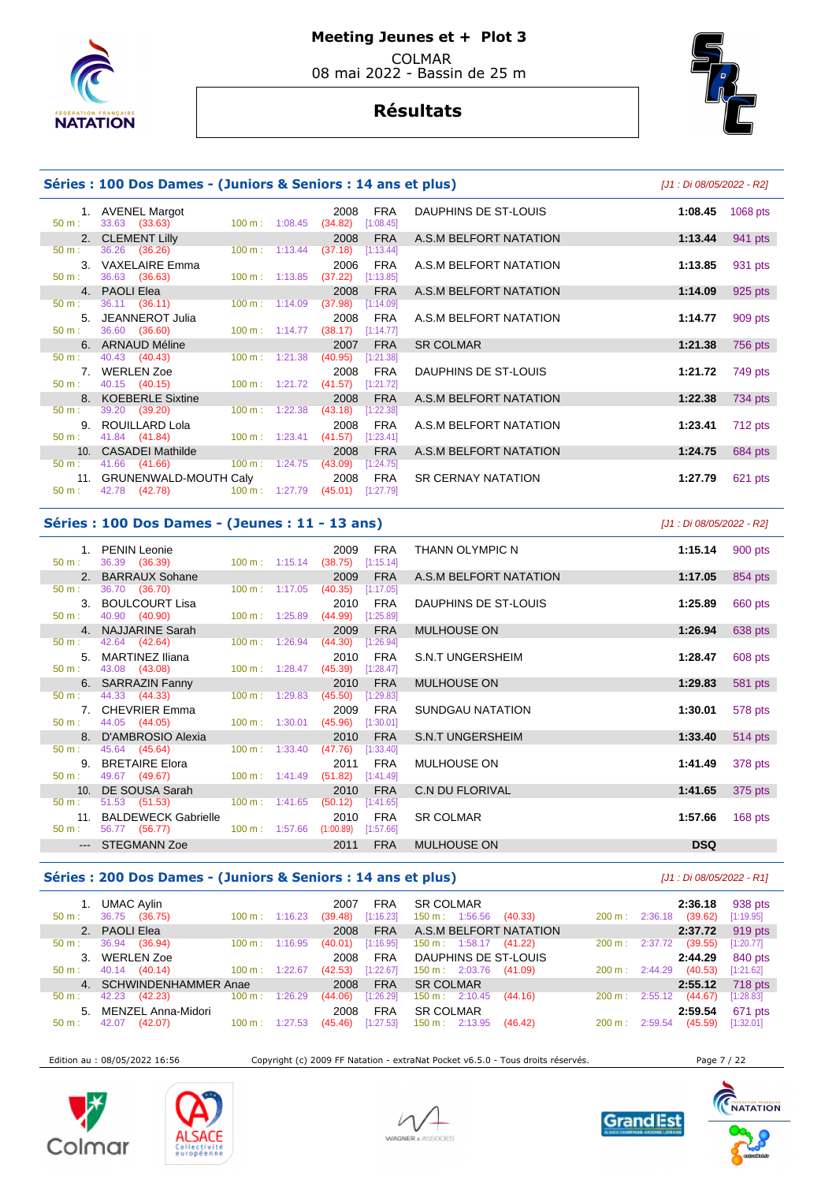# Meeting Jeunes et + Plot 3

COLMAR
08 mai 2022 - Bassin de 25 m

## Résultats

### Séries : 100 Dos Dames - (Juniors & Seniors : 14 ans et plus)

[J1 : Di 08/05/2022 - R2]

| Rang | Nom | Année | Nat. | Club | Temps | Points | Splits |
|---|---|---|---|---|---|---|---|
| 1. | AVENEL Margot | 2008 | FRA | DAUPHINS DE ST-LOUIS | 1:08.45 | 1068 pts | 50 m : 33.63 (33.63) — 100 m : 1:08.45 (34.82) [1:08.45] |
| 2. | CLEMENT Lilly | 2008 | FRA | A.S.M BELFORT NATATION | 1:13.44 | 941 pts | 50 m : 36.26 (36.26) — 100 m : 1:13.44 (37.18) [1:13.44] |
| 3. | VAXELAIRE Emma | 2006 | FRA | A.S.M BELFORT NATATION | 1:13.85 | 931 pts | 50 m : 36.63 (36.63) — 100 m : 1:13.85 (37.22) [1:13.85] |
| 4. | PAOLI Elea | 2008 | FRA | A.S.M BELFORT NATATION | 1:14.09 | 925 pts | 50 m : 36.11 (36.11) — 100 m : 1:14.09 (37.98) [1:14.09] |
| 5. | JEANNEROT Julia | 2008 | FRA | A.S.M BELFORT NATATION | 1:14.77 | 909 pts | 50 m : 36.60 (36.60) — 100 m : 1:14.77 (38.17) [1:14.77] |
| 6. | ARNAUD Méline | 2007 | FRA | SR COLMAR | 1:21.38 | 756 pts | 50 m : 40.43 (40.43) — 100 m : 1:21.38 (40.95) [1:21.38] |
| 7. | WERLEN Zoe | 2008 | FRA | DAUPHINS DE ST-LOUIS | 1:21.72 | 749 pts | 50 m : 40.15 (40.15) — 100 m : 1:21.72 (41.57) [1:21.72] |
| 8. | KOEBERLE Sixtine | 2008 | FRA | A.S.M BELFORT NATATION | 1:22.38 | 734 pts | 50 m : 39.20 (39.20) — 100 m : 1:22.38 (43.18) [1:22.38] |
| 9. | ROUILLARD Lola | 2008 | FRA | A.S.M BELFORT NATATION | 1:23.41 | 712 pts | 50 m : 41.84 (41.84) — 100 m : 1:23.41 (41.57) [1:23.41] |
| 10. | CASADEI Mathilde | 2008 | FRA | A.S.M BELFORT NATATION | 1:24.75 | 684 pts | 50 m : 41.66 (41.66) — 100 m : 1:24.75 (43.09) [1:24.75] |
| 11. | GRUNENWALD-MOUTH Caly | 2008 | FRA | SR CERNAY NATATION | 1:27.79 | 621 pts | 50 m : 42.78 (42.78) — 100 m : 1:27.79 (45.01) [1:27.79] |

### Séries : 100 Dos Dames - (Jeunes : 11 - 13 ans)

[J1 : Di 08/05/2022 - R2]

| Rang | Nom | Année | Nat. | Club | Temps | Points | Splits |
|---|---|---|---|---|---|---|---|
| 1. | PENIN Leonie | 2009 | FRA | THANN OLYMPIC N | 1:15.14 | 900 pts | 50 m : 36.39 (36.39) — 100 m : 1:15.14 (38.75) [1:15.14] |
| 2. | BARRAUX Sohane | 2009 | FRA | A.S.M BELFORT NATATION | 1:17.05 | 854 pts | 50 m : 36.70 (36.70) — 100 m : 1:17.05 (40.35) [1:17.05] |
| 3. | BOULCOURT Lisa | 2010 | FRA | DAUPHINS DE ST-LOUIS | 1:25.89 | 660 pts | 50 m : 40.90 (40.90) — 100 m : 1:25.89 (44.99) [1:25.89] |
| 4. | NAJJARINE Sarah | 2009 | FRA | MULHOUSE ON | 1:26.94 | 638 pts | 50 m : 42.64 (42.64) — 100 m : 1:26.94 (44.30) [1:26.94] |
| 5. | MARTINEZ Iliana | 2010 | FRA | S.N.T UNGERSHEIM | 1:28.47 | 608 pts | 50 m : 43.08 (43.08) — 100 m : 1:28.47 (45.39) [1:28.47] |
| 6. | SARRAZIN Fanny | 2010 | FRA | MULHOUSE ON | 1:29.83 | 581 pts | 50 m : 44.33 (44.33) — 100 m : 1:29.83 (45.50) [1:29.83] |
| 7. | CHEVRIER Emma | 2009 | FRA | SUNDGAU NATATION | 1:30.01 | 578 pts | 50 m : 44.05 (44.05) — 100 m : 1:30.01 (45.96) [1:30.01] |
| 8. | D'AMBROSIO Alexia | 2010 | FRA | S.N.T UNGERSHEIM | 1:33.40 | 514 pts | 50 m : 45.64 (45.64) — 100 m : 1:33.40 (47.76) [1:33.40] |
| 9. | BRETAIRE Elora | 2011 | FRA | MULHOUSE ON | 1:41.49 | 378 pts | 50 m : 49.67 (49.67) — 100 m : 1:41.49 (51.82) [1:41.49] |
| 10. | DE SOUSA Sarah | 2010 | FRA | C.N DU FLORIVAL | 1:41.65 | 375 pts | 50 m : 51.53 (51.53) — 100 m : 1:41.65 (50.12) [1:41.65] |
| 11. | BALDEWECK Gabrielle | 2010 | FRA | SR COLMAR | 1:57.66 | 168 pts | 50 m : 56.77 (56.77) — 100 m : 1:57.66 (1:00.89) [1:57.66] |
| --- | STEGMANN Zoe | 2011 | FRA | MULHOUSE ON | DSQ | | |

### Séries : 200 Dos Dames - (Juniors & Seniors : 14 ans et plus)

[J1 : Di 08/05/2022 - R1]

| Rang | Nom | Année | Nat. | Club | Temps | Points | Splits |
|---|---|---|---|---|---|---|---|
| 1. | UMAC Aylin | 2007 | FRA | SR COLMAR | 2:36.18 | 938 pts | 50 m : 36.75 (36.75) — 100 m : 1:16.23 (39.48) [1:16.23] — 150 m : 1:56.56 (40.33) — 200 m : 2:36.18 (39.62) [1:19.95] |
| 2. | PAOLI Elea | 2008 | FRA | A.S.M BELFORT NATATION | 2:37.72 | 919 pts | 50 m : 36.94 (36.94) — 100 m : 1:16.95 (40.01) [1:16.95] — 150 m : 1:58.17 (41.22) — 200 m : 2:37.72 (39.55) [1:20.77] |
| 3. | WERLEN Zoe | 2008 | FRA | DAUPHINS DE ST-LOUIS | 2:44.29 | 840 pts | 50 m : 40.14 (40.14) — 100 m : 1:22.67 (42.53) [1:22.67] — 150 m : 2:03.76 (41.09) — 200 m : 2:44.29 (40.53) [1:21.62] |
| 4. | SCHWINDENHAMMER Anae | 2008 | FRA | SR COLMAR | 2:55.12 | 718 pts | 50 m : 42.23 (42.23) — 100 m : 1:26.29 (44.06) [1:26.29] — 150 m : 2:10.45 (44.16) — 200 m : 2:55.12 (44.67) [1:28.83] |
| 5. | MENZEL Anna-Midori | 2008 | FRA | SR COLMAR | 2:59.54 | 671 pts | 50 m : 42.07 (42.07) — 100 m : 1:27.53 (45.46) [1:27.53] — 150 m : 2:13.95 (46.42) — 200 m : 2:59.54 (45.59) [1:32.01] |

Edition au : 08/05/2022 16:56 — Copyright (c) 2009 FF Natation - extraNat Pocket v6.5.0 - Tous droits réservés.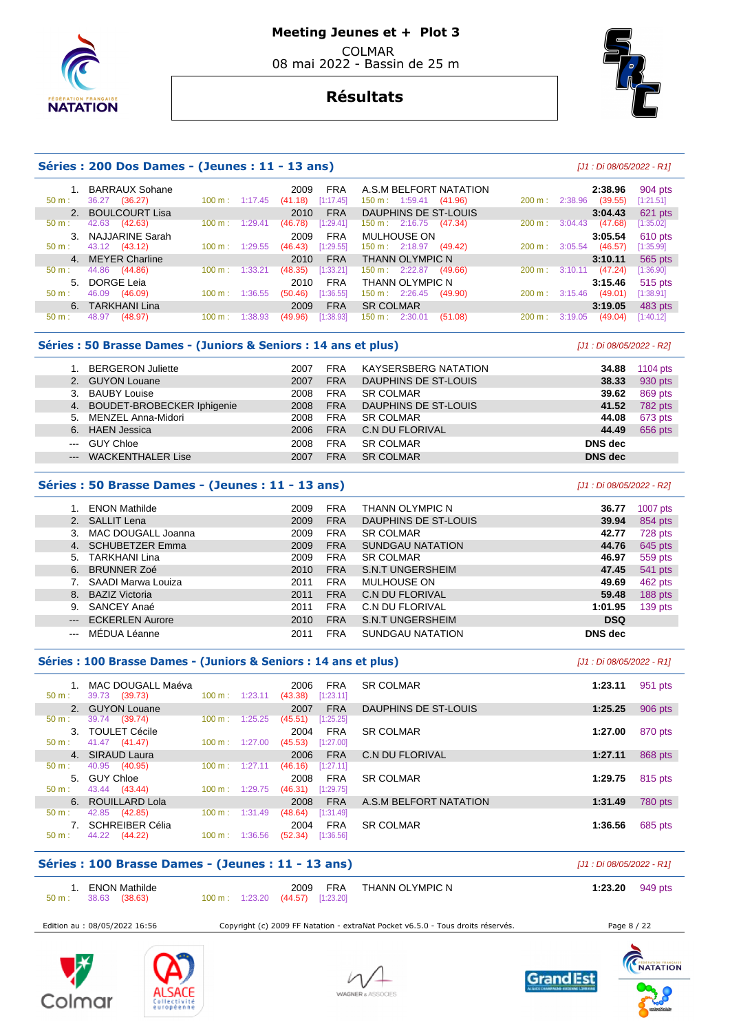# Meeting Jeunes et + Plot 3

COLMAR
08 mai 2022 - Bassin de 25 m

## Résultats

### Séries : 200 Dos Dames - (Jeunes : 11 - 13 ans)

*[J1 : Di 08/05/2022 - R1]*

| Rang | Nom | Année | Nat. | Club | Temps | Points |
|---|---|---|---|---|---|---|
| 1. | BARRAUX Sohane | 2009 | FRA | A.S.M BELFORT NATATION | 2:38.96 | 904 pts |
| | 50 m : 36.27 (36.27) | 100 m : 1:17.45 (41.18) [1:17.45] | | 150 m : 1:59.41 (41.96) | 200 m : 2:38.96 (39.55) [1:21.51] | |
| 2. | BOULCOURT Lisa | 2010 | FRA | DAUPHINS DE ST-LOUIS | 3:04.43 | 621 pts |
| | 50 m : 42.63 (42.63) | 100 m : 1:29.41 (46.78) [1:29.41] | | 150 m : 2:16.75 (47.34) | 200 m : 3:04.43 (47.68) [1:35.02] | |
| 3. | NAJJARINE Sarah | 2009 | FRA | MULHOUSE ON | 3:05.54 | 610 pts |
| | 50 m : 43.12 (43.12) | 100 m : 1:29.55 (46.43) [1:29.55] | | 150 m : 2:18.97 (49.42) | 200 m : 3:05.54 (46.57) [1:35.99] | |
| 4. | MEYER Charline | 2010 | FRA | THANN OLYMPIC N | 3:10.11 | 565 pts |
| | 50 m : 44.86 (44.86) | 100 m : 1:33.21 (48.35) [1:33.21] | | 150 m : 2:22.87 (49.66) | 200 m : 3:10.11 (47.24) [1:36.90] | |
| 5. | DORGE Leia | 2010 | FRA | THANN OLYMPIC N | 3:15.46 | 515 pts |
| | 50 m : 46.09 (46.09) | 100 m : 1:36.55 (50.46) [1:36.55] | | 150 m : 2:26.45 (49.90) | 200 m : 3:15.46 (49.01) [1:38.91] | |
| 6. | TARKHANI Lina | 2009 | FRA | SR COLMAR | 3:19.05 | 483 pts |
| | 50 m : 48.97 (48.97) | 100 m : 1:38.93 (49.96) [1:38.93] | | 150 m : 2:30.01 (51.08) | 200 m : 3:19.05 (49.04) [1:40.12] | |

### Séries : 50 Brasse Dames - (Juniors & Seniors : 14 ans et plus)

*[J1 : Di 08/05/2022 - R2]*

| Rang | Nom | Année | Nat. | Club | Temps | Points |
|---|---|---|---|---|---|---|
| 1. | BERGERON Juliette | 2007 | FRA | KAYSERSBERG NATATION | 34.88 | 1104 pts |
| 2. | GUYON Louane | 2007 | FRA | DAUPHINS DE ST-LOUIS | 38.33 | 930 pts |
| 3. | BAUBY Louise | 2008 | FRA | SR COLMAR | 39.62 | 869 pts |
| 4. | BOUDET-BROBECKER Iphigenie | 2008 | FRA | DAUPHINS DE ST-LOUIS | 41.52 | 782 pts |
| 5. | MENZEL Anna-Midori | 2008 | FRA | SR COLMAR | 44.08 | 673 pts |
| 6. | HAEN Jessica | 2006 | FRA | C.N DU FLORIVAL | 44.49 | 656 pts |
| --- | GUY Chloe | 2008 | FRA | SR COLMAR | DNS dec | |
| --- | WACKENTHALER Lise | 2007 | FRA | SR COLMAR | DNS dec | |

### Séries : 50 Brasse Dames - (Jeunes : 11 - 13 ans)

*[J1 : Di 08/05/2022 - R2]*

| Rang | Nom | Année | Nat. | Club | Temps | Points |
|---|---|---|---|---|---|---|
| 1. | ENON Mathilde | 2009 | FRA | THANN OLYMPIC N | 36.77 | 1007 pts |
| 2. | SALLIT Lena | 2009 | FRA | DAUPHINS DE ST-LOUIS | 39.94 | 854 pts |
| 3. | MAC DOUGALL Joanna | 2009 | FRA | SR COLMAR | 42.77 | 728 pts |
| 4. | SCHUBETZER Emma | 2009 | FRA | SUNDGAU NATATION | 44.76 | 645 pts |
| 5. | TARKHANI Lina | 2009 | FRA | SR COLMAR | 46.97 | 559 pts |
| 6. | BRUNNER Zoé | 2010 | FRA | S.N.T UNGERSHEIM | 47.45 | 541 pts |
| 7. | SAADI Marwa Louiza | 2011 | FRA | MULHOUSE ON | 49.69 | 462 pts |
| 8. | BAZIZ Victoria | 2011 | FRA | C.N DU FLORIVAL | 59.48 | 188 pts |
| 9. | SANCEY Anaé | 2011 | FRA | C.N DU FLORIVAL | 1:01.95 | 139 pts |
| --- | ECKERLEN Aurore | 2010 | FRA | S.N.T UNGERSHEIM | DSQ | |
| --- | MÉDUA Léanne | 2011 | FRA | SUNDGAU NATATION | DNS dec | |

### Séries : 100 Brasse Dames - (Juniors & Seniors : 14 ans et plus)

*[J1 : Di 08/05/2022 - R1]*

| Rang | Nom | Année | Nat. | Club | Temps | Points |
|---|---|---|---|---|---|---|
| 1. | MAC DOUGALL Maéva | 2006 | FRA | SR COLMAR | 1:23.11 | 951 pts |
| | 50 m : 39.73 (39.73) | 100 m : 1:23.11 (43.38) [1:23.11] | | | | |
| 2. | GUYON Louane | 2007 | FRA | DAUPHINS DE ST-LOUIS | 1:25.25 | 906 pts |
| | 50 m : 39.74 (39.74) | 100 m : 1:25.25 (45.51) [1:25.25] | | | | |
| 3. | TOULET Cécile | 2004 | FRA | SR COLMAR | 1:27.00 | 870 pts |
| | 50 m : 41.47 (41.47) | 100 m : 1:27.00 (45.53) [1:27.00] | | | | |
| 4. | SIRAUD Laura | 2006 | FRA | C.N DU FLORIVAL | 1:27.11 | 868 pts |
| | 50 m : 40.95 (40.95) | 100 m : 1:27.11 (46.16) [1:27.11] | | | | |
| 5. | GUY Chloe | 2008 | FRA | SR COLMAR | 1:29.75 | 815 pts |
| | 50 m : 43.44 (43.44) | 100 m : 1:29.75 (46.31) [1:29.75] | | | | |
| 6. | ROUILLARD Lola | 2008 | FRA | A.S.M BELFORT NATATION | 1:31.49 | 780 pts |
| | 50 m : 42.85 (42.85) | 100 m : 1:31.49 (48.64) [1:31.49] | | | | |
| 7. | SCHREIBER Célia | 2004 | FRA | SR COLMAR | 1:36.56 | 685 pts |
| | 50 m : 44.22 (44.22) | 100 m : 1:36.56 (52.34) [1:36.56] | | | | |

### Séries : 100 Brasse Dames - (Jeunes : 11 - 13 ans)

*[J1 : Di 08/05/2022 - R1]*

| Rang | Nom | Année | Nat. | Club | Temps | Points |
|---|---|---|---|---|---|---|
| 1. | ENON Mathilde | 2009 | FRA | THANN OLYMPIC N | 1:23.20 | 949 pts |
| | 50 m : 38.63 (38.63) | 100 m : 1:23.20 (44.57) [1:23.20] | | | | |

Edition au : 08/05/2022 16:56 — Copyright (c) 2009 FF Natation - extraNat Pocket v6.5.0 - Tous droits réservés.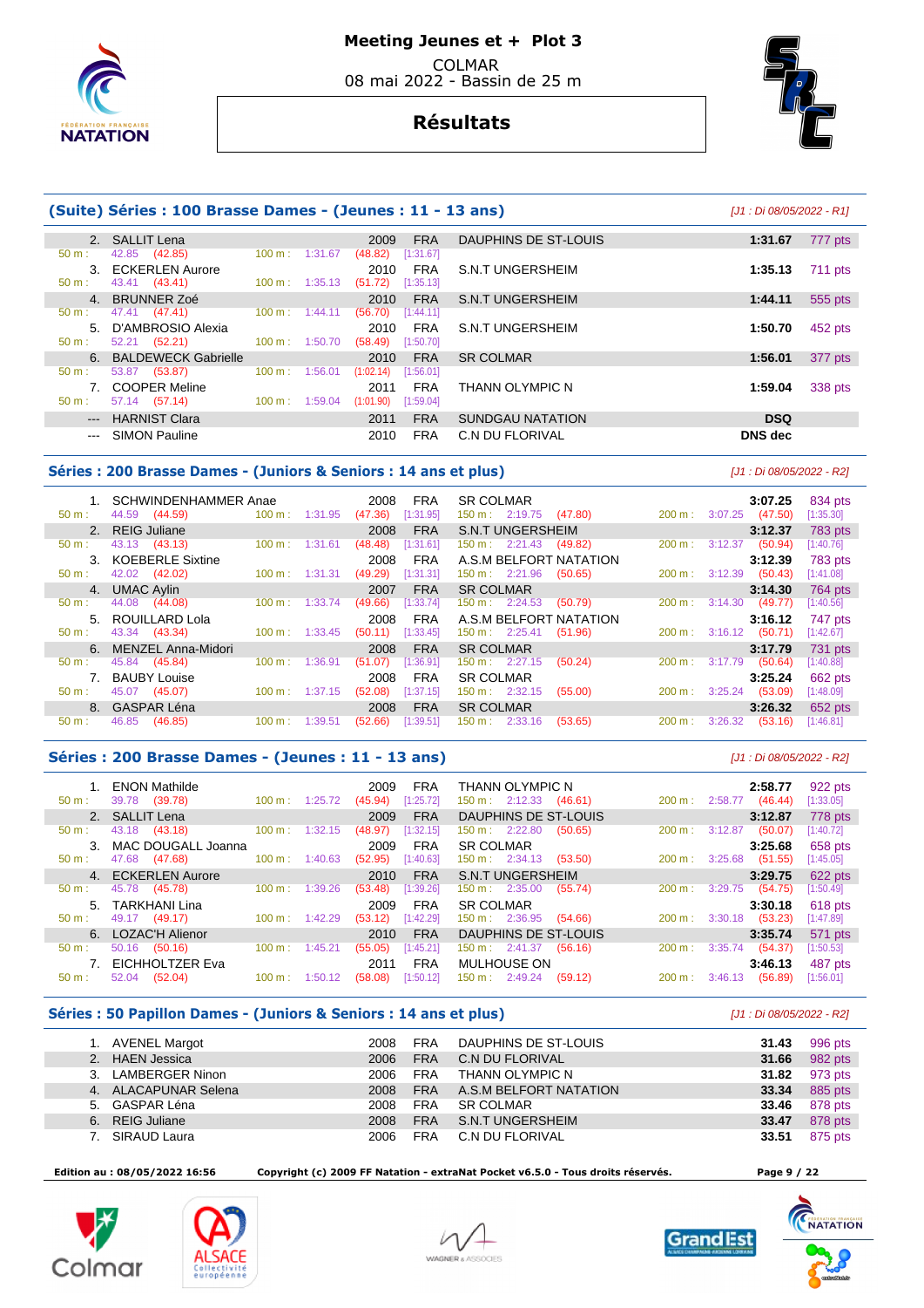# Meeting Jeunes et + Plot 3

COLMAR
08 mai 2022 - Bassin de 25 m

## Résultats

### (Suite) Séries : 100 Brasse Dames - (Jeunes : 11 - 13 ans)

*[J1 : Di 08/05/2022 - R1]*

| Place | Nom | Année | Nat | Club | Temps | Points |
|---|---|---|---|---|---|---|
| 2. | SALLIT Lena | 2009 | FRA | DAUPHINS DE ST-LOUIS | 1:31.67 | 777 pts |
| | 50 m : 42.85 (42.85) — 100 m : 1:31.67 (48.82) [1:31.67] | | | | | |
| 3. | ECKERLEN Aurore | 2010 | FRA | S.N.T UNGERSHEIM | 1:35.13 | 711 pts |
| | 50 m : 43.41 (43.41) — 100 m : 1:35.13 (51.72) [1:35.13] | | | | | |
| 4. | BRUNNER Zoé | 2010 | FRA | S.N.T UNGERSHEIM | 1:44.11 | 555 pts |
| | 50 m : 47.41 (47.41) — 100 m : 1:44.11 (56.70) [1:44.11] | | | | | |
| 5. | D'AMBROSIO Alexia | 2010 | FRA | S.N.T UNGERSHEIM | 1:50.70 | 452 pts |
| | 50 m : 52.21 (52.21) — 100 m : 1:50.70 (58.49) [1:50.70] | | | | | |
| 6. | BALDEWECK Gabrielle | 2010 | FRA | SR COLMAR | 1:56.01 | 377 pts |
| | 50 m : 53.87 (53.87) — 100 m : 1:56.01 (1:02.14) [1:56.01] | | | | | |
| 7. | COOPER Meline | 2011 | FRA | THANN OLYMPIC N | 1:59.04 | 338 pts |
| | 50 m : 57.14 (57.14) — 100 m : 1:59.04 (1:01.90) [1:59.04] | | | | | |
| --- | HARNIST Clara | 2011 | FRA | SUNDGAU NATATION | DSQ | |
| --- | SIMON Pauline | 2010 | FRA | C.N DU FLORIVAL | DNS dec | |

### Séries : 200 Brasse Dames - (Juniors & Seniors : 14 ans et plus)

*[J1 : Di 08/05/2022 - R2]*

| Place | Nom | Année | Nat | Club | Temps | Points |
|---|---|---|---|---|---|---|
| 1. | SCHWINDENHAMMER Anae | 2008 | FRA | SR COLMAR | 3:07.25 | 834 pts |
| | 50 m : 44.59 (44.59) — 100 m : 1:31.95 (47.36) [1:31.95] — 150 m : 2:19.75 (47.80) — 200 m : 3:07.25 (47.50) [1:35.30] | | | | | |
| 2. | REIG Juliane | 2008 | FRA | S.N.T UNGERSHEIM | 3:12.37 | 783 pts |
| | 50 m : 43.13 (43.13) — 100 m : 1:31.61 (48.48) [1:31.61] — 150 m : 2:21.43 (49.82) — 200 m : 3:12.37 (50.94) [1:40.76] | | | | | |
| 3. | KOEBERLE Sixtine | 2008 | FRA | A.S.M BELFORT NATATION | 3:12.39 | 783 pts |
| | 50 m : 42.02 (42.02) — 100 m : 1:31.31 (49.29) [1:31.31] — 150 m : 2:21.96 (50.65) — 200 m : 3:12.39 (50.43) [1:41.08] | | | | | |
| 4. | UMAC Aylin | 2007 | FRA | SR COLMAR | 3:14.30 | 764 pts |
| | 50 m : 44.08 (44.08) — 100 m : 1:33.74 (49.66) [1:33.74] — 150 m : 2:24.53 (50.79) — 200 m : 3:14.30 (49.77) [1:40.56] | | | | | |
| 5. | ROUILLARD Lola | 2008 | FRA | A.S.M BELFORT NATATION | 3:16.12 | 747 pts |
| | 50 m : 43.34 (43.34) — 100 m : 1:33.45 (50.11) [1:33.45] — 150 m : 2:25.41 (51.96) — 200 m : 3:16.12 (50.71) [1:42.67] | | | | | |
| 6. | MENZEL Anna-Midori | 2008 | FRA | SR COLMAR | 3:17.79 | 731 pts |
| | 50 m : 45.84 (45.84) — 100 m : 1:36.91 (51.07) [1:36.91] — 150 m : 2:27.15 (50.24) — 200 m : 3:17.79 (50.64) [1:40.88] | | | | | |
| 7. | BAUBY Louise | 2008 | FRA | SR COLMAR | 3:25.24 | 662 pts |
| | 50 m : 45.07 (45.07) — 100 m : 1:37.15 (52.08) [1:37.15] — 150 m : 2:32.15 (55.00) — 200 m : 3:25.24 (53.09) [1:48.09] | | | | | |
| 8. | GASPAR Léna | 2008 | FRA | SR COLMAR | 3:26.32 | 652 pts |
| | 50 m : 46.85 (46.85) — 100 m : 1:39.51 (52.66) [1:39.51] — 150 m : 2:33.16 (53.65) — 200 m : 3:26.32 (53.16) [1:46.81] | | | | | |

### Séries : 200 Brasse Dames - (Jeunes : 11 - 13 ans)

*[J1 : Di 08/05/2022 - R2]*

| Place | Nom | Année | Nat | Club | Temps | Points |
|---|---|---|---|---|---|---|
| 1. | ENON Mathilde | 2009 | FRA | THANN OLYMPIC N | 2:58.77 | 922 pts |
| | 50 m : 39.78 (39.78) — 100 m : 1:25.72 (45.94) [1:25.72] — 150 m : 2:12.33 (46.61) — 200 m : 2:58.77 (46.44) [1:33.05] | | | | | |
| 2. | SALLIT Lena | 2009 | FRA | DAUPHINS DE ST-LOUIS | 3:12.87 | 778 pts |
| | 50 m : 43.18 (43.18) — 100 m : 1:32.15 (48.97) [1:32.15] — 150 m : 2:22.80 (50.65) — 200 m : 3:12.87 (50.07) [1:40.72] | | | | | |
| 3. | MAC DOUGALL Joanna | 2009 | FRA | SR COLMAR | 3:25.68 | 658 pts |
| | 50 m : 47.68 (47.68) — 100 m : 1:40.63 (52.95) [1:40.63] — 150 m : 2:34.13 (53.50) — 200 m : 3:25.68 (51.55) [1:45.05] | | | | | |
| 4. | ECKERLEN Aurore | 2010 | FRA | S.N.T UNGERSHEIM | 3:29.75 | 622 pts |
| | 50 m : 45.78 (45.78) — 100 m : 1:39.26 (53.48) [1:39.26] — 150 m : 2:35.00 (55.74) — 200 m : 3:29.75 (54.75) [1:50.49] | | | | | |
| 5. | TARKHANI Lina | 2009 | FRA | SR COLMAR | 3:30.18 | 618 pts |
| | 50 m : 49.17 (49.17) — 100 m : 1:42.29 (53.12) [1:42.29] — 150 m : 2:36.95 (54.66) — 200 m : 3:30.18 (53.23) [1:47.89] | | | | | |
| 6. | LOZAC'H Alienor | 2010 | FRA | DAUPHINS DE ST-LOUIS | 3:35.74 | 571 pts |
| | 50 m : 50.16 (50.16) — 100 m : 1:45.21 (55.05) [1:45.21] — 150 m : 2:41.37 (56.16) — 200 m : 3:35.74 (54.37) [1:50.53] | | | | | |
| 7. | EICHHOLTZER Eva | 2011 | FRA | MULHOUSE ON | 3:46.13 | 487 pts |
| | 50 m : 52.04 (52.04) — 100 m : 1:50.12 (58.08) [1:50.12] — 150 m : 2:49.24 (59.12) — 200 m : 3:46.13 (56.89) [1:56.01] | | | | | |

### Séries : 50 Papillon Dames - (Juniors & Seniors : 14 ans et plus)

*[J1 : Di 08/05/2022 - R2]*

| Place | Nom | Année | Nat | Club | Temps | Points |
|---|---|---|---|---|---|---|
| 1. | AVENEL Margot | 2008 | FRA | DAUPHINS DE ST-LOUIS | 31.43 | 996 pts |
| 2. | HAEN Jessica | 2006 | FRA | C.N DU FLORIVAL | 31.66 | 982 pts |
| 3. | LAMBERGER Ninon | 2006 | FRA | THANN OLYMPIC N | 31.82 | 973 pts |
| 4. | ALACAPUNAR Selena | 2008 | FRA | A.S.M BELFORT NATATION | 33.34 | 885 pts |
| 5. | GASPAR Léna | 2008 | FRA | SR COLMAR | 33.46 | 878 pts |
| 6. | REIG Juliane | 2008 | FRA | S.N.T UNGERSHEIM | 33.47 | 878 pts |
| 7. | SIRAUD Laura | 2006 | FRA | C.N DU FLORIVAL | 33.51 | 875 pts |

Edition au : 08/05/2022 16:56 — Copyright (c) 2009 FF Natation - extraNat Pocket v6.5.0 - Tous droits réservés.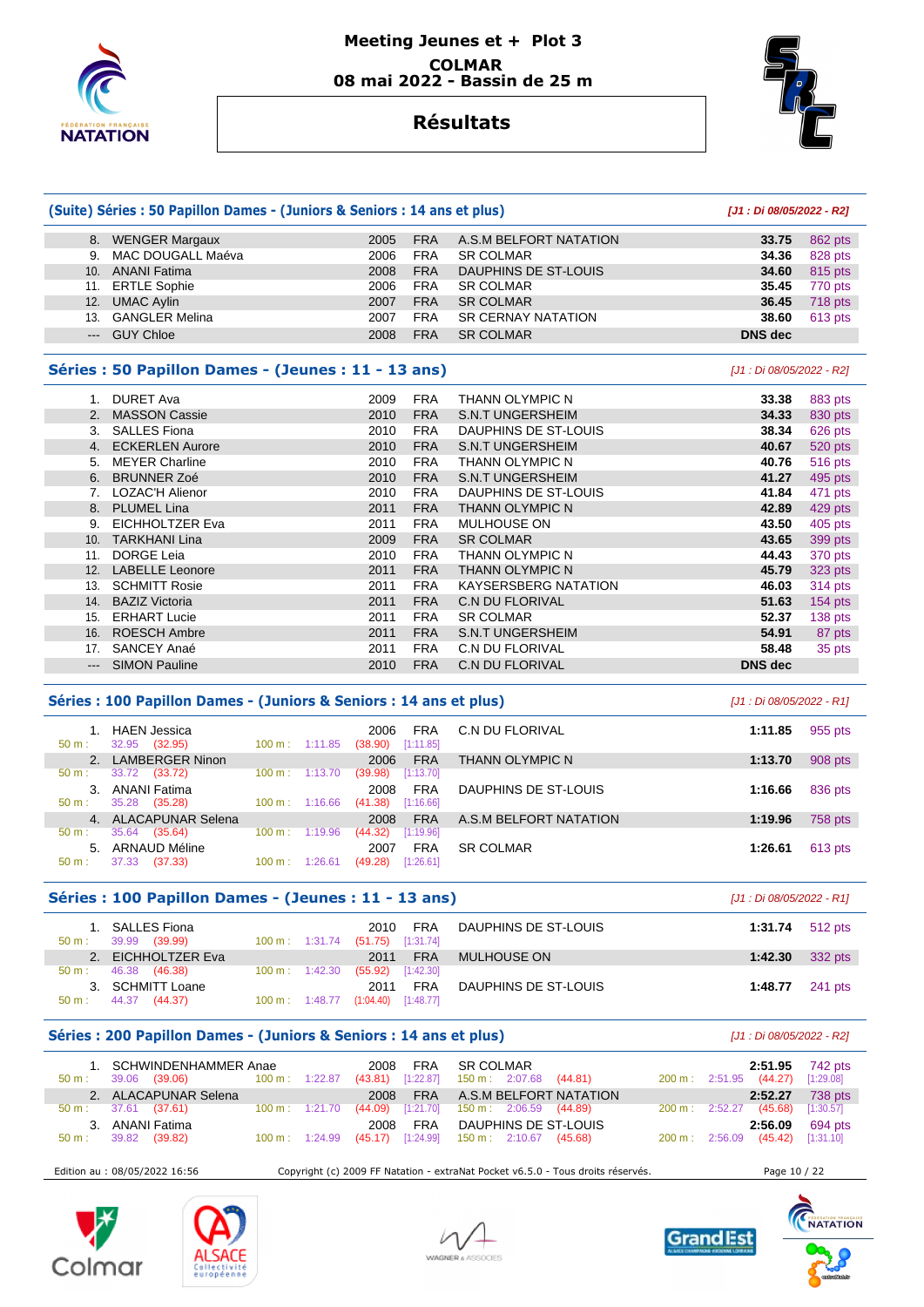# Meeting Jeunes et + Plot 3

**COLMAR**
**08 mai 2022 - Bassin de 25 m**

## Résultats

### (Suite) Séries : 50 Papillon Dames - (Juniors & Seniors : 14 ans et plus)

*[J1 : Di 08/05/2022 - R2]*

| | | | | | | |
|---|---|---|---|---|---|---|
| 8. | WENGER Margaux | 2005 | FRA | A.S.M BELFORT NATATION | **33.75** | 862 pts |
| 9. | MAC DOUGALL Maéva | 2006 | FRA | SR COLMAR | **34.36** | 828 pts |
| 10. | ANANI Fatima | 2008 | FRA | DAUPHINS DE ST-LOUIS | **34.60** | 815 pts |
| 11. | ERTLE Sophie | 2006 | FRA | SR COLMAR | **35.45** | 770 pts |
| 12. | UMAC Aylin | 2007 | FRA | SR COLMAR | **36.45** | 718 pts |
| 13. | GANGLER Melina | 2007 | FRA | SR CERNAY NATATION | **38.60** | 613 pts |
| --- | GUY Chloe | 2008 | FRA | SR COLMAR | **DNS dec** | |

### Séries : 50 Papillon Dames - (Jeunes : 11 - 13 ans)

*[J1 : Di 08/05/2022 - R2]*

| | | | | | | |
|---|---|---|---|---|---|---|
| 1. | DURET Ava | 2009 | FRA | THANN OLYMPIC N | **33.38** | 883 pts |
| 2. | MASSON Cassie | 2010 | FRA | S.N.T UNGERSHEIM | **34.33** | 830 pts |
| 3. | SALLES Fiona | 2010 | FRA | DAUPHINS DE ST-LOUIS | **38.34** | 626 pts |
| 4. | ECKERLEN Aurore | 2010 | FRA | S.N.T UNGERSHEIM | **40.67** | 520 pts |
| 5. | MEYER Charline | 2010 | FRA | THANN OLYMPIC N | **40.76** | 516 pts |
| 6. | BRUNNER Zoé | 2010 | FRA | S.N.T UNGERSHEIM | **41.27** | 495 pts |
| 7. | LOZAC'H Alienor | 2010 | FRA | DAUPHINS DE ST-LOUIS | **41.84** | 471 pts |
| 8. | PLUMEL Lina | 2011 | FRA | THANN OLYMPIC N | **42.89** | 429 pts |
| 9. | EICHHOLTZER Eva | 2011 | FRA | MULHOUSE ON | **43.50** | 405 pts |
| 10. | TARKHANI Lina | 2009 | FRA | SR COLMAR | **43.65** | 399 pts |
| 11. | DORGE Leia | 2010 | FRA | THANN OLYMPIC N | **44.43** | 370 pts |
| 12. | LABELLE Leonore | 2011 | FRA | THANN OLYMPIC N | **45.79** | 323 pts |
| 13. | SCHMITT Rosie | 2011 | FRA | KAYSERSBERG NATATION | **46.03** | 314 pts |
| 14. | BAZIZ Victoria | 2011 | FRA | C.N DU FLORIVAL | **51.63** | 154 pts |
| 15. | ERHART Lucie | 2011 | FRA | SR COLMAR | **52.37** | 138 pts |
| 16. | ROESCH Ambre | 2011 | FRA | S.N.T UNGERSHEIM | **54.91** | 87 pts |
| 17. | SANCEY Anaé | 2011 | FRA | C.N DU FLORIVAL | **58.48** | 35 pts |
| --- | SIMON Pauline | 2010 | FRA | C.N DU FLORIVAL | **DNS dec** | |

### Séries : 100 Papillon Dames - (Juniors & Seniors : 14 ans et plus)

*[J1 : Di 08/05/2022 - R1]*

| | | | | | | |
|---|---|---|---|---|---|---|
| 1. | HAEN Jessica | 2006 | FRA | C.N DU FLORIVAL | **1:11.85** | 955 pts |
| | 50 m : 32.95 (32.95) — 100 m : 1:11.85 (38.90) [1:11.85] | | | | | |
| 2. | LAMBERGER Ninon | 2006 | FRA | THANN OLYMPIC N | **1:13.70** | 908 pts |
| | 50 m : 33.72 (33.72) — 100 m : 1:13.70 (39.98) [1:13.70] | | | | | |
| 3. | ANANI Fatima | 2008 | FRA | DAUPHINS DE ST-LOUIS | **1:16.66** | 836 pts |
| | 50 m : 35.28 (35.28) — 100 m : 1:16.66 (41.38) [1:16.66] | | | | | |
| 4. | ALACAPUNAR Selena | 2008 | FRA | A.S.M BELFORT NATATION | **1:19.96** | 758 pts |
| | 50 m : 35.64 (35.64) — 100 m : 1:19.96 (44.32) [1:19.96] | | | | | |
| 5. | ARNAUD Méline | 2007 | FRA | SR COLMAR | **1:26.61** | 613 pts |
| | 50 m : 37.33 (37.33) — 100 m : 1:26.61 (49.28) [1:26.61] | | | | | |

### Séries : 100 Papillon Dames - (Jeunes : 11 - 13 ans)

*[J1 : Di 08/05/2022 - R1]*

| | | | | | | |
|---|---|---|---|---|---|---|
| 1. | SALLES Fiona | 2010 | FRA | DAUPHINS DE ST-LOUIS | **1:31.74** | 512 pts |
| | 50 m : 39.99 (39.99) — 100 m : 1:31.74 (51.75) [1:31.74] | | | | | |
| 2. | EICHHOLTZER Eva | 2011 | FRA | MULHOUSE ON | **1:42.30** | 332 pts |
| | 50 m : 46.38 (46.38) — 100 m : 1:42.30 (55.92) [1:42.30] | | | | | |
| 3. | SCHMITT Loane | 2011 | FRA | DAUPHINS DE ST-LOUIS | **1:48.77** | 241 pts |
| | 50 m : 44.37 (44.37) — 100 m : 1:48.77 (1:04.40) [1:48.77] | | | | | |

### Séries : 200 Papillon Dames - (Juniors & Seniors : 14 ans et plus)

*[J1 : Di 08/05/2022 - R2]*

| | | | | | | |
|---|---|---|---|---|---|---|
| 1. | SCHWINDENHAMMER Anae | 2008 | FRA | SR COLMAR | **2:51.95** | 742 pts |
| | 50 m : 39.06 (39.06) — 100 m : 1:22.87 (43.81) [1:22.87] — 150 m : 2:07.68 (44.81) — 200 m : 2:51.95 (44.27) [1:29.08] | | | | | |
| 2. | ALACAPUNAR Selena | 2008 | FRA | A.S.M BELFORT NATATION | **2:52.27** | 738 pts |
| | 50 m : 37.61 (37.61) — 100 m : 1:21.70 (44.09) [1:21.70] — 150 m : 2:06.59 (44.89) — 200 m : 2:52.27 (45.68) [1:30.57] | | | | | |
| 3. | ANANI Fatima | 2008 | FRA | DAUPHINS DE ST-LOUIS | **2:56.09** | 694 pts |
| | 50 m : 39.82 (39.82) — 100 m : 1:24.99 (45.17) [1:24.99] — 150 m : 2:10.67 (45.68) — 200 m : 2:56.09 (45.42) [1:31.10] | | | | | |

Edition au : 08/05/2022 16:56 — Copyright (c) 2009 FF Natation - extraNat Pocket v6.5.0 - Tous droits réservés.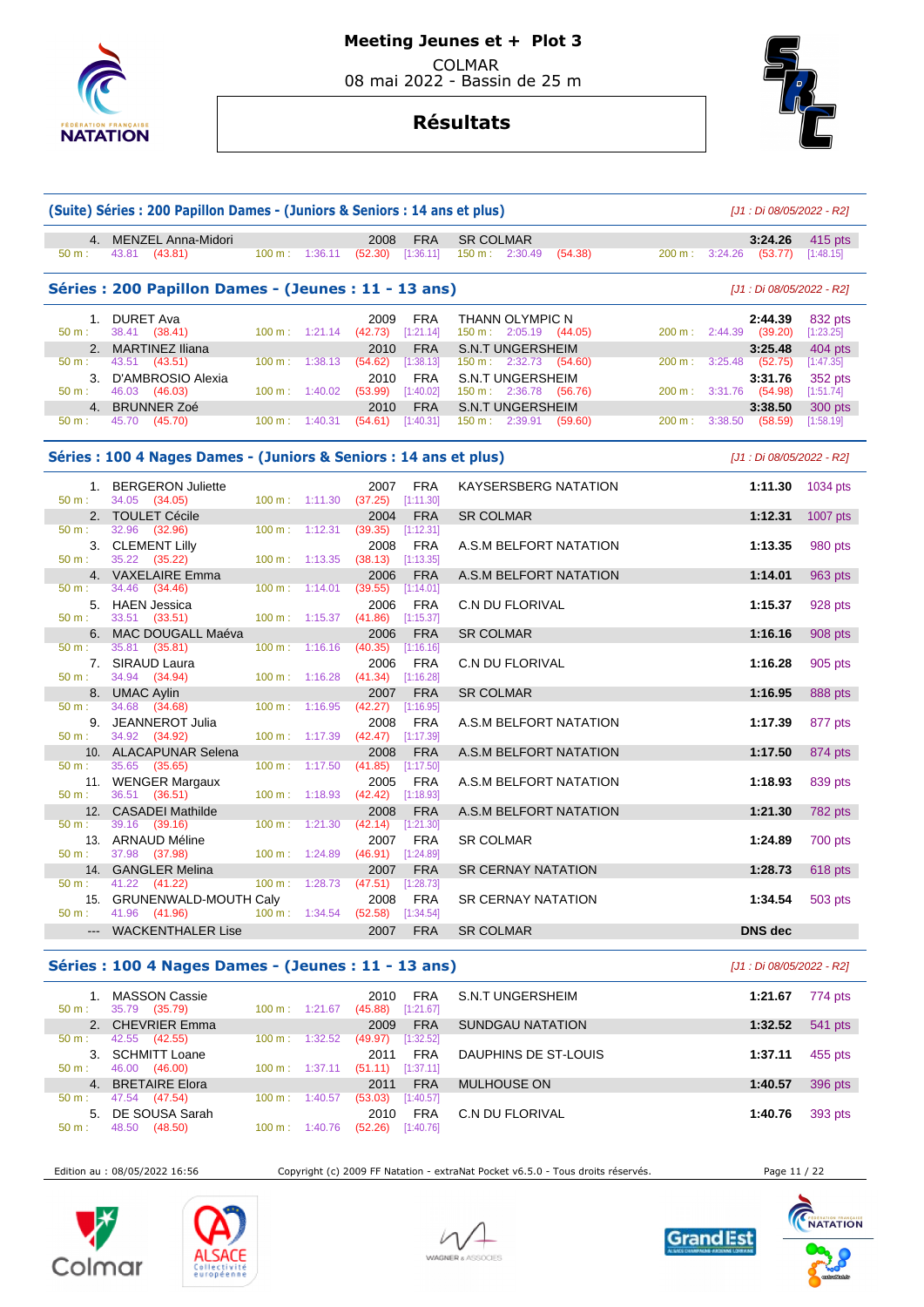# Meeting Jeunes et + Plot 3

COLMAR
08 mai 2022 - Bassin de 25 m

## Résultats

### (Suite) Séries : 200 Papillon Dames - (Juniors & Seniors : 14 ans et plus)

*[J1 : Di 08/05/2022 - R2]*

| Pl. | Nom | Année | Nat. | Club | Temps | Points |
|---|---|---|---|---|---|---|
| 4. | MENZEL Anna-Midori | 2008 | FRA | SR COLMAR | 3:24.26 | 415 pts |
| | 50 m : 43.81 (43.81) | 100 m : 1:36.11 (52.30) [1:36.11] | | 150 m : 2:30.49 (54.38) | 200 m : 3:24.26 (53.77) [1:48.15] | |

### Séries : 200 Papillon Dames - (Jeunes : 11 - 13 ans)

*[J1 : Di 08/05/2022 - R2]*

| Pl. | Nom | Année | Nat. | Club | Temps | Points |
|---|---|---|---|---|---|---|
| 1. | DURET Ava | 2009 | FRA | THANN OLYMPIC N | 2:44.39 | 832 pts |
| | 50 m : 38.41 (38.41) | 100 m : 1:21.14 (42.73) [1:21.14] | | 150 m : 2:05.19 (44.05) | 200 m : 2:44.39 (39.20) [1:23.25] | |
| 2. | MARTINEZ Iliana | 2010 | FRA | S.N.T UNGERSHEIM | 3:25.48 | 404 pts |
| | 50 m : 43.51 (43.51) | 100 m : 1:38.13 (54.62) [1:38.13] | | 150 m : 2:32.73 (54.60) | 200 m : 3:25.48 (52.75) [1:47.35] | |
| 3. | D'AMBROSIO Alexia | 2010 | FRA | S.N.T UNGERSHEIM | 3:31.76 | 352 pts |
| | 50 m : 46.03 (46.03) | 100 m : 1:40.02 (53.99) [1:40.02] | | 150 m : 2:36.78 (56.76) | 200 m : 3:31.76 (54.98) [1:51.74] | |
| 4. | BRUNNER Zoé | 2010 | FRA | S.N.T UNGERSHEIM | 3:38.50 | 300 pts |
| | 50 m : 45.70 (45.70) | 100 m : 1:40.31 (54.61) [1:40.31] | | 150 m : 2:39.91 (59.60) | 200 m : 3:38.50 (58.59) [1:58.19] | |

### Séries : 100 4 Nages Dames - (Juniors & Seniors : 14 ans et plus)

*[J1 : Di 08/05/2022 - R2]*

| Pl. | Nom | Année | Nat. | Club | Temps | Points |
|---|---|---|---|---|---|---|
| 1. | BERGERON Juliette | 2007 | FRA | KAYSERSBERG NATATION | 1:11.30 | 1034 pts |
| | 50 m : 34.05 (34.05) | 100 m : 1:11.30 (37.25) [1:11.30] | | | | |
| 2. | TOULET Cécile | 2004 | FRA | SR COLMAR | 1:12.31 | 1007 pts |
| | 50 m : 32.96 (32.96) | 100 m : 1:12.31 (39.35) [1:12.31] | | | | |
| 3. | CLEMENT Lilly | 2008 | FRA | A.S.M BELFORT NATATION | 1:13.35 | 980 pts |
| | 50 m : 35.22 (35.22) | 100 m : 1:13.35 (38.13) [1:13.35] | | | | |
| 4. | VAXELAIRE Emma | 2006 | FRA | A.S.M BELFORT NATATION | 1:14.01 | 963 pts |
| | 50 m : 34.46 (34.46) | 100 m : 1:14.01 (39.55) [1:14.01] | | | | |
| 5. | HAEN Jessica | 2006 | FRA | C.N DU FLORIVAL | 1:15.37 | 928 pts |
| | 50 m : 33.51 (33.51) | 100 m : 1:15.37 (41.86) [1:15.37] | | | | |
| 6. | MAC DOUGALL Maéva | 2006 | FRA | SR COLMAR | 1:16.16 | 908 pts |
| | 50 m : 35.81 (35.81) | 100 m : 1:16.16 (40.35) [1:16.16] | | | | |
| 7. | SIRAUD Laura | 2006 | FRA | C.N DU FLORIVAL | 1:16.28 | 905 pts |
| | 50 m : 34.94 (34.94) | 100 m : 1:16.28 (41.34) [1:16.28] | | | | |
| 8. | UMAC Aylin | 2007 | FRA | SR COLMAR | 1:16.95 | 888 pts |
| | 50 m : 34.68 (34.68) | 100 m : 1:16.95 (42.27) [1:16.95] | | | | |
| 9. | JEANNEROT Julia | 2008 | FRA | A.S.M BELFORT NATATION | 1:17.39 | 877 pts |
| | 50 m : 34.92 (34.92) | 100 m : 1:17.39 (42.47) [1:17.39] | | | | |
| 10. | ALACAPUNAR Selena | 2008 | FRA | A.S.M BELFORT NATATION | 1:17.50 | 874 pts |
| | 50 m : 35.65 (35.65) | 100 m : 1:17.50 (41.85) [1:17.50] | | | | |
| 11. | WENGER Margaux | 2005 | FRA | A.S.M BELFORT NATATION | 1:18.93 | 839 pts |
| | 50 m : 36.51 (36.51) | 100 m : 1:18.93 (42.42) [1:18.93] | | | | |
| 12. | CASADEI Mathilde | 2008 | FRA | A.S.M BELFORT NATATION | 1:21.30 | 782 pts |
| | 50 m : 39.16 (39.16) | 100 m : 1:21.30 (42.14) [1:21.30] | | | | |
| 13. | ARNAUD Méline | 2007 | FRA | SR COLMAR | 1:24.89 | 700 pts |
| | 50 m : 37.98 (37.98) | 100 m : 1:24.89 (46.91) [1:24.89] | | | | |
| 14. | GANGLER Melina | 2007 | FRA | SR CERNAY NATATION | 1:28.73 | 618 pts |
| | 50 m : 41.22 (41.22) | 100 m : 1:28.73 (47.51) [1:28.73] | | | | |
| 15. | GRUNENWALD-MOUTH Caly | 2008 | FRA | SR CERNAY NATATION | 1:34.54 | 503 pts |
| | 50 m : 41.96 (41.96) | 100 m : 1:34.54 (52.58) [1:34.54] | | | | |
| --- | WACKENTHALER Lise | 2007 | FRA | SR COLMAR | DNS dec | |

### Séries : 100 4 Nages Dames - (Jeunes : 11 - 13 ans)

*[J1 : Di 08/05/2022 - R2]*

| Pl. | Nom | Année | Nat. | Club | Temps | Points |
|---|---|---|---|---|---|---|
| 1. | MASSON Cassie | 2010 | FRA | S.N.T UNGERSHEIM | 1:21.67 | 774 pts |
| | 50 m : 35.79 (35.79) | 100 m : 1:21.67 (45.88) [1:21.67] | | | | |
| 2. | CHEVRIER Emma | 2009 | FRA | SUNDGAU NATATION | 1:32.52 | 541 pts |
| | 50 m : 42.55 (42.55) | 100 m : 1:32.52 (49.97) [1:32.52] | | | | |
| 3. | SCHMITT Loane | 2011 | FRA | DAUPHINS DE ST-LOUIS | 1:37.11 | 455 pts |
| | 50 m : 46.00 (46.00) | 100 m : 1:37.11 (51.11) [1:37.11] | | | | |
| 4. | BRETAIRE Elora | 2011 | FRA | MULHOUSE ON | 1:40.57 | 396 pts |
| | 50 m : 47.54 (47.54) | 100 m : 1:40.57 (53.03) [1:40.57] | | | | |
| 5. | DE SOUSA Sarah | 2010 | FRA | C.N DU FLORIVAL | 1:40.76 | 393 pts |
| | 50 m : 48.50 (48.50) | 100 m : 1:40.76 (52.26) [1:40.76] | | | | |

Edition au : 08/05/2022 16:56 — Copyright (c) 2009 FF Natation - extraNat Pocket v6.5.0 - Tous droits réservés.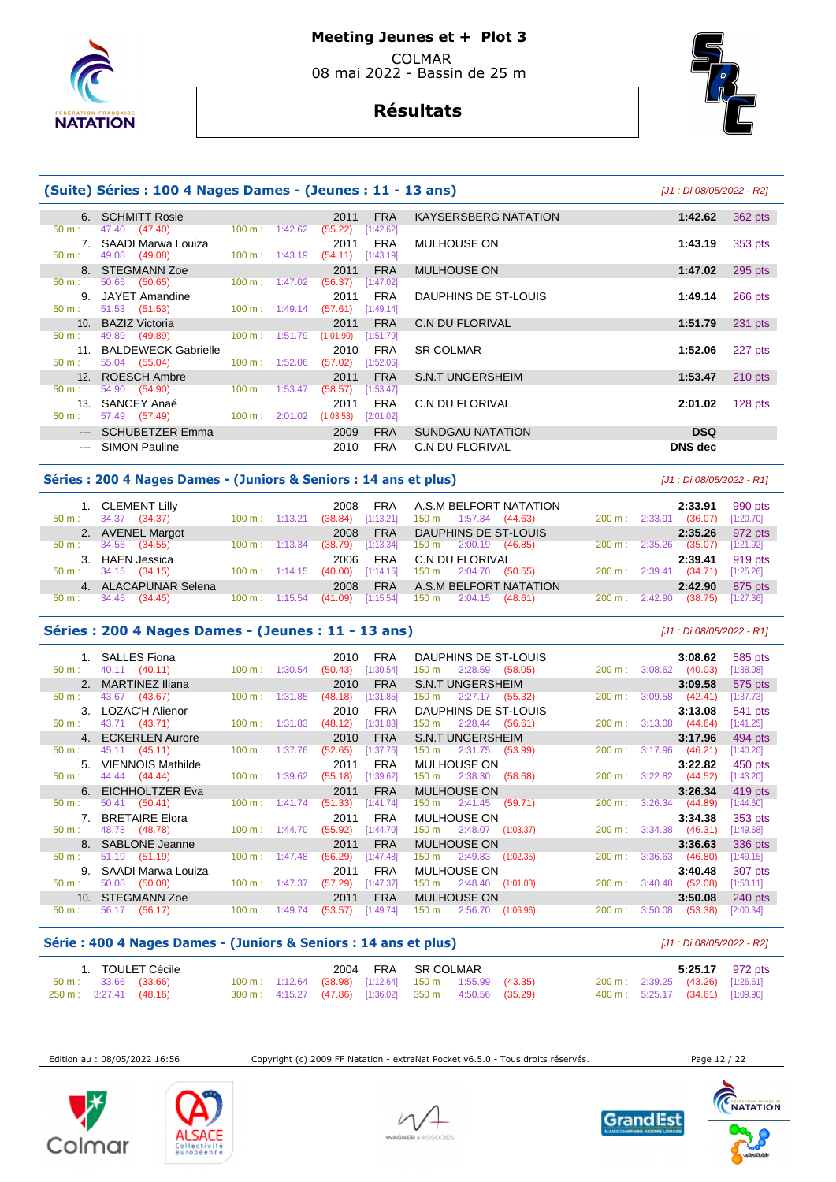# Meeting Jeunes et + Plot 3

COLMAR
08 mai 2022 - Bassin de 25 m

## Résultats

### (Suite) Séries : 100 4 Nages Dames - (Jeunes : 11 - 13 ans)

*[J1 : Di 08/05/2022 - R2]*

| Rang | Nom | Année | Nat | Club | Temps | Points |
|---|---|---|---|---|---|---|
| 6. | SCHMITT Rosie | 2011 | FRA | KAYSERSBERG NATATION | 1:42.62 | 362 pts |
| | 50 m : 47.40 (47.40) — 100 m : 1:42.62 (55.22) [1:42.62] | | | | | |
| 7. | SAADI Marwa Louiza | 2011 | FRA | MULHOUSE ON | 1:43.19 | 353 pts |
| | 50 m : 49.08 (49.08) — 100 m : 1:43.19 (54.11) [1:43.19] | | | | | |
| 8. | STEGMANN Zoe | 2011 | FRA | MULHOUSE ON | 1:47.02 | 295 pts |
| | 50 m : 50.65 (50.65) — 100 m : 1:47.02 (56.37) [1:47.02] | | | | | |
| 9. | JAYET Amandine | 2011 | FRA | DAUPHINS DE ST-LOUIS | 1:49.14 | 266 pts |
| | 50 m : 51.53 (51.53) — 100 m : 1:49.14 (57.61) [1:49.14] | | | | | |
| 10. | BAZIZ Victoria | 2011 | FRA | C.N DU FLORIVAL | 1:51.79 | 231 pts |
| | 50 m : 49.89 (49.89) — 100 m : 1:51.79 (1:01.90) [1:51.79] | | | | | |
| 11. | BALDEWECK Gabrielle | 2010 | FRA | SR COLMAR | 1:52.06 | 227 pts |
| | 50 m : 55.04 (55.04) — 100 m : 1:52.06 (57.02) [1:52.06] | | | | | |
| 12. | ROESCH Ambre | 2011 | FRA | S.N.T UNGERSHEIM | 1:53.47 | 210 pts |
| | 50 m : 54.90 (54.90) — 100 m : 1:53.47 (58.57) [1:53.47] | | | | | |
| 13. | SANCEY Anaé | 2011 | FRA | C.N DU FLORIVAL | 2:01.02 | 128 pts |
| | 50 m : 57.49 (57.49) — 100 m : 2:01.02 (1:03.53) [2:01.02] | | | | | |
| --- | SCHUBETZER Emma | 2009 | FRA | SUNDGAU NATATION | DSQ | |
| --- | SIMON Pauline | 2010 | FRA | C.N DU FLORIVAL | DNS dec | |

### Séries : 200 4 Nages Dames - (Juniors & Seniors : 14 ans et plus)

*[J1 : Di 08/05/2022 - R1]*

| Rang | Nom | Année | Nat | Club | Temps | Points |
|---|---|---|---|---|---|---|
| 1. | CLEMENT Lilly | 2008 | FRA | A.S.M BELFORT NATATION | 2:33.91 | 990 pts |
| | 50 m : 34.37 (34.37) — 100 m : 1:13.21 (38.84) [1:13.21] — 150 m : 1:57.84 (44.63) — 200 m : 2:33.91 (36.07) [1:20.70] | | | | | |
| 2. | AVENEL Margot | 2008 | FRA | DAUPHINS DE ST-LOUIS | 2:35.26 | 972 pts |
| | 50 m : 34.55 (34.55) — 100 m : 1:13.34 (38.79) [1:13.34] — 150 m : 2:00.19 (46.85) — 200 m : 2:35.26 (35.07) [1:21.92] | | | | | |
| 3. | HAEN Jessica | 2006 | FRA | C.N DU FLORIVAL | 2:39.41 | 919 pts |
| | 50 m : 34.15 (34.15) — 100 m : 1:14.15 (40.00) [1:14.15] — 150 m : 2:04.70 (50.55) — 200 m : 2:39.41 (34.71) [1:25.26] | | | | | |
| 4. | ALACAPUNAR Selena | 2008 | FRA | A.S.M BELFORT NATATION | 2:42.90 | 875 pts |
| | 50 m : 34.45 (34.45) — 100 m : 1:15.54 (41.09) [1:15.54] — 150 m : 2:04.15 (48.61) — 200 m : 2:42.90 (38.75) [1:27.36] | | | | | |

### Séries : 200 4 Nages Dames - (Jeunes : 11 - 13 ans)

*[J1 : Di 08/05/2022 - R1]*

| Rang | Nom | Année | Nat | Club | Temps | Points |
|---|---|---|---|---|---|---|
| 1. | SALLES Fiona | 2010 | FRA | DAUPHINS DE ST-LOUIS | 3:08.62 | 585 pts |
| | 50 m : 40.11 (40.11) — 100 m : 1:30.54 (50.43) [1:30.54] — 150 m : 2:28.59 (58.05) — 200 m : 3:08.62 (40.03) [1:38.08] | | | | | |
| 2. | MARTINEZ Iliana | 2010 | FRA | S.N.T UNGERSHEIM | 3:09.58 | 575 pts |
| | 50 m : 43.67 (43.67) — 100 m : 1:31.85 (48.18) [1:31.85] — 150 m : 2:27.17 (55.32) — 200 m : 3:09.58 (42.41) [1:37.73] | | | | | |
| 3. | LOZAC'H Alienor | 2010 | FRA | DAUPHINS DE ST-LOUIS | 3:13.08 | 541 pts |
| | 50 m : 43.71 (43.71) — 100 m : 1:31.83 (48.12) [1:31.83] — 150 m : 2:28.44 (56.61) — 200 m : 3:13.08 (44.64) [1:41.25] | | | | | |
| 4. | ECKERLEN Aurore | 2010 | FRA | S.N.T UNGERSHEIM | 3:17.96 | 494 pts |
| | 50 m : 45.11 (45.11) — 100 m : 1:37.76 (52.65) [1:37.76] — 150 m : 2:31.75 (53.99) — 200 m : 3:17.96 (46.21) [1:40.20] | | | | | |
| 5. | VIENNOIS Mathilde | 2011 | FRA | MULHOUSE ON | 3:22.82 | 450 pts |
| | 50 m : 44.44 (44.44) — 100 m : 1:39.62 (55.18) [1:39.62] — 150 m : 2:38.30 (58.68) — 200 m : 3:22.82 (44.52) [1:43.20] | | | | | |
| 6. | EICHHOLTZER Eva | 2011 | FRA | MULHOUSE ON | 3:26.34 | 419 pts |
| | 50 m : 50.41 (50.41) — 100 m : 1:41.74 (51.33) [1:41.74] — 150 m : 2:41.45 (59.71) — 200 m : 3:26.34 (44.89) [1:44.60] | | | | | |
| 7. | BRETAIRE Elora | 2011 | FRA | MULHOUSE ON | 3:34.38 | 353 pts |
| | 50 m : 48.78 (48.78) — 100 m : 1:44.70 (55.92) [1:44.70] — 150 m : 2:48.07 (1:03.37) — 200 m : 3:34.38 (46.31) [1:49.68] | | | | | |
| 8. | SABLONE Jeanne | 2011 | FRA | MULHOUSE ON | 3:36.63 | 336 pts |
| | 50 m : 51.19 (51.19) — 100 m : 1:47.48 (56.29) [1:47.48] — 150 m : 2:49.83 (1:02.35) — 200 m : 3:36.63 (46.80) [1:49.15] | | | | | |
| 9. | SAADI Marwa Louiza | 2011 | FRA | MULHOUSE ON | 3:40.48 | 307 pts |
| | 50 m : 50.08 (50.08) — 100 m : 1:47.37 (57.29) [1:47.37] — 150 m : 2:48.40 (1:01.03) — 200 m : 3:40.48 (52.08) [1:53.11] | | | | | |
| 10. | STEGMANN Zoe | 2011 | FRA | MULHOUSE ON | 3:50.08 | 240 pts |
| | 50 m : 56.17 (56.17) — 100 m : 1:49.74 (53.57) [1:49.74] — 150 m : 2:56.70 (1:06.96) — 200 m : 3:50.08 (53.38) [2:00.34] | | | | | |

### Série : 400 4 Nages Dames - (Juniors & Seniors : 14 ans et plus)

*[J1 : Di 08/05/2022 - R2]*

| Rang | Nom | Année | Nat | Club | Temps | Points |
|---|---|---|---|---|---|---|
| 1. | TOULET Cécile | 2004 | FRA | SR COLMAR | 5:25.17 | 972 pts |
| | 50 m : 33.66 (33.66) — 100 m : 1:12.64 (38.98) [1:12.64] — 150 m : 1:55.99 (43.35) — 200 m : 2:39.25 (43.26) [1:26.61] | | | | | |
| | 250 m : 3:27.41 (48.16) — 300 m : 4:15.27 (47.86) [1:36.02] — 350 m : 4:50.56 (35.29) — 400 m : 5:25.17 (34.61) [1:09.90] | | | | | |

Edition au : 08/05/2022 16:56 — Copyright (c) 2009 FF Natation - extraNat Pocket v6.5.0 - Tous droits réservés.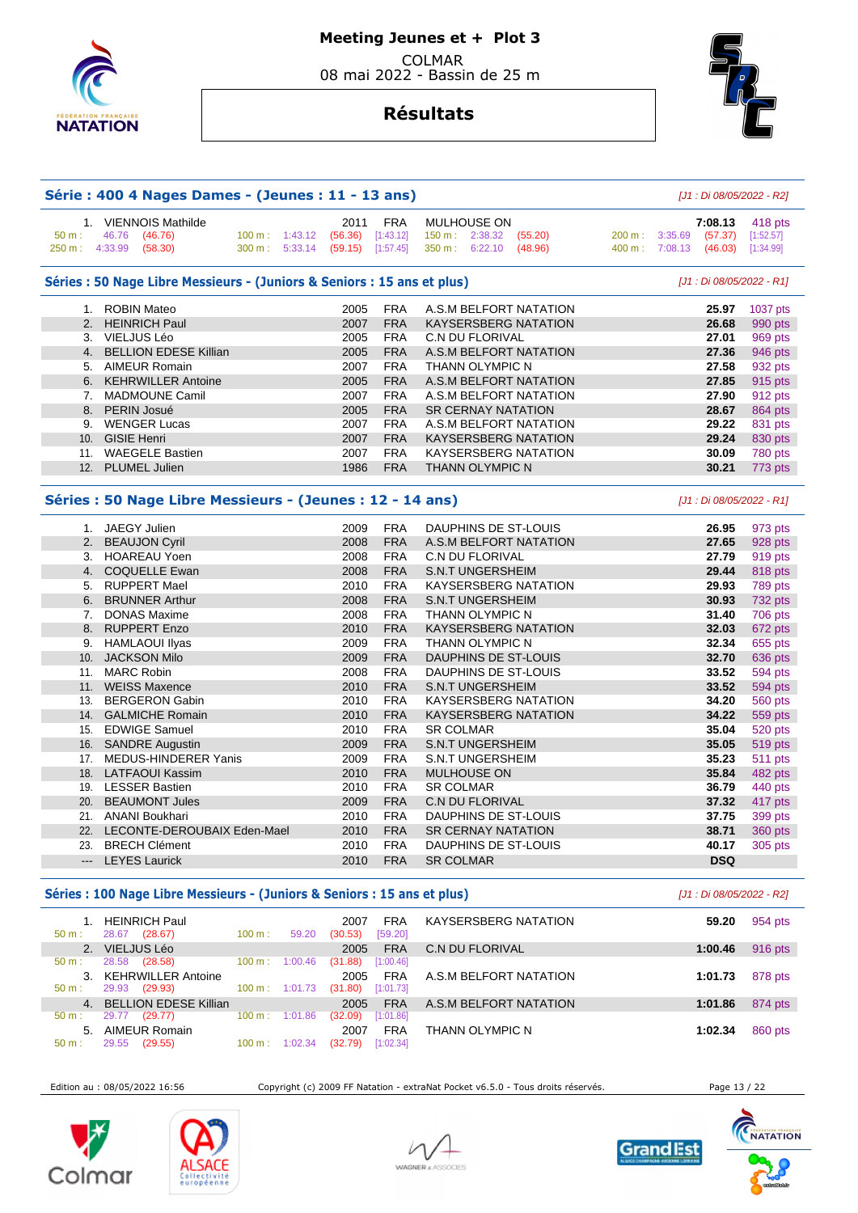# Meeting Jeunes et + Plot 3

COLMAR
08 mai 2022 - Bassin de 25 m

## Résultats

### Série : 400 4 Nages Dames - (Jeunes : 11 - 13 ans)

*[J1 : Di 08/05/2022 - R2]*

| Rang | Nom | Année | Nat. | Club | Temps | Points |
|---|---|---|---|---|---|---|
| 1. | VIENNOIS Mathilde | 2011 | FRA | MULHOUSE ON | 7:08.13 | 418 pts |

50 m : 46.76 (46.76) — 100 m : 1:43.12 (56.36) [1:43.12] — 150 m : 2:38.32 (55.20) — 200 m : 3:35.69 (57.37) [1:52.57]
250 m : 4:33.99 (58.30) — 300 m : 5:33.14 (59.15) [1:57.45] — 350 m : 6:22.10 (48.96) — 400 m : 7:08.13 (46.03) [1:34.99]

### Séries : 50 Nage Libre Messieurs - (Juniors & Seniors : 15 ans et plus)

*[J1 : Di 08/05/2022 - R1]*

| Rang | Nom | Année | Nat. | Club | Temps | Points |
|---|---|---|---|---|---|---|
| 1. | ROBIN Mateo | 2005 | FRA | A.S.M BELFORT NATATION | 25.97 | 1037 pts |
| 2. | HEINRICH Paul | 2007 | FRA | KAYSERSBERG NATATION | 26.68 | 990 pts |
| 3. | VIELJUS Léo | 2005 | FRA | C.N DU FLORIVAL | 27.01 | 969 pts |
| 4. | BELLION EDESE Killian | 2005 | FRA | A.S.M BELFORT NATATION | 27.36 | 946 pts |
| 5. | AIMEUR Romain | 2007 | FRA | THANN OLYMPIC N | 27.58 | 932 pts |
| 6. | KEHRWILLER Antoine | 2005 | FRA | A.S.M BELFORT NATATION | 27.85 | 915 pts |
| 7. | MADMOUNE Camil | 2007 | FRA | A.S.M BELFORT NATATION | 27.90 | 912 pts |
| 8. | PERIN Josué | 2005 | FRA | SR CERNAY NATATION | 28.67 | 864 pts |
| 9. | WENGER Lucas | 2007 | FRA | A.S.M BELFORT NATATION | 29.22 | 831 pts |
| 10. | GISIE Henri | 2007 | FRA | KAYSERSBERG NATATION | 29.24 | 830 pts |
| 11. | WAEGELE Bastien | 2007 | FRA | KAYSERSBERG NATATION | 30.09 | 780 pts |
| 12. | PLUMEL Julien | 1986 | FRA | THANN OLYMPIC N | 30.21 | 773 pts |

### Séries : 50 Nage Libre Messieurs - (Jeunes : 12 - 14 ans)

*[J1 : Di 08/05/2022 - R1]*

| Rang | Nom | Année | Nat. | Club | Temps | Points |
|---|---|---|---|---|---|---|
| 1. | JAEGY Julien | 2009 | FRA | DAUPHINS DE ST-LOUIS | 26.95 | 973 pts |
| 2. | BEAUJON Cyril | 2008 | FRA | A.S.M BELFORT NATATION | 27.65 | 928 pts |
| 3. | HOAREAU Yoen | 2008 | FRA | C.N DU FLORIVAL | 27.79 | 919 pts |
| 4. | COQUELLE Ewan | 2008 | FRA | S.N.T UNGERSHEIM | 29.44 | 818 pts |
| 5. | RUPPERT Mael | 2010 | FRA | KAYSERSBERG NATATION | 29.93 | 789 pts |
| 6. | BRUNNER Arthur | 2008 | FRA | S.N.T UNGERSHEIM | 30.93 | 732 pts |
| 7. | DONAS Maxime | 2008 | FRA | THANN OLYMPIC N | 31.40 | 706 pts |
| 8. | RUPPERT Enzo | 2010 | FRA | KAYSERSBERG NATATION | 32.03 | 672 pts |
| 9. | HAMLAOUI Ilyas | 2009 | FRA | THANN OLYMPIC N | 32.34 | 655 pts |
| 10. | JACKSON Milo | 2009 | FRA | DAUPHINS DE ST-LOUIS | 32.70 | 636 pts |
| 11. | MARC Robin | 2008 | FRA | DAUPHINS DE ST-LOUIS | 33.52 | 594 pts |
| 11. | WEISS Maxence | 2010 | FRA | S.N.T UNGERSHEIM | 33.52 | 594 pts |
| 13. | BERGERON Gabin | 2010 | FRA | KAYSERSBERG NATATION | 34.20 | 560 pts |
| 14. | GALMICHE Romain | 2010 | FRA | KAYSERSBERG NATATION | 34.22 | 559 pts |
| 15. | EDWIGE Samuel | 2010 | FRA | SR COLMAR | 35.04 | 520 pts |
| 16. | SANDRE Augustin | 2009 | FRA | S.N.T UNGERSHEIM | 35.05 | 519 pts |
| 17. | MEDUS-HINDERER Yanis | 2009 | FRA | S.N.T UNGERSHEIM | 35.23 | 511 pts |
| 18. | LATFAOUI Kassim | 2010 | FRA | MULHOUSE ON | 35.84 | 482 pts |
| 19. | LESSER Bastien | 2010 | FRA | SR COLMAR | 36.79 | 440 pts |
| 20. | BEAUMONT Jules | 2009 | FRA | C.N DU FLORIVAL | 37.32 | 417 pts |
| 21. | ANANI Boukhari | 2010 | FRA | DAUPHINS DE ST-LOUIS | 37.75 | 399 pts |
| 22. | LECONTE-DEROUBAIX Eden-Mael | 2010 | FRA | SR CERNAY NATATION | 38.71 | 360 pts |
| 23. | BRECH Clément | 2010 | FRA | DAUPHINS DE ST-LOUIS | 40.17 | 305 pts |
| --- | LEYES Laurick | 2010 | FRA | SR COLMAR | DSQ | |

### Séries : 100 Nage Libre Messieurs - (Juniors & Seniors : 15 ans et plus)

*[J1 : Di 08/05/2022 - R2]*

| Rang | Nom | Année | Nat. | Club | Temps | Points |
|---|---|---|---|---|---|---|
| 1. | HEINRICH Paul | 2007 | FRA | KAYSERSBERG NATATION | 59.20 | 954 pts |
| | 50 m : 28.67 (28.67) — 100 m : 59.20 (30.53) [59.20] | | | | | |
| 2. | VIELJUS Léo | 2005 | FRA | C.N DU FLORIVAL | 1:00.46 | 916 pts |
| | 50 m : 28.58 (28.58) — 100 m : 1:00.46 (31.88) [1:00.46] | | | | | |
| 3. | KEHRWILLER Antoine | 2005 | FRA | A.S.M BELFORT NATATION | 1:01.73 | 878 pts |
| | 50 m : 29.93 (29.93) — 100 m : 1:01.73 (31.80) [1:01.73] | | | | | |
| 4. | BELLION EDESE Killian | 2005 | FRA | A.S.M BELFORT NATATION | 1:01.86 | 874 pts |
| | 50 m : 29.77 (29.77) — 100 m : 1:01.86 (32.09) [1:01.86] | | | | | |
| 5. | AIMEUR Romain | 2007 | FRA | THANN OLYMPIC N | 1:02.34 | 860 pts |
| | 50 m : 29.55 (29.55) — 100 m : 1:02.34 (32.79) [1:02.34] | | | | | |

Edition au : 08/05/2022 16:56 — Copyright (c) 2009 FF Natation - extraNat Pocket v6.5.0 - Tous droits réservés.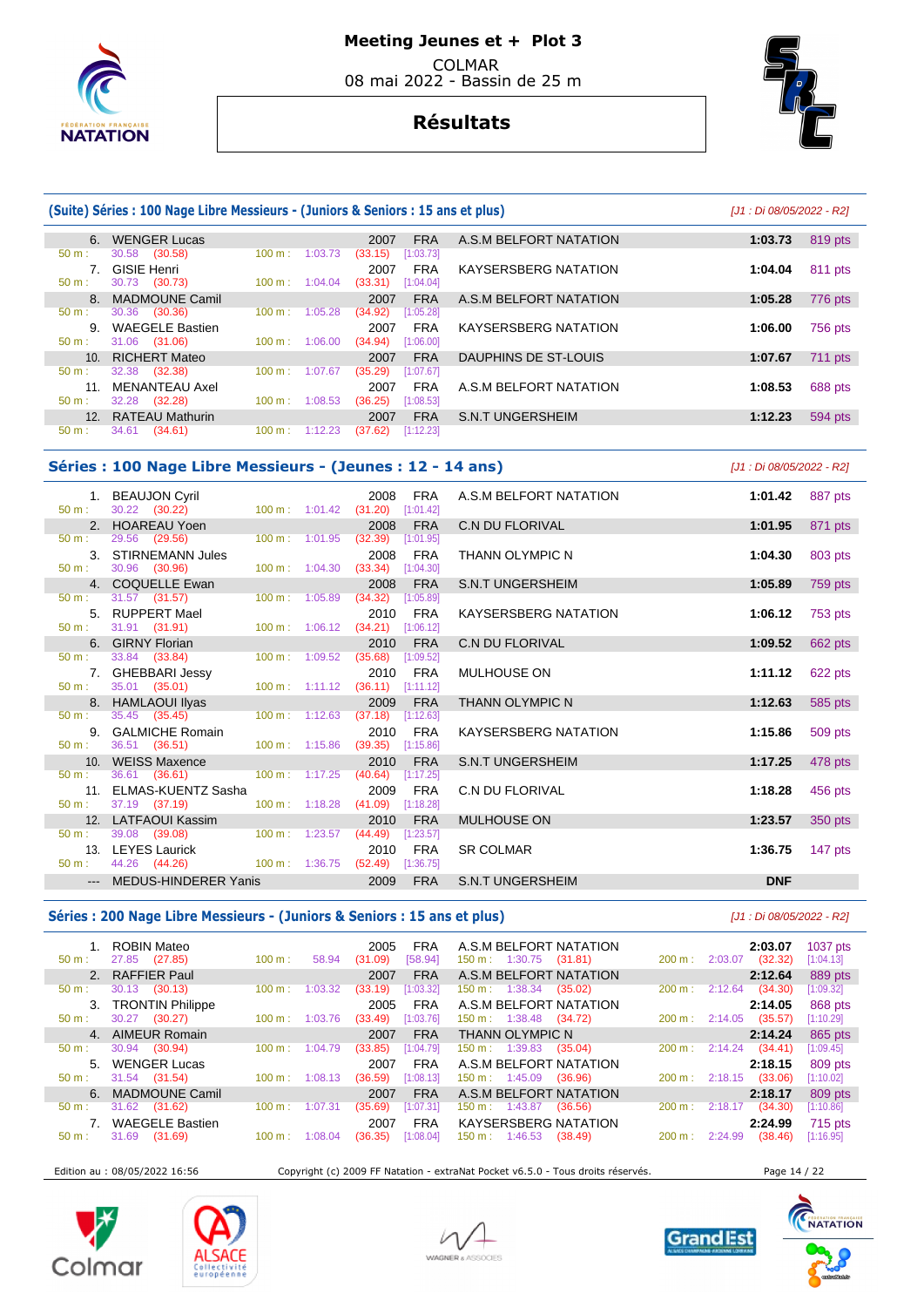# Meeting Jeunes et + Plot 3

COLMAR
08 mai 2022 - Bassin de 25 m

## Résultats

### (Suite) Séries : 100 Nage Libre Messieurs - (Juniors & Seniors : 15 ans et plus)

*[J1 : Di 08/05/2022 - R2]*

| Rang | Nom | Année | Nat. | Club | Temps | Points |
|---|---|---|---|---|---|---|
| 6. | WENGER Lucas | 2007 | FRA | A.S.M BELFORT NATATION | 1:03.73 | 819 pts |
| | 50 m : 30.58 (30.58) — 100 m : 1:03.73 (33.15) [1:03.73] | | | | | |
| 7. | GISIE Henri | 2007 | FRA | KAYSERSBERG NATATION | 1:04.04 | 811 pts |
| | 50 m : 30.73 (30.73) — 100 m : 1:04.04 (33.31) [1:04.04] | | | | | |
| 8. | MADMOUNE Camil | 2007 | FRA | A.S.M BELFORT NATATION | 1:05.28 | 776 pts |
| | 50 m : 30.36 (30.36) — 100 m : 1:05.28 (34.92) [1:05.28] | | | | | |
| 9. | WAEGELE Bastien | 2007 | FRA | KAYSERSBERG NATATION | 1:06.00 | 756 pts |
| | 50 m : 31.06 (31.06) — 100 m : 1:06.00 (34.94) [1:06.00] | | | | | |
| 10. | RICHERT Mateo | 2007 | FRA | DAUPHINS DE ST-LOUIS | 1:07.67 | 711 pts |
| | 50 m : 32.38 (32.38) — 100 m : 1:07.67 (35.29) [1:07.67] | | | | | |
| 11. | MENANTEAU Axel | 2007 | FRA | A.S.M BELFORT NATATION | 1:08.53 | 688 pts |
| | 50 m : 32.28 (32.28) — 100 m : 1:08.53 (36.25) [1:08.53] | | | | | |
| 12. | RATEAU Mathurin | 2007 | FRA | S.N.T UNGERSHEIM | 1:12.23 | 594 pts |
| | 50 m : 34.61 (34.61) — 100 m : 1:12.23 (37.62) [1:12.23] | | | | | |

### Séries : 100 Nage Libre Messieurs - (Jeunes : 12 - 14 ans)

*[J1 : Di 08/05/2022 - R2]*

| Rang | Nom | Année | Nat. | Club | Temps | Points |
|---|---|---|---|---|---|---|
| 1. | BEAUJON Cyril | 2008 | FRA | A.S.M BELFORT NATATION | 1:01.42 | 887 pts |
| | 50 m : 30.22 (30.22) — 100 m : 1:01.42 (31.20) [1:01.42] | | | | | |
| 2. | HOAREAU Yoen | 2008 | FRA | C.N DU FLORIVAL | 1:01.95 | 871 pts |
| | 50 m : 29.56 (29.56) — 100 m : 1:01.95 (32.39) [1:01.95] | | | | | |
| 3. | STIRNEMANN Jules | 2008 | FRA | THANN OLYMPIC N | 1:04.30 | 803 pts |
| | 50 m : 30.96 (30.96) — 100 m : 1:04.30 (33.34) [1:04.30] | | | | | |
| 4. | COQUELLE Ewan | 2008 | FRA | S.N.T UNGERSHEIM | 1:05.89 | 759 pts |
| | 50 m : 31.57 (31.57) — 100 m : 1:05.89 (34.32) [1:05.89] | | | | | |
| 5. | RUPPERT Mael | 2010 | FRA | KAYSERSBERG NATATION | 1:06.12 | 753 pts |
| | 50 m : 31.91 (31.91) — 100 m : 1:06.12 (34.21) [1:06.12] | | | | | |
| 6. | GIRNY Florian | 2010 | FRA | C.N DU FLORIVAL | 1:09.52 | 662 pts |
| | 50 m : 33.84 (33.84) — 100 m : 1:09.52 (35.68) [1:09.52] | | | | | |
| 7. | GHEBBARI Jessy | 2010 | FRA | MULHOUSE ON | 1:11.12 | 622 pts |
| | 50 m : 35.01 (35.01) — 100 m : 1:11.12 (36.11) [1:11.12] | | | | | |
| 8. | HAMLAOUI Ilyas | 2009 | FRA | THANN OLYMPIC N | 1:12.63 | 585 pts |
| | 50 m : 35.45 (35.45) — 100 m : 1:12.63 (37.18) [1:12.63] | | | | | |
| 9. | GALMICHE Romain | 2010 | FRA | KAYSERSBERG NATATION | 1:15.86 | 509 pts |
| | 50 m : 36.51 (36.51) — 100 m : 1:15.86 (39.35) [1:15.86] | | | | | |
| 10. | WEISS Maxence | 2010 | FRA | S.N.T UNGERSHEIM | 1:17.25 | 478 pts |
| | 50 m : 36.61 (36.61) — 100 m : 1:17.25 (40.64) [1:17.25] | | | | | |
| 11. | ELMAS-KUENTZ Sasha | 2009 | FRA | C.N DU FLORIVAL | 1:18.28 | 456 pts |
| | 50 m : 37.19 (37.19) — 100 m : 1:18.28 (41.09) [1:18.28] | | | | | |
| 12. | LATFAOUI Kassim | 2010 | FRA | MULHOUSE ON | 1:23.57 | 350 pts |
| | 50 m : 39.08 (39.08) — 100 m : 1:23.57 (44.49) [1:23.57] | | | | | |
| 13. | LEYES Laurick | 2010 | FRA | SR COLMAR | 1:36.75 | 147 pts |
| | 50 m : 44.26 (44.26) — 100 m : 1:36.75 (52.49) [1:36.75] | | | | | |
| --- | MEDUS-HINDERER Yanis | 2009 | FRA | S.N.T UNGERSHEIM | DNF | |

### Séries : 200 Nage Libre Messieurs - (Juniors & Seniors : 15 ans et plus)

*[J1 : Di 08/05/2022 - R2]*

| Rang | Nom | Année | Nat. | Club | Temps | Points |
|---|---|---|---|---|---|---|
| 1. | ROBIN Mateo | 2005 | FRA | A.S.M BELFORT NATATION | 2:03.07 | 1037 pts |
| | 50 m : 27.85 (27.85) — 100 m : 58.94 (31.09) [58.94] — 150 m : 1:30.75 (31.81) — 200 m : 2:03.07 (32.32) [1:04.13] | | | | | |
| 2. | RAFFIER Paul | 2007 | FRA | A.S.M BELFORT NATATION | 2:12.64 | 889 pts |
| | 50 m : 30.13 (30.13) — 100 m : 1:03.32 (33.19) [1:03.32] — 150 m : 1:38.34 (35.02) — 200 m : 2:12.64 (34.30) [1:09.32] | | | | | |
| 3. | TRONTIN Philippe | 2005 | FRA | A.S.M BELFORT NATATION | 2:14.05 | 868 pts |
| | 50 m : 30.27 (30.27) — 100 m : 1:03.76 (33.49) [1:03.76] — 150 m : 1:38.48 (34.72) — 200 m : 2:14.05 (35.57) [1:10.29] | | | | | |
| 4. | AIMEUR Romain | 2007 | FRA | THANN OLYMPIC N | 2:14.24 | 865 pts |
| | 50 m : 30.94 (30.94) — 100 m : 1:04.79 (33.85) [1:04.79] — 150 m : 1:39.83 (35.04) — 200 m : 2:14.24 (34.41) [1:09.45] | | | | | |
| 5. | WENGER Lucas | 2007 | FRA | A.S.M BELFORT NATATION | 2:18.15 | 809 pts |
| | 50 m : 31.54 (31.54) — 100 m : 1:08.13 (36.59) [1:08.13] — 150 m : 1:45.09 (36.96) — 200 m : 2:18.15 (33.06) [1:10.02] | | | | | |
| 6. | MADMOUNE Camil | 2007 | FRA | A.S.M BELFORT NATATION | 2:18.17 | 809 pts |
| | 50 m : 31.62 (31.62) — 100 m : 1:07.31 (35.69) [1:07.31] — 150 m : 1:43.87 (36.56) — 200 m : 2:18.17 (34.30) [1:10.86] | | | | | |
| 7. | WAEGELE Bastien | 2007 | FRA | KAYSERSBERG NATATION | 2:24.99 | 715 pts |
| | 50 m : 31.69 (31.69) — 100 m : 1:08.04 (36.35) [1:08.04] — 150 m : 1:46.53 (38.49) — 200 m : 2:24.99 (38.46) [1:16.95] | | | | | |

Edition au : 08/05/2022 16:56 — Copyright (c) 2009 FF Natation - extraNat Pocket v6.5.0 - Tous droits réservés.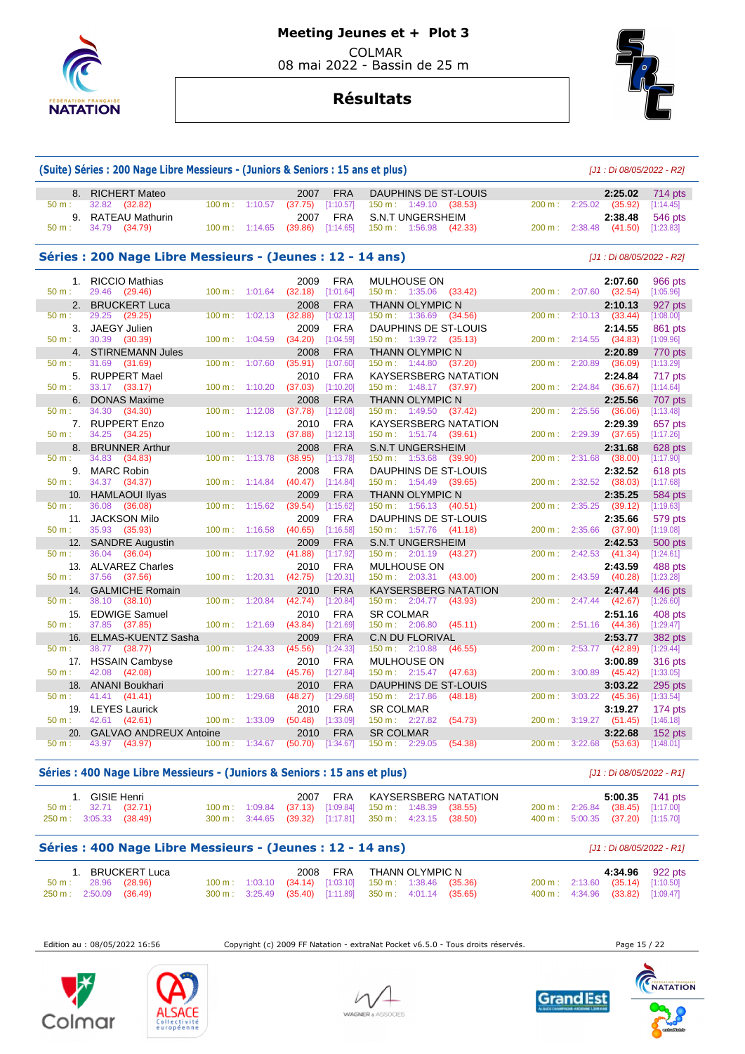# Meeting Jeunes et + Plot 3

COLMAR
08 mai 2022 - Bassin de 25 m

## Résultats

### (Suite) Séries : 200 Nage Libre Messieurs - (Juniors & Seniors : 15 ans et plus)

*[J1 : Di 08/05/2022 - R2]*

| Rang | Nom | Année | Nat. | Club | Temps | Points |
|---|---|---|---|---|---|---|
| 8. | RICHERT Mateo | 2007 | FRA | DAUPHINS DE ST-LOUIS | 2:25.02 | 714 pts |
| | 50 m : 32.82 (32.82) | 100 m : 1:10.57 (37.75) [1:10.57] | | 150 m : 1:49.10 (38.53) | 200 m : 2:25.02 (35.92) | [1:14.45] |
| 9. | RATEAU Mathurin | 2007 | FRA | S.N.T UNGERSHEIM | 2:38.48 | 546 pts |
| | 50 m : 34.79 (34.79) | 100 m : 1:14.65 (39.86) [1:14.65] | | 150 m : 1:56.98 (42.33) | 200 m : 2:38.48 (41.50) | [1:23.83] |

### Séries : 200 Nage Libre Messieurs - (Jeunes : 12 - 14 ans)

*[J1 : Di 08/05/2022 - R2]*

| Rang | Nom | Année | Nat. | Club | Temps | Points |
|---|---|---|---|---|---|---|
| 1. | RICCIO Mathias | 2009 | FRA | MULHOUSE ON | 2:07.60 | 966 pts |
| | 50 m : 29.46 (29.46) | 100 m : 1:01.64 (32.18) [1:01.64] | | 150 m : 1:35.06 (33.42) | 200 m : 2:07.60 (32.54) | [1:05.96] |
| 2. | BRUCKERT Luca | 2008 | FRA | THANN OLYMPIC N | 2:10.13 | 927 pts |
| | 50 m : 29.25 (29.25) | 100 m : 1:02.13 (32.88) [1:02.13] | | 150 m : 1:36.69 (34.56) | 200 m : 2:10.13 (33.44) | [1:08.00] |
| 3. | JAEGY Julien | 2009 | FRA | DAUPHINS DE ST-LOUIS | 2:14.55 | 861 pts |
| | 50 m : 30.39 (30.39) | 100 m : 1:04.59 (34.20) [1:04.59] | | 150 m : 1:39.72 (35.13) | 200 m : 2:14.55 (34.83) | [1:09.96] |
| 4. | STIRNEMANN Jules | 2008 | FRA | THANN OLYMPIC N | 2:20.89 | 770 pts |
| | 50 m : 31.69 (31.69) | 100 m : 1:07.60 (35.91) [1:07.60] | | 150 m : 1:44.80 (37.20) | 200 m : 2:20.89 (36.09) | [1:13.29] |
| 5. | RUPPERT Mael | 2010 | FRA | KAYSERSBERG NATATION | 2:24.84 | 717 pts |
| | 50 m : 33.17 (33.17) | 100 m : 1:10.20 (37.03) [1:10.20] | | 150 m : 1:48.17 (37.97) | 200 m : 2:24.84 (36.67) | [1:14.64] |
| 6. | DONAS Maxime | 2008 | FRA | THANN OLYMPIC N | 2:25.56 | 707 pts |
| | 50 m : 34.30 (34.30) | 100 m : 1:12.08 (37.78) [1:12.08] | | 150 m : 1:49.50 (37.42) | 200 m : 2:25.56 (36.06) | [1:13.48] |
| 7. | RUPPERT Enzo | 2010 | FRA | KAYSERSBERG NATATION | 2:29.39 | 657 pts |
| | 50 m : 34.25 (34.25) | 100 m : 1:12.13 (37.88) [1:12.13] | | 150 m : 1:51.74 (39.61) | 200 m : 2:29.39 (37.65) | [1:17.26] |
| 8. | BRUNNER Arthur | 2008 | FRA | S.N.T UNGERSHEIM | 2:31.68 | 628 pts |
| | 50 m : 34.83 (34.83) | 100 m : 1:13.78 (38.95) [1:13.78] | | 150 m : 1:53.68 (39.90) | 200 m : 2:31.68 (38.00) | [1:17.90] |
| 9. | MARC Robin | 2008 | FRA | DAUPHINS DE ST-LOUIS | 2:32.52 | 618 pts |
| | 50 m : 34.37 (34.37) | 100 m : 1:14.84 (40.47) [1:14.84] | | 150 m : 1:54.49 (39.65) | 200 m : 2:32.52 (38.03) | [1:17.68] |
| 10. | HAMLAOUI Ilyas | 2009 | FRA | THANN OLYMPIC N | 2:35.25 | 584 pts |
| | 50 m : 36.08 (36.08) | 100 m : 1:15.62 (39.54) [1:15.62] | | 150 m : 1:56.13 (40.51) | 200 m : 2:35.25 (39.12) | [1:19.63] |
| 11. | JACKSON Milo | 2009 | FRA | DAUPHINS DE ST-LOUIS | 2:35.66 | 579 pts |
| | 50 m : 35.93 (35.93) | 100 m : 1:16.58 (40.65) [1:16.58] | | 150 m : 1:57.76 (41.18) | 200 m : 2:35.66 (37.90) | [1:19.08] |
| 12. | SANDRE Augustin | 2009 | FRA | S.N.T UNGERSHEIM | 2:42.53 | 500 pts |
| | 50 m : 36.04 (36.04) | 100 m : 1:17.92 (41.88) [1:17.92] | | 150 m : 2:01.19 (43.27) | 200 m : 2:42.53 (41.34) | [1:24.61] |
| 13. | ALVAREZ Charles | 2010 | FRA | MULHOUSE ON | 2:43.59 | 488 pts |
| | 50 m : 37.56 (37.56) | 100 m : 1:20.31 (42.75) [1:20.31] | | 150 m : 2:03.31 (43.00) | 200 m : 2:43.59 (40.28) | [1:23.28] |
| 14. | GALMICHE Romain | 2010 | FRA | KAYSERSBERG NATATION | 2:47.44 | 446 pts |
| | 50 m : 38.10 (38.10) | 100 m : 1:20.84 (42.74) [1:20.84] | | 150 m : 2:04.77 (43.93) | 200 m : 2:47.44 (42.67) | [1:26.60] |
| 15. | EDWIGE Samuel | 2010 | FRA | SR COLMAR | 2:51.16 | 408 pts |
| | 50 m : 37.85 (37.85) | 100 m : 1:21.69 (43.84) [1:21.69] | | 150 m : 2:06.80 (45.11) | 200 m : 2:51.16 (44.36) | [1:29.47] |
| 16. | ELMAS-KUENTZ Sasha | 2009 | FRA | C.N DU FLORIVAL | 2:53.77 | 382 pts |
| | 50 m : 38.77 (38.77) | 100 m : 1:24.33 (45.56) [1:24.33] | | 150 m : 2:10.88 (46.55) | 200 m : 2:53.77 (42.89) | [1:29.44] |
| 17. | HSSAIN Cambyse | 2010 | FRA | MULHOUSE ON | 3:00.89 | 316 pts |
| | 50 m : 42.08 (42.08) | 100 m : 1:27.84 (45.76) [1:27.84] | | 150 m : 2:15.47 (47.63) | 200 m : 3:00.89 (45.42) | [1:33.05] |
| 18. | ANANI Boukhari | 2010 | FRA | DAUPHINS DE ST-LOUIS | 3:03.22 | 295 pts |
| | 50 m : 41.41 (41.41) | 100 m : 1:29.68 (48.27) [1:29.68] | | 150 m : 2:17.86 (48.18) | 200 m : 3:03.22 (45.36) | [1:33.54] |
| 19. | LEYES Laurick | 2010 | FRA | SR COLMAR | 3:19.27 | 174 pts |
| | 50 m : 42.61 (42.61) | 100 m : 1:33.09 (50.48) [1:33.09] | | 150 m : 2:27.82 (54.73) | 200 m : 3:19.27 (51.45) | [1:46.18] |
| 20. | GALVAO ANDREUX Antoine | 2010 | FRA | SR COLMAR | 3:22.68 | 152 pts |
| | 50 m : 43.97 (43.97) | 100 m : 1:34.67 (50.70) [1:34.67] | | 150 m : 2:29.05 (54.38) | 200 m : 3:22.68 (53.63) | [1:48.01] |

### Séries : 400 Nage Libre Messieurs - (Juniors & Seniors : 15 ans et plus)

*[J1 : Di 08/05/2022 - R1]*

| Rang | Nom | Année | Nat. | Club | Temps | Points |
|---|---|---|---|---|---|---|
| 1. | GISIE Henri | 2007 | FRA | KAYSERSBERG NATATION | 5:00.35 | 741 pts |
| | 50 m : 32.71 (32.71) | 100 m : 1:09.84 (37.13) [1:09.84] | | 150 m : 1:48.39 (38.55) | 200 m : 2:26.84 (38.45) | [1:17.00] |
| | 250 m : 3:05.33 (38.49) | 300 m : 3:44.65 (39.32) [1:17.81] | | 350 m : 4:23.15 (38.50) | 400 m : 5:00.35 (37.20) | [1:15.70] |

### Séries : 400 Nage Libre Messieurs - (Jeunes : 12 - 14 ans)

*[J1 : Di 08/05/2022 - R1]*

| Rang | Nom | Année | Nat. | Club | Temps | Points |
|---|---|---|---|---|---|---|
| 1. | BRUCKERT Luca | 2008 | FRA | THANN OLYMPIC N | 4:34.96 | 922 pts |
| | 50 m : 28.96 (28.96) | 100 m : 1:03.10 (34.14) [1:03.10] | | 150 m : 1:38.46 (35.36) | 200 m : 2:13.60 (35.14) | [1:10.50] |
| | 250 m : 2:50.09 (36.49) | 300 m : 3:25.49 (35.40) [1:11.89] | | 350 m : 4:01.14 (35.65) | 400 m : 4:34.96 (33.82) | [1:09.47] |

Edition au : 08/05/2022 16:56 — Copyright (c) 2009 FF Natation - extraNat Pocket v6.5.0 - Tous droits réservés.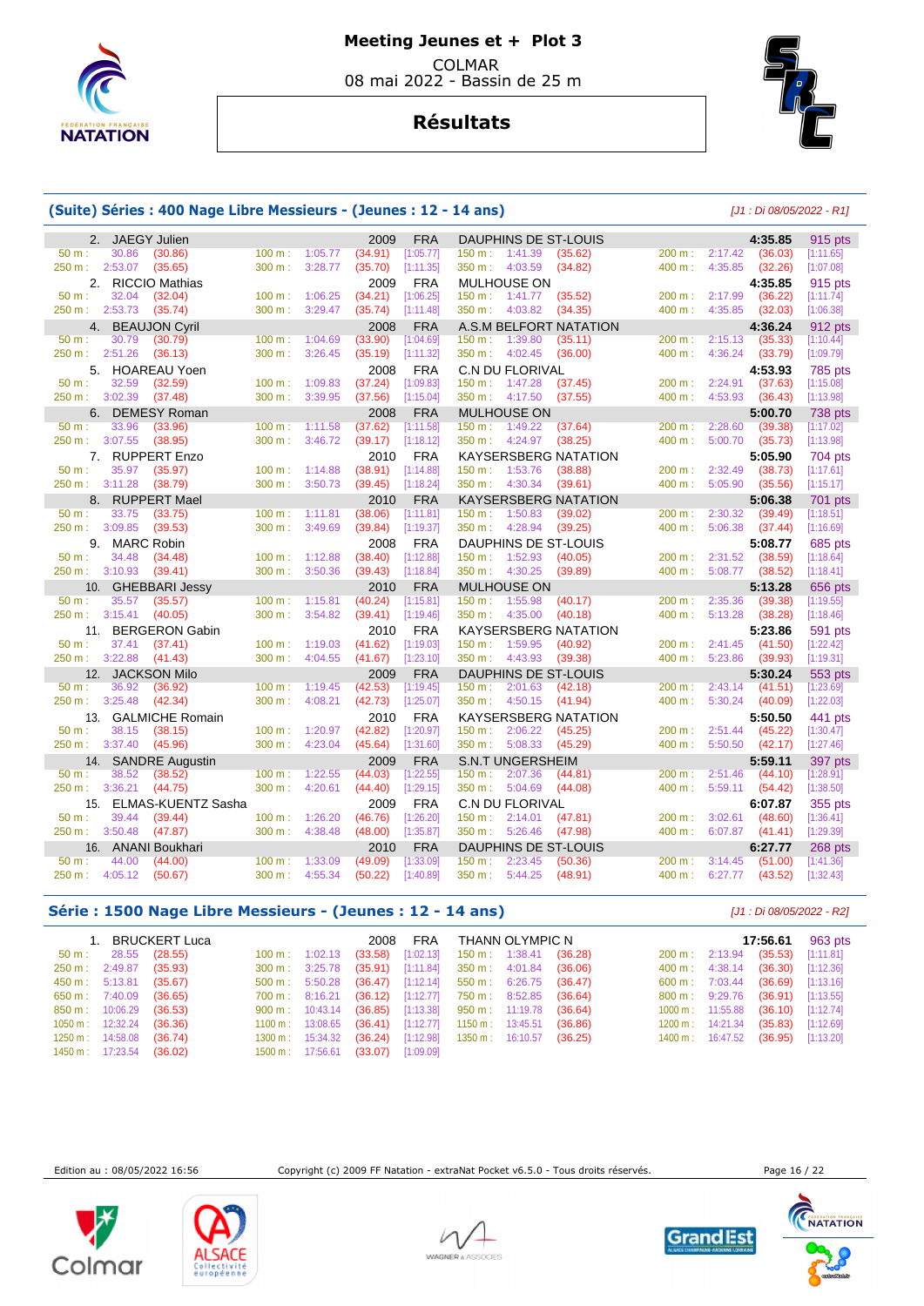# Meeting Jeunes et + Plot 3

COLMAR
08 mai 2022 - Bassin de 25 m

## Résultats

### (Suite) Séries : 400 Nage Libre Messieurs - (Jeunes : 12 - 14 ans)

*[J1 : Di 08/05/2022 - R1]*

| Pl. | Nom | Année | Nat. | Club | Temps | Points |
|---|---|---|---|---|---|---|
| 2. | JAEGY Julien | 2009 | FRA | DAUPHINS DE ST-LOUIS | 4:35.85 | 915 pts |
| | 50 m : 30.86 (30.86) · 100 m : 1:05.77 (34.91) [1:05.77] · 150 m : 1:41.39 (35.62) · 200 m : 2:17.42 (36.03) [1:11.65] · 250 m : 2:53.07 (35.65) · 300 m : 3:28.77 (35.70) [1:11.35] · 350 m : 4:03.59 (34.82) · 400 m : 4:35.85 (32.26) [1:07.08] | | | | | |
| 2. | RICCIO Mathias | 2009 | FRA | MULHOUSE ON | 4:35.85 | 915 pts |
| | 50 m : 32.04 (32.04) · 100 m : 1:06.25 (34.21) [1:06.25] · 150 m : 1:41.77 (35.52) · 200 m : 2:17.99 (36.22) [1:11.74] · 250 m : 2:53.73 (35.74) · 300 m : 3:29.47 (35.74) [1:11.48] · 350 m : 4:03.82 (34.35) · 400 m : 4:35.85 (32.03) [1:06.38] | | | | | |
| 4. | BEAUJON Cyril | 2008 | FRA | A.S.M BELFORT NATATION | 4:36.24 | 912 pts |
| | 50 m : 30.79 (30.79) · 100 m : 1:04.69 (33.90) [1:04.69] · 150 m : 1:39.80 (35.11) · 200 m : 2:15.13 (35.33) [1:10.44] · 250 m : 2:51.26 (36.13) · 300 m : 3:26.45 (35.19) [1:11.32] · 350 m : 4:02.45 (36.00) · 400 m : 4:36.24 (33.79) [1:09.79] | | | | | |
| 5. | HOAREAU Yoen | 2008 | FRA | C.N DU FLORIVAL | 4:53.93 | 785 pts |
| | 50 m : 32.59 (32.59) · 100 m : 1:09.83 (37.24) [1:09.83] · 150 m : 1:47.28 (37.45) · 200 m : 2:24.91 (37.63) [1:15.08] · 250 m : 3:02.39 (37.48) · 300 m : 3:39.95 (37.56) [1:15.04] · 350 m : 4:17.50 (37.55) · 400 m : 4:53.93 (36.43) [1:13.98] | | | | | |
| 6. | DEMESY Roman | 2008 | FRA | MULHOUSE ON | 5:00.70 | 738 pts |
| | 50 m : 33.96 (33.96) · 100 m : 1:11.58 (37.62) [1:11.58] · 150 m : 1:49.22 (37.64) · 200 m : 2:28.60 (39.38) [1:17.02] · 250 m : 3:07.55 (38.95) · 300 m : 3:46.72 (39.17) [1:18.12] · 350 m : 4:24.97 (38.25) · 400 m : 5:00.70 (35.73) [1:13.98] | | | | | |
| 7. | RUPPERT Enzo | 2010 | FRA | KAYSERSBERG NATATION | 5:05.90 | 704 pts |
| | 50 m : 35.97 (35.97) · 100 m : 1:14.88 (38.91) [1:14.88] · 150 m : 1:53.76 (38.88) · 200 m : 2:32.49 (38.73) [1:17.61] · 250 m : 3:11.28 (38.79) · 300 m : 3:50.73 (39.45) [1:18.24] · 350 m : 4:30.34 (39.61) · 400 m : 5:05.90 (35.56) [1:15.17] | | | | | |
| 8. | RUPPERT Mael | 2010 | FRA | KAYSERSBERG NATATION | 5:06.38 | 701 pts |
| | 50 m : 33.75 (33.75) · 100 m : 1:11.81 (38.06) [1:11.81] · 150 m : 1:50.83 (39.02) · 200 m : 2:30.32 (39.49) [1:18.51] · 250 m : 3:09.85 (39.53) · 300 m : 3:49.69 (39.84) [1:19.37] · 350 m : 4:28.94 (39.25) · 400 m : 5:06.38 (37.44) [1:16.69] | | | | | |
| 9. | MARC Robin | 2008 | FRA | DAUPHINS DE ST-LOUIS | 5:08.77 | 685 pts |
| | 50 m : 34.48 (34.48) · 100 m : 1:12.88 (38.40) [1:12.88] · 150 m : 1:52.93 (40.05) · 200 m : 2:31.52 (38.59) [1:18.64] · 250 m : 3:10.93 (39.41) · 300 m : 3:50.36 (39.43) [1:18.84] · 350 m : 4:30.25 (39.89) · 400 m : 5:08.77 (38.52) [1:18.41] | | | | | |
| 10. | GHEBBARI Jessy | 2010 | FRA | MULHOUSE ON | 5:13.28 | 656 pts |
| | 50 m : 35.57 (35.57) · 100 m : 1:15.81 (40.24) [1:15.81] · 150 m : 1:55.98 (40.17) · 200 m : 2:35.36 (39.38) [1:19.55] · 250 m : 3:15.41 (40.05) · 300 m : 3:54.82 (39.41) [1:19.46] · 350 m : 4:35.00 (40.18) · 400 m : 5:13.28 (38.28) [1:18.46] | | | | | |
| 11. | BERGERON Gabin | 2010 | FRA | KAYSERSBERG NATATION | 5:23.86 | 591 pts |
| | 50 m : 37.41 (37.41) · 100 m : 1:19.03 (41.62) [1:19.03] · 150 m : 1:59.95 (40.92) · 200 m : 2:41.45 (41.50) [1:22.42] · 250 m : 3:22.88 (41.43) · 300 m : 4:04.55 (41.67) [1:23.10] · 350 m : 4:43.93 (39.38) · 400 m : 5:23.86 (39.93) [1:19.31] | | | | | |
| 12. | JACKSON Milo | 2009 | FRA | DAUPHINS DE ST-LOUIS | 5:30.24 | 553 pts |
| | 50 m : 36.92 (36.92) · 100 m : 1:19.45 (42.53) [1:19.45] · 150 m : 2:01.63 (42.18) · 200 m : 2:43.14 (41.51) [1:23.69] · 250 m : 3:25.48 (42.34) · 300 m : 4:08.21 (42.73) [1:25.07] · 350 m : 4:50.15 (41.94) · 400 m : 5:30.24 (40.09) [1:22.03] | | | | | |
| 13. | GALMICHE Romain | 2010 | FRA | KAYSERSBERG NATATION | 5:50.50 | 441 pts |
| | 50 m : 38.15 (38.15) · 100 m : 1:20.97 (42.82) [1:20.97] · 150 m : 2:06.22 (45.25) · 200 m : 2:51.44 (45.22) [1:30.47] · 250 m : 3:37.40 (45.96) · 300 m : 4:23.04 (45.64) [1:31.60] · 350 m : 5:08.33 (45.29) · 400 m : 5:50.50 (42.17) [1:27.46] | | | | | |
| 14. | SANDRE Augustin | 2009 | FRA | S.N.T UNGERSHEIM | 5:59.11 | 397 pts |
| | 50 m : 38.52 (38.52) · 100 m : 1:22.55 (44.03) [1:22.55] · 150 m : 2:07.36 (44.81) · 200 m : 2:51.46 (44.10) [1:28.91] · 250 m : 3:36.21 (44.75) · 300 m : 4:20.61 (44.40) [1:29.15] · 350 m : 5:04.69 (44.08) · 400 m : 5:59.11 (54.42) [1:38.50] | | | | | |
| 15. | ELMAS-KUENTZ Sasha | 2009 | FRA | C.N DU FLORIVAL | 6:07.87 | 355 pts |
| | 50 m : 39.44 (39.44) · 100 m : 1:26.20 (46.76) [1:26.20] · 150 m : 2:14.01 (47.81) · 200 m : 3:02.61 (48.60) [1:36.41] · 250 m : 3:50.48 (47.87) · 300 m : 4:38.48 (48.00) [1:35.87] · 350 m : 5:26.46 (47.98) · 400 m : 6:07.87 (41.41) [1:29.39] | | | | | |
| 16. | ANANI Boukhari | 2010 | FRA | DAUPHINS DE ST-LOUIS | 6:27.77 | 268 pts |
| | 50 m : 44.00 (44.00) · 100 m : 1:33.09 (49.09) [1:33.09] · 150 m : 2:23.45 (50.36) · 200 m : 3:14.45 (51.00) [1:41.36] · 250 m : 4:05.12 (50.67) · 300 m : 4:55.34 (50.22) [1:40.89] · 350 m : 5:44.25 (48.91) · 400 m : 6:27.77 (43.52) [1:32.43] | | | | | |

### Série : 1500 Nage Libre Messieurs - (Jeunes : 12 - 14 ans)

*[J1 : Di 08/05/2022 - R2]*

| Pl. | Nom | Année | Nat. | Club | Temps | Points |
|---|---|---|---|---|---|---|
| 1. | BRUCKERT Luca | 2008 | FRA | THANN OLYMPIC N | 17:56.61 | 963 pts |

| Distance | Temps | Partiel | Distance | Temps | Partiel | Cumul | Distance | Temps | Partiel | Distance | Temps | Partiel | Cumul |
|---|---|---|---|---|---|---|---|---|---|---|---|---|---|
| 50 m | 28.55 | (28.55) | 100 m | 1:02.13 | (33.58) | [1:02.13] | 150 m | 1:38.41 | (36.28) | 200 m | 2:13.94 | (35.53) | [1:11.81] |
| 250 m | 2:49.87 | (35.93) | 300 m | 3:25.78 | (35.91) | [1:11.84] | 350 m | 4:01.84 | (36.06) | 400 m | 4:38.14 | (36.30) | [1:12.36] |
| 450 m | 5:13.81 | (35.67) | 500 m | 5:50.28 | (36.47) | [1:12.14] | 550 m | 6:26.75 | (36.47) | 600 m | 7:03.44 | (36.69) | [1:13.16] |
| 650 m | 7:40.09 | (36.65) | 700 m | 8:16.21 | (36.12) | [1:12.77] | 750 m | 8:52.85 | (36.64) | 800 m | 9:29.76 | (36.91) | [1:13.55] |
| 850 m | 10:06.29 | (36.53) | 900 m | 10:43.14 | (36.85) | [1:13.38] | 950 m | 11:19.78 | (36.64) | 1000 m | 11:55.88 | (36.10) | [1:12.74] |
| 1050 m | 12:32.24 | (36.36) | 1100 m | 13:08.65 | (36.41) | [1:12.77] | 1150 m | 13:45.51 | (36.86) | 1200 m | 14:21.34 | (35.83) | [1:12.69] |
| 1250 m | 14:58.08 | (36.74) | 1300 m | 15:34.32 | (36.24) | [1:12.98] | 1350 m | 16:10.57 | (36.25) | 1400 m | 16:47.52 | (36.95) | [1:13.20] |
| 1450 m | 17:23.54 | (36.02) | 1500 m | 17:56.61 | (33.07) | [1:09.09] | | | | | | | |

Edition au : 08/05/2022 16:56

Copyright (c) 2009 FF Natation - extraNat Pocket v6.5.0 - Tous droits réservés.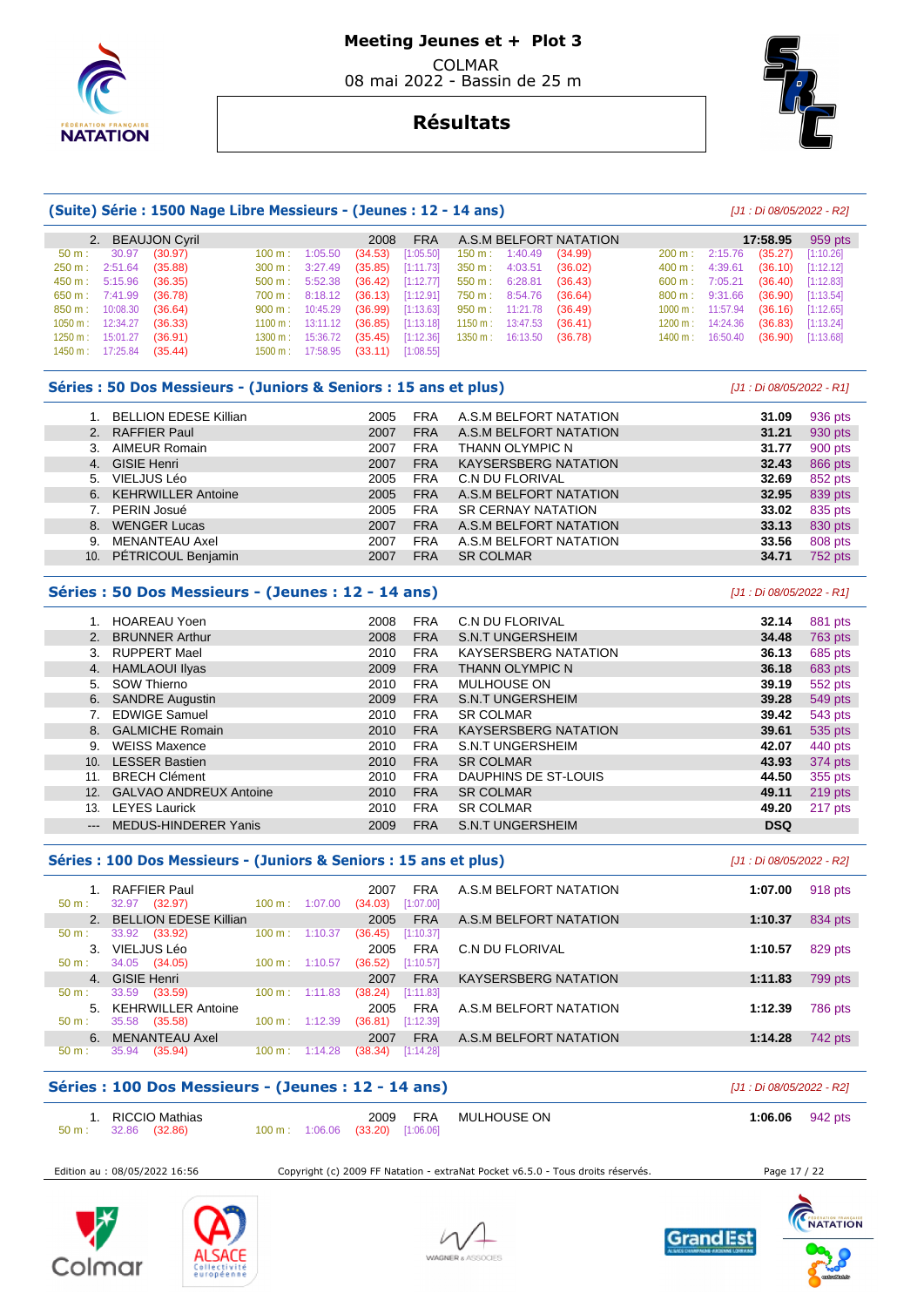# Meeting Jeunes et + Plot 3

COLMAR
08 mai 2022 - Bassin de 25 m

## Résultats

### (Suite) Série : 1500 Nage Libre Messieurs - (Jeunes : 12 - 14 ans)

*[J1 : Di 08/05/2022 - R2]*

| Rang | Nom | Année | Nat. | Club | Temps | Points |
|---|---|---|---|---|---|---|
| 2. | BEAUJON Cyril | 2008 | FRA | A.S.M BELFORT NATATION | 17:58.95 | 959 pts |

| Distance | Temps | Split | Distance | Temps | Split | Cumul | Distance | Temps | Split | Distance | Temps | Split | Cumul |
|---|---|---|---|---|---|---|---|---|---|---|---|---|---|
| 50 m : | 30.97 | (30.97) | 100 m : | 1:05.50 | (34.53) | [1:05.50] | 150 m : | 1:40.49 | (34.99) | 200 m : | 2:15.76 | (35.27) | [1:10.26] |
| 250 m : | 2:51.64 | (35.88) | 300 m : | 3:27.49 | (35.85) | [1:11.73] | 350 m : | 4:03.51 | (36.02) | 400 m : | 4:39.61 | (36.10) | [1:12.12] |
| 450 m : | 5:15.96 | (36.35) | 500 m : | 5:52.38 | (36.42) | [1:12.77] | 550 m : | 6:28.81 | (36.43) | 600 m : | 7:05.21 | (36.40) | [1:12.83] |
| 650 m : | 7:41.99 | (36.78) | 700 m : | 8:18.12 | (36.13) | [1:12.91] | 750 m : | 8:54.76 | (36.64) | 800 m : | 9:31.66 | (36.90) | [1:13.54] |
| 850 m : | 10:08.30 | (36.64) | 900 m : | 10:45.29 | (36.99) | [1:13.63] | 950 m : | 11:21.78 | (36.49) | 1000 m : | 11:57.94 | (36.16) | [1:12.65] |
| 1050 m : | 12:34.27 | (36.33) | 1100 m : | 13:11.12 | (36.85) | [1:13.18] | 1150 m : | 13:47.53 | (36.41) | 1200 m : | 14:24.36 | (36.83) | [1:13.24] |
| 1250 m : | 15:01.27 | (36.91) | 1300 m : | 15:36.72 | (35.45) | [1:12.36] | 1350 m : | 16:13.50 | (36.78) | 1400 m : | 16:50.40 | (36.90) | [1:13.68] |
| 1450 m : | 17:25.84 | (35.44) | 1500 m : | 17:58.95 | (33.11) | [1:08.55] | | | | | | | |

### Séries : 50 Dos Messieurs - (Juniors & Seniors : 15 ans et plus)

*[J1 : Di 08/05/2022 - R1]*

| Rang | Nom | Année | Nat. | Club | Temps | Points |
|---|---|---|---|---|---|---|
| 1. | BELLION EDESE Killian | 2005 | FRA | A.S.M BELFORT NATATION | 31.09 | 936 pts |
| 2. | RAFFIER Paul | 2007 | FRA | A.S.M BELFORT NATATION | 31.21 | 930 pts |
| 3. | AIMEUR Romain | 2007 | FRA | THANN OLYMPIC N | 31.77 | 900 pts |
| 4. | GISIE Henri | 2007 | FRA | KAYSERSBERG NATATION | 32.43 | 866 pts |
| 5. | VIELJUS Léo | 2005 | FRA | C.N DU FLORIVAL | 32.69 | 852 pts |
| 6. | KEHRWILLER Antoine | 2005 | FRA | A.S.M BELFORT NATATION | 32.95 | 839 pts |
| 7. | PERIN Josué | 2005 | FRA | SR CERNAY NATATION | 33.02 | 835 pts |
| 8. | WENGER Lucas | 2007 | FRA | A.S.M BELFORT NATATION | 33.13 | 830 pts |
| 9. | MENANTEAU Axel | 2007 | FRA | A.S.M BELFORT NATATION | 33.56 | 808 pts |
| 10. | PÉTRICOUL Benjamin | 2007 | FRA | SR COLMAR | 34.71 | 752 pts |

### Séries : 50 Dos Messieurs - (Jeunes : 12 - 14 ans)

*[J1 : Di 08/05/2022 - R1]*

| Rang | Nom | Année | Nat. | Club | Temps | Points |
|---|---|---|---|---|---|---|
| 1. | HOAREAU Yoen | 2008 | FRA | C.N DU FLORIVAL | 32.14 | 881 pts |
| 2. | BRUNNER Arthur | 2008 | FRA | S.N.T UNGERSHEIM | 34.48 | 763 pts |
| 3. | RUPPERT Mael | 2010 | FRA | KAYSERSBERG NATATION | 36.13 | 685 pts |
| 4. | HAMLAOUI Ilyas | 2009 | FRA | THANN OLYMPIC N | 36.18 | 683 pts |
| 5. | SOW Thierno | 2010 | FRA | MULHOUSE ON | 39.19 | 552 pts |
| 6. | SANDRE Augustin | 2009 | FRA | S.N.T UNGERSHEIM | 39.28 | 549 pts |
| 7. | EDWIGE Samuel | 2010 | FRA | SR COLMAR | 39.42 | 543 pts |
| 8. | GALMICHE Romain | 2010 | FRA | KAYSERSBERG NATATION | 39.61 | 535 pts |
| 9. | WEISS Maxence | 2010 | FRA | S.N.T UNGERSHEIM | 42.07 | 440 pts |
| 10. | LESSER Bastien | 2010 | FRA | SR COLMAR | 43.93 | 374 pts |
| 11. | BRECH Clément | 2010 | FRA | DAUPHINS DE ST-LOUIS | 44.50 | 355 pts |
| 12. | GALVAO ANDREUX Antoine | 2010 | FRA | SR COLMAR | 49.11 | 219 pts |
| 13. | LEYES Laurick | 2010 | FRA | SR COLMAR | 49.20 | 217 pts |
| --- | MEDUS-HINDERER Yanis | 2009 | FRA | S.N.T UNGERSHEIM | DSQ | |

### Séries : 100 Dos Messieurs - (Juniors & Seniors : 15 ans et plus)

*[J1 : Di 08/05/2022 - R2]*

| Rang | Nom | Année | Nat. | Club | Temps | Points |
|---|---|---|---|---|---|---|
| 1. | RAFFIER Paul | 2007 | FRA | A.S.M BELFORT NATATION | 1:07.00 | 918 pts |
| | 50 m : 32.97 (32.97) — 100 m : 1:07.00 (34.03) [1:07.00] | | | | | |
| 2. | BELLION EDESE Killian | 2005 | FRA | A.S.M BELFORT NATATION | 1:10.37 | 834 pts |
| | 50 m : 33.92 (33.92) — 100 m : 1:10.37 (36.45) [1:10.37] | | | | | |
| 3. | VIELJUS Léo | 2005 | FRA | C.N DU FLORIVAL | 1:10.57 | 829 pts |
| | 50 m : 34.05 (34.05) — 100 m : 1:10.57 (36.52) [1:10.57] | | | | | |
| 4. | GISIE Henri | 2007 | FRA | KAYSERSBERG NATATION | 1:11.83 | 799 pts |
| | 50 m : 33.59 (33.59) — 100 m : 1:11.83 (38.24) [1:11.83] | | | | | |
| 5. | KEHRWILLER Antoine | 2005 | FRA | A.S.M BELFORT NATATION | 1:12.39 | 786 pts |
| | 50 m : 35.58 (35.58) — 100 m : 1:12.39 (36.81) [1:12.39] | | | | | |
| 6. | MENANTEAU Axel | 2007 | FRA | A.S.M BELFORT NATATION | 1:14.28 | 742 pts |
| | 50 m : 35.94 (35.94) — 100 m : 1:14.28 (38.34) [1:14.28] | | | | | |

### Séries : 100 Dos Messieurs - (Jeunes : 12 - 14 ans)

*[J1 : Di 08/05/2022 - R2]*

| Rang | Nom | Année | Nat. | Club | Temps | Points |
|---|---|---|---|---|---|---|
| 1. | RICCIO Mathias | 2009 | FRA | MULHOUSE ON | 1:06.06 | 942 pts |
| | 50 m : 32.86 (32.86) — 100 m : 1:06.06 (33.20) [1:06.06] | | | | | |

Edition au : 08/05/2022 16:56 — Copyright (c) 2009 FF Natation - extraNat Pocket v6.5.0 - Tous droits réservés.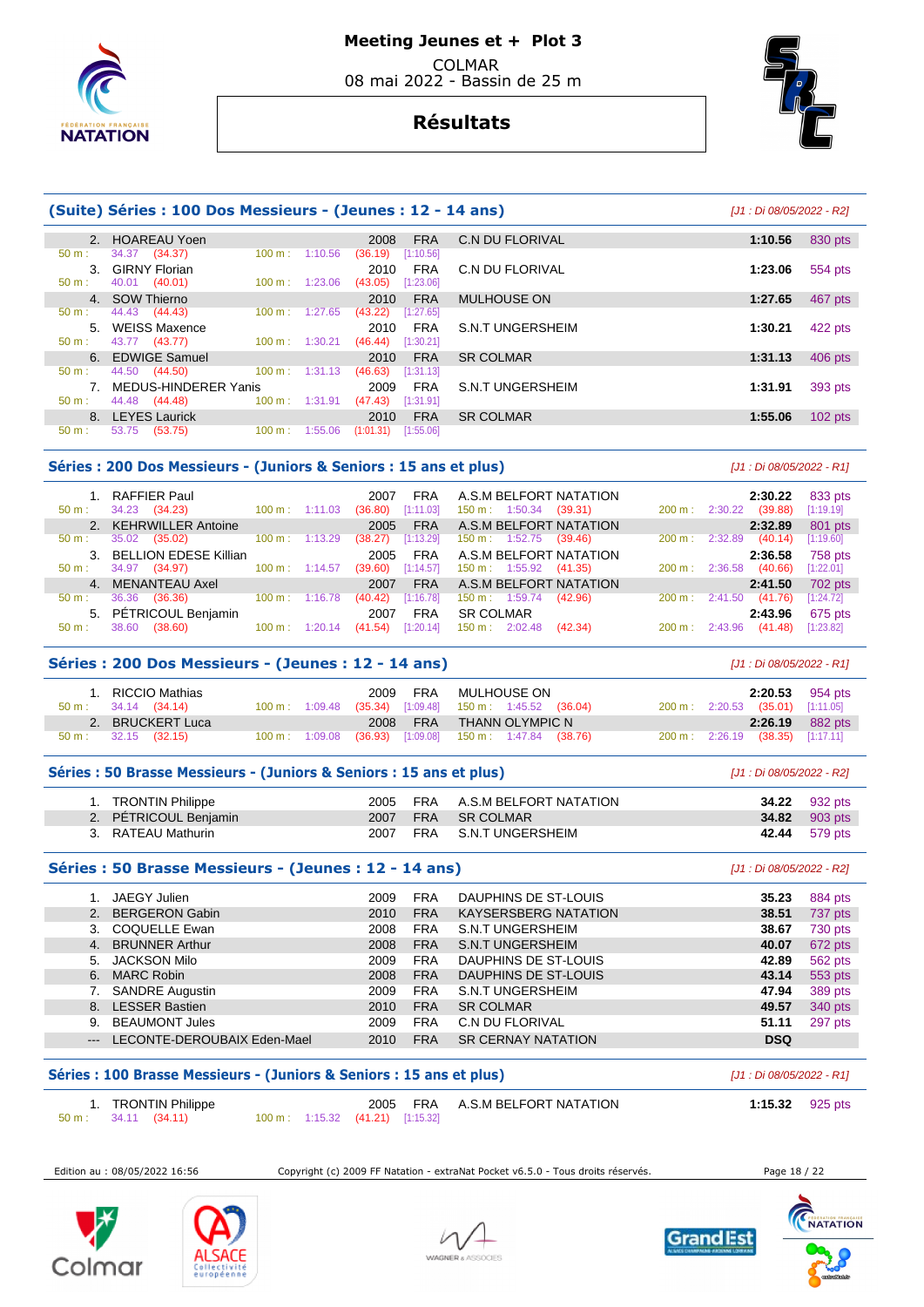# Meeting Jeunes et + Plot 3

COLMAR
08 mai 2022 - Bassin de 25 m

## Résultats

### (Suite) Séries : 100 Dos Messieurs - (Jeunes : 12 - 14 ans)

[J1 : Di 08/05/2022 - R2]

| Rg | Nom | Année | Nat | Club | Temps | Points |
|---|---|---|---|---|---|---|
| 2. | HOAREAU Yoen | 2008 | FRA | C.N DU FLORIVAL | 1:10.56 | 830 pts |
| | 50 m : 34.37 (34.37) — 100 m : 1:10.56 (36.19) [1:10.56] | | | | | |
| 3. | GIRNY Florian | 2010 | FRA | C.N DU FLORIVAL | 1:23.06 | 554 pts |
| | 50 m : 40.01 (40.01) — 100 m : 1:23.06 (43.05) [1:23.06] | | | | | |
| 4. | SOW Thierno | 2010 | FRA | MULHOUSE ON | 1:27.65 | 467 pts |
| | 50 m : 44.43 (44.43) — 100 m : 1:27.65 (43.22) [1:27.65] | | | | | |
| 5. | WEISS Maxence | 2010 | FRA | S.N.T UNGERSHEIM | 1:30.21 | 422 pts |
| | 50 m : 43.77 (43.77) — 100 m : 1:30.21 (46.44) [1:30.21] | | | | | |
| 6. | EDWIGE Samuel | 2010 | FRA | SR COLMAR | 1:31.13 | 406 pts |
| | 50 m : 44.50 (44.50) — 100 m : 1:31.13 (46.63) [1:31.13] | | | | | |
| 7. | MEDUS-HINDERER Yanis | 2009 | FRA | S.N.T UNGERSHEIM | 1:31.91 | 393 pts |
| | 50 m : 44.48 (44.48) — 100 m : 1:31.91 (47.43) [1:31.91] | | | | | |
| 8. | LEYES Laurick | 2010 | FRA | SR COLMAR | 1:55.06 | 102 pts |
| | 50 m : 53.75 (53.75) — 100 m : 1:55.06 (1:01.31) [1:55.06] | | | | | |

### Séries : 200 Dos Messieurs - (Juniors & Seniors : 15 ans et plus)

[J1 : Di 08/05/2022 - R1]

| Rg | Nom | Année | Nat | Club | Temps | Points |
|---|---|---|---|---|---|---|
| 1. | RAFFIER Paul | 2007 | FRA | A.S.M BELFORT NATATION | 2:30.22 | 833 pts |
| | 50 m : 34.23 (34.23) — 100 m : 1:11.03 (36.80) [1:11.03] — 150 m : 1:50.34 (39.31) — 200 m : 2:30.22 (39.88) [1:19.19] | | | | | |
| 2. | KEHRWILLER Antoine | 2005 | FRA | A.S.M BELFORT NATATION | 2:32.89 | 801 pts |
| | 50 m : 35.02 (35.02) — 100 m : 1:13.29 (38.27) [1:13.29] — 150 m : 1:52.75 (39.46) — 200 m : 2:32.89 (40.14) [1:19.60] | | | | | |
| 3. | BELLION EDESE Killian | 2005 | FRA | A.S.M BELFORT NATATION | 2:36.58 | 758 pts |
| | 50 m : 34.97 (34.97) — 100 m : 1:14.57 (39.60) [1:14.57] — 150 m : 1:55.92 (41.35) — 200 m : 2:36.58 (40.66) [1:22.01] | | | | | |
| 4. | MENANTEAU Axel | 2007 | FRA | A.S.M BELFORT NATATION | 2:41.50 | 702 pts |
| | 50 m : 36.36 (36.36) — 100 m : 1:16.78 (40.42) [1:16.78] — 150 m : 1:59.74 (42.96) — 200 m : 2:41.50 (41.76) [1:24.72] | | | | | |
| 5. | PÉTRICOUL Benjamin | 2007 | FRA | SR COLMAR | 2:43.96 | 675 pts |
| | 50 m : 38.60 (38.60) — 100 m : 1:20.14 (41.54) [1:20.14] — 150 m : 2:02.48 (42.34) — 200 m : 2:43.96 (41.48) [1:23.82] | | | | | |

### Séries : 200 Dos Messieurs - (Jeunes : 12 - 14 ans)

[J1 : Di 08/05/2022 - R1]

| Rg | Nom | Année | Nat | Club | Temps | Points |
|---|---|---|---|---|---|---|
| 1. | RICCIO Mathias | 2009 | FRA | MULHOUSE ON | 2:20.53 | 954 pts |
| | 50 m : 34.14 (34.14) — 100 m : 1:09.48 (35.34) [1:09.48] — 150 m : 1:45.52 (36.04) — 200 m : 2:20.53 (35.01) [1:11.05] | | | | | |
| 2. | BRUCKERT Luca | 2008 | FRA | THANN OLYMPIC N | 2:26.19 | 882 pts |
| | 50 m : 32.15 (32.15) — 100 m : 1:09.08 (36.93) [1:09.08] — 150 m : 1:47.84 (38.76) — 200 m : 2:26.19 (38.35) [1:17.11] | | | | | |

### Séries : 50 Brasse Messieurs - (Juniors & Seniors : 15 ans et plus)

[J1 : Di 08/05/2022 - R2]

| Rg | Nom | Année | Nat | Club | Temps | Points |
|---|---|---|---|---|---|---|
| 1. | TRONTIN Philippe | 2005 | FRA | A.S.M BELFORT NATATION | 34.22 | 932 pts |
| 2. | PÉTRICOUL Benjamin | 2007 | FRA | SR COLMAR | 34.82 | 903 pts |
| 3. | RATEAU Mathurin | 2007 | FRA | S.N.T UNGERSHEIM | 42.44 | 579 pts |

### Séries : 50 Brasse Messieurs - (Jeunes : 12 - 14 ans)

[J1 : Di 08/05/2022 - R2]

| Rg | Nom | Année | Nat | Club | Temps | Points |
|---|---|---|---|---|---|---|
| 1. | JAEGY Julien | 2009 | FRA | DAUPHINS DE ST-LOUIS | 35.23 | 884 pts |
| 2. | BERGERON Gabin | 2010 | FRA | KAYSERSBERG NATATION | 38.51 | 737 pts |
| 3. | COQUELLE Ewan | 2008 | FRA | S.N.T UNGERSHEIM | 38.67 | 730 pts |
| 4. | BRUNNER Arthur | 2008 | FRA | S.N.T UNGERSHEIM | 40.07 | 672 pts |
| 5. | JACKSON Milo | 2009 | FRA | DAUPHINS DE ST-LOUIS | 42.89 | 562 pts |
| 6. | MARC Robin | 2008 | FRA | DAUPHINS DE ST-LOUIS | 43.14 | 553 pts |
| 7. | SANDRE Augustin | 2009 | FRA | S.N.T UNGERSHEIM | 47.94 | 389 pts |
| 8. | LESSER Bastien | 2010 | FRA | SR COLMAR | 49.57 | 340 pts |
| 9. | BEAUMONT Jules | 2009 | FRA | C.N DU FLORIVAL | 51.11 | 297 pts |
| --- | LECONTE-DEROUBAIX Eden-Mael | 2010 | FRA | SR CERNAY NATATION | DSQ | |

### Séries : 100 Brasse Messieurs - (Juniors & Seniors : 15 ans et plus)

[J1 : Di 08/05/2022 - R1]

| Rg | Nom | Année | Nat | Club | Temps | Points |
|---|---|---|---|---|---|---|
| 1. | TRONTIN Philippe | 2005 | FRA | A.S.M BELFORT NATATION | 1:15.32 | 925 pts |
| | 50 m : 34.11 (34.11) — 100 m : 1:15.32 (41.21) [1:15.32] | | | | | |

Edition au : 08/05/2022 16:56 — Copyright (c) 2009 FF Natation - extraNat Pocket v6.5.0 - Tous droits réservés.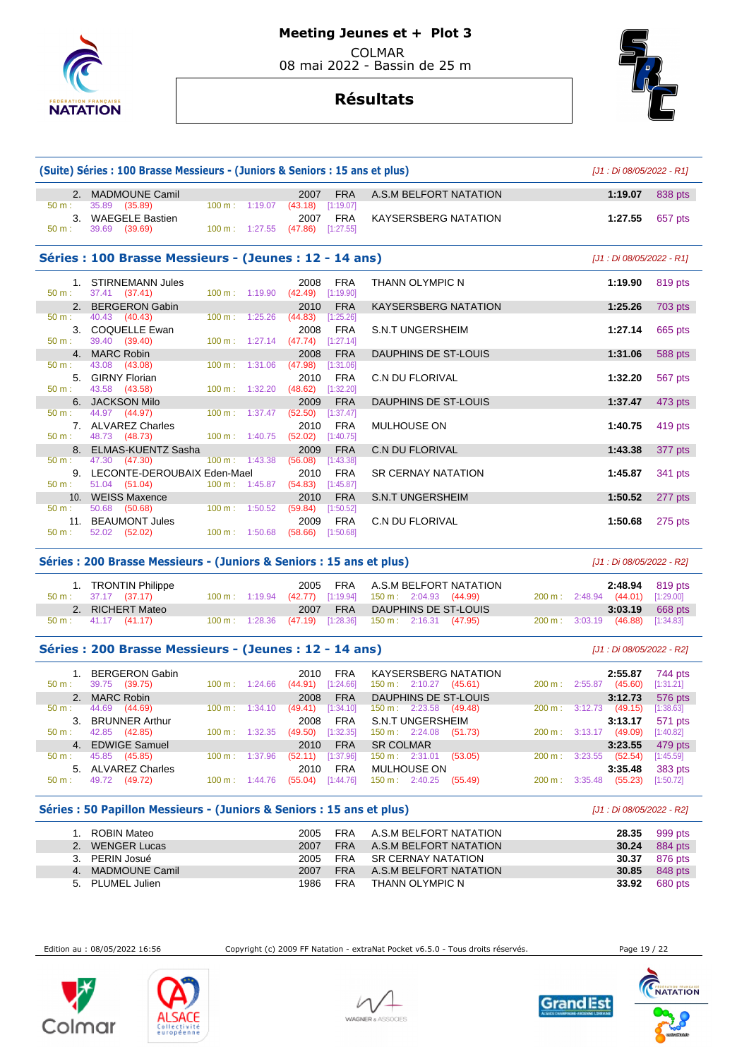# Meeting Jeunes et + Plot 3

COLMAR
08 mai 2022 - Bassin de 25 m

## Résultats

### (Suite) Séries : 100 Brasse Messieurs - (Juniors & Seniors : 15 ans et plus)

*[J1 : Di 08/05/2022 - R1]*

| Rang | Nom | Année | Nat. | Club | Temps | Points |
|---|---|---|---|---|---|---|
| 2. | MADMOUNE Camil | 2007 | FRA | A.S.M BELFORT NATATION | **1:19.07** | 838 pts |
| | 50 m : 35.89 (35.89) — 100 m : 1:19.07 (43.18) [1:19.07] | | | | | |
| 3. | WAEGELE Bastien | 2007 | FRA | KAYSERSBERG NATATION | **1:27.55** | 657 pts |
| | 50 m : 39.69 (39.69) — 100 m : 1:27.55 (47.86) [1:27.55] | | | | | |

### Séries : 100 Brasse Messieurs - (Jeunes : 12 - 14 ans)

*[J1 : Di 08/05/2022 - R1]*

| Rang | Nom | Année | Nat. | Club | Temps | Points |
|---|---|---|---|---|---|---|
| 1. | STIRNEMANN Jules | 2008 | FRA | THANN OLYMPIC N | **1:19.90** | 819 pts |
| | 50 m : 37.41 (37.41) — 100 m : 1:19.90 (42.49) [1:19.90] | | | | | |
| 2. | BERGERON Gabin | 2010 | FRA | KAYSERSBERG NATATION | **1:25.26** | 703 pts |
| | 50 m : 40.43 (40.43) — 100 m : 1:25.26 (44.83) [1:25.26] | | | | | |
| 3. | COQUELLE Ewan | 2008 | FRA | S.N.T UNGERSHEIM | **1:27.14** | 665 pts |
| | 50 m : 39.40 (39.40) — 100 m : 1:27.14 (47.74) [1:27.14] | | | | | |
| 4. | MARC Robin | 2008 | FRA | DAUPHINS DE ST-LOUIS | **1:31.06** | 588 pts |
| | 50 m : 43.08 (43.08) — 100 m : 1:31.06 (47.98) [1:31.06] | | | | | |
| 5. | GIRNY Florian | 2010 | FRA | C.N DU FLORIVAL | **1:32.20** | 567 pts |
| | 50 m : 43.58 (43.58) — 100 m : 1:32.20 (48.62) [1:32.20] | | | | | |
| 6. | JACKSON Milo | 2009 | FRA | DAUPHINS DE ST-LOUIS | **1:37.47** | 473 pts |
| | 50 m : 44.97 (44.97) — 100 m : 1:37.47 (52.50) [1:37.47] | | | | | |
| 7. | ALVAREZ Charles | 2010 | FRA | MULHOUSE ON | **1:40.75** | 419 pts |
| | 50 m : 48.73 (48.73) — 100 m : 1:40.75 (52.02) [1:40.75] | | | | | |
| 8. | ELMAS-KUENTZ Sasha | 2009 | FRA | C.N DU FLORIVAL | **1:43.38** | 377 pts |
| | 50 m : 47.30 (47.30) — 100 m : 1:43.38 (56.08) [1:43.38] | | | | | |
| 9. | LECONTE-DEROUBAIX Eden-Mael | 2010 | FRA | SR CERNAY NATATION | **1:45.87** | 341 pts |
| | 50 m : 51.04 (51.04) — 100 m : 1:45.87 (54.83) [1:45.87] | | | | | |
| 10. | WEISS Maxence | 2010 | FRA | S.N.T UNGERSHEIM | **1:50.52** | 277 pts |
| | 50 m : 50.68 (50.68) — 100 m : 1:50.52 (59.84) [1:50.52] | | | | | |
| 11. | BEAUMONT Jules | 2009 | FRA | C.N DU FLORIVAL | **1:50.68** | 275 pts |
| | 50 m : 52.02 (52.02) — 100 m : 1:50.68 (58.66) [1:50.68] | | | | | |

### Séries : 200 Brasse Messieurs - (Juniors & Seniors : 15 ans et plus)

*[J1 : Di 08/05/2022 - R2]*

| Rang | Nom | Année | Nat. | Club | Temps | Points |
|---|---|---|---|---|---|---|
| 1. | TRONTIN Philippe | 2005 | FRA | A.S.M BELFORT NATATION | **2:48.94** | 819 pts |
| | 50 m : 37.17 (37.17) — 100 m : 1:19.94 (42.77) [1:19.94] — 150 m : 2:04.93 (44.99) — 200 m : 2:48.94 (44.01) [1:29.00] | | | | | |
| 2. | RICHERT Mateo | 2007 | FRA | DAUPHINS DE ST-LOUIS | **3:03.19** | 668 pts |
| | 50 m : 41.17 (41.17) — 100 m : 1:28.36 (47.19) [1:28.36] — 150 m : 2:16.31 (47.95) — 200 m : 3:03.19 (46.88) [1:34.83] | | | | | |

### Séries : 200 Brasse Messieurs - (Jeunes : 12 - 14 ans)

*[J1 : Di 08/05/2022 - R2]*

| Rang | Nom | Année | Nat. | Club | Temps | Points |
|---|---|---|---|---|---|---|
| 1. | BERGERON Gabin | 2010 | FRA | KAYSERSBERG NATATION | **2:55.87** | 744 pts |
| | 50 m : 39.75 (39.75) — 100 m : 1:24.66 (44.91) [1:24.66] — 150 m : 2:10.27 (45.61) — 200 m : 2:55.87 (45.60) [1:31.21] | | | | | |
| 2. | MARC Robin | 2008 | FRA | DAUPHINS DE ST-LOUIS | **3:12.73** | 576 pts |
| | 50 m : 44.69 (44.69) — 100 m : 1:34.10 (49.41) [1:34.10] — 150 m : 2:23.58 (49.48) — 200 m : 3:12.73 (49.15) [1:38.63] | | | | | |
| 3. | BRUNNER Arthur | 2008 | FRA | S.N.T UNGERSHEIM | **3:13.17** | 571 pts |
| | 50 m : 42.85 (42.85) — 100 m : 1:32.35 (49.50) [1:32.35] — 150 m : 2:24.08 (51.73) — 200 m : 3:13.17 (49.09) [1:40.82] | | | | | |
| 4. | EDWIGE Samuel | 2010 | FRA | SR COLMAR | **3:23.55** | 479 pts |
| | 50 m : 45.85 (45.85) — 100 m : 1:37.96 (52.11) [1:37.96] — 150 m : 2:31.01 (53.05) — 200 m : 3:23.55 (52.54) [1:45.59] | | | | | |
| 5. | ALVAREZ Charles | 2010 | FRA | MULHOUSE ON | **3:35.48** | 383 pts |
| | 50 m : 49.72 (49.72) — 100 m : 1:44.76 (55.04) [1:44.76] — 150 m : 2:40.25 (55.49) — 200 m : 3:35.48 (55.23) [1:50.72] | | | | | |

### Séries : 50 Papillon Messieurs - (Juniors & Seniors : 15 ans et plus)

*[J1 : Di 08/05/2022 - R2]*

| Rang | Nom | Année | Nat. | Club | Temps | Points |
|---|---|---|---|---|---|---|
| 1. | ROBIN Mateo | 2005 | FRA | A.S.M BELFORT NATATION | **28.35** | 999 pts |
| 2. | WENGER Lucas | 2007 | FRA | A.S.M BELFORT NATATION | **30.24** | 884 pts |
| 3. | PERIN Josué | 2005 | FRA | SR CERNAY NATATION | **30.37** | 876 pts |
| 4. | MADMOUNE Camil | 2007 | FRA | A.S.M BELFORT NATATION | **30.85** | 848 pts |
| 5. | PLUMEL Julien | 1986 | FRA | THANN OLYMPIC N | **33.92** | 680 pts |

Edition au : 08/05/2022 16:56 — Copyright (c) 2009 FF Natation - extraNat Pocket v6.5.0 - Tous droits réservés.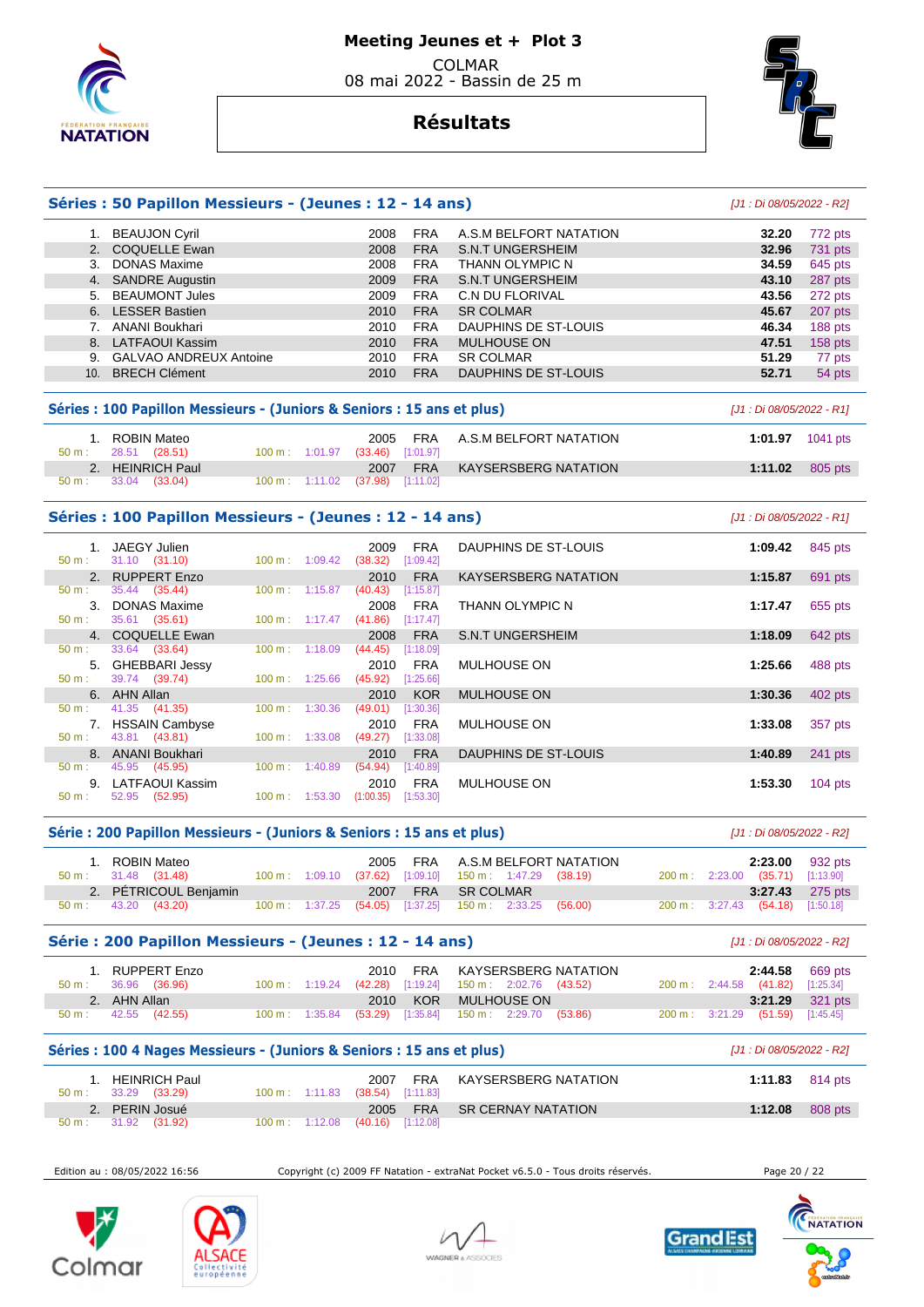# Meeting Jeunes et + Plot 3

COLMAR
08 mai 2022 - Bassin de 25 m

## Résultats

### Séries : 50 Papillon Messieurs - (Jeunes : 12 - 14 ans)

*[J1 : Di 08/05/2022 - R2]*

| Rang | Nom | Année | Nat. | Club | Temps | Points |
|---|---|---|---|---|---|---|
| 1. | BEAUJON Cyril | 2008 | FRA | A.S.M BELFORT NATATION | **32.20** | 772 pts |
| 2. | COQUELLE Ewan | 2008 | FRA | S.N.T UNGERSHEIM | **32.96** | 731 pts |
| 3. | DONAS Maxime | 2008 | FRA | THANN OLYMPIC N | **34.59** | 645 pts |
| 4. | SANDRE Augustin | 2009 | FRA | S.N.T UNGERSHEIM | **43.10** | 287 pts |
| 5. | BEAUMONT Jules | 2009 | FRA | C.N DU FLORIVAL | **43.56** | 272 pts |
| 6. | LESSER Bastien | 2010 | FRA | SR COLMAR | **45.67** | 207 pts |
| 7. | ANANI Boukhari | 2010 | FRA | DAUPHINS DE ST-LOUIS | **46.34** | 188 pts |
| 8. | LATFAOUI Kassim | 2010 | FRA | MULHOUSE ON | **47.51** | 158 pts |
| 9. | GALVAO ANDREUX Antoine | 2010 | FRA | SR COLMAR | **51.29** | 77 pts |
| 10. | BRECH Clément | 2010 | FRA | DAUPHINS DE ST-LOUIS | **52.71** | 54 pts |

### Séries : 100 Papillon Messieurs - (Juniors & Seniors : 15 ans et plus)

*[J1 : Di 08/05/2022 - R1]*

| Rang | Nom | Année | Nat. | Club | Temps | Points |
|---|---|---|---|---|---|---|
| 1. | ROBIN Mateo | 2005 | FRA | A.S.M BELFORT NATATION | **1:01.97** | 1041 pts |
| | 50 m : 28.51 (28.51) — 100 m : 1:01.97 (33.46) [1:01.97] | | | | | |
| 2. | HEINRICH Paul | 2007 | FRA | KAYSERSBERG NATATION | **1:11.02** | 805 pts |
| | 50 m : 33.04 (33.04) — 100 m : 1:11.02 (37.98) [1:11.02] | | | | | |

### Séries : 100 Papillon Messieurs - (Jeunes : 12 - 14 ans)

*[J1 : Di 08/05/2022 - R1]*

| Rang | Nom | Année | Nat. | Club | Temps | Points |
|---|---|---|---|---|---|---|
| 1. | JAEGY Julien | 2009 | FRA | DAUPHINS DE ST-LOUIS | **1:09.42** | 845 pts |
| | 50 m : 31.10 (31.10) — 100 m : 1:09.42 (38.32) [1:09.42] | | | | | |
| 2. | RUPPERT Enzo | 2010 | FRA | KAYSERSBERG NATATION | **1:15.87** | 691 pts |
| | 50 m : 35.44 (35.44) — 100 m : 1:15.87 (40.43) [1:15.87] | | | | | |
| 3. | DONAS Maxime | 2008 | FRA | THANN OLYMPIC N | **1:17.47** | 655 pts |
| | 50 m : 35.61 (35.61) — 100 m : 1:17.47 (41.86) [1:17.47] | | | | | |
| 4. | COQUELLE Ewan | 2008 | FRA | S.N.T UNGERSHEIM | **1:18.09** | 642 pts |
| | 50 m : 33.64 (33.64) — 100 m : 1:18.09 (44.45) [1:18.09] | | | | | |
| 5. | GHEBBARI Jessy | 2010 | FRA | MULHOUSE ON | **1:25.66** | 488 pts |
| | 50 m : 39.74 (39.74) — 100 m : 1:25.66 (45.92) [1:25.66] | | | | | |
| 6. | AHN Allan | 2010 | KOR | MULHOUSE ON | **1:30.36** | 402 pts |
| | 50 m : 41.35 (41.35) — 100 m : 1:30.36 (49.01) [1:30.36] | | | | | |
| 7. | HSSAIN Cambyse | 2010 | FRA | MULHOUSE ON | **1:33.08** | 357 pts |
| | 50 m : 43.81 (43.81) — 100 m : 1:33.08 (49.27) [1:33.08] | | | | | |
| 8. | ANANI Boukhari | 2010 | FRA | DAUPHINS DE ST-LOUIS | **1:40.89** | 241 pts |
| | 50 m : 45.95 (45.95) — 100 m : 1:40.89 (54.94) [1:40.89] | | | | | |
| 9. | LATFAOUI Kassim | 2010 | FRA | MULHOUSE ON | **1:53.30** | 104 pts |
| | 50 m : 52.95 (52.95) — 100 m : 1:53.30 (1:00.35) [1:53.30] | | | | | |

### Série : 200 Papillon Messieurs - (Juniors & Seniors : 15 ans et plus)

*[J1 : Di 08/05/2022 - R2]*

| Rang | Nom | Année | Nat. | Club | Temps | Points |
|---|---|---|---|---|---|---|
| 1. | ROBIN Mateo | 2005 | FRA | A.S.M BELFORT NATATION | **2:23.00** | 932 pts |
| | 50 m : 31.48 (31.48) — 100 m : 1:09.10 (37.62) [1:09.10] — 150 m : 1:47.29 (38.19) — 200 m : 2:23.00 (35.71) [1:13.90] | | | | | |
| 2. | PÉTRICOUL Benjamin | 2007 | FRA | SR COLMAR | **3:27.43** | 275 pts |
| | 50 m : 43.20 (43.20) — 100 m : 1:37.25 (54.05) [1:37.25] — 150 m : 2:33.25 (56.00) — 200 m : 3:27.43 (54.18) [1:50.18] | | | | | |

### Série : 200 Papillon Messieurs - (Jeunes : 12 - 14 ans)

*[J1 : Di 08/05/2022 - R2]*

| Rang | Nom | Année | Nat. | Club | Temps | Points |
|---|---|---|---|---|---|---|
| 1. | RUPPERT Enzo | 2010 | FRA | KAYSERSBERG NATATION | **2:44.58** | 669 pts |
| | 50 m : 36.96 (36.96) — 100 m : 1:19.24 (42.28) [1:19.24] — 150 m : 2:02.76 (43.52) — 200 m : 2:44.58 (41.82) [1:25.34] | | | | | |
| 2. | AHN Allan | 2010 | KOR | MULHOUSE ON | **3:21.29** | 321 pts |
| | 50 m : 42.55 (42.55) — 100 m : 1:35.84 (53.29) [1:35.84] — 150 m : 2:29.70 (53.86) — 200 m : 3:21.29 (51.59) [1:45.45] | | | | | |

### Séries : 100 4 Nages Messieurs - (Juniors & Seniors : 15 ans et plus)

*[J1 : Di 08/05/2022 - R2]*

| Rang | Nom | Année | Nat. | Club | Temps | Points |
|---|---|---|---|---|---|---|
| 1. | HEINRICH Paul | 2007 | FRA | KAYSERSBERG NATATION | **1:11.83** | 814 pts |
| | 50 m : 33.29 (33.29) — 100 m : 1:11.83 (38.54) [1:11.83] | | | | | |
| 2. | PERIN Josué | 2005 | FRA | SR CERNAY NATATION | **1:12.08** | 808 pts |
| | 50 m : 31.92 (31.92) — 100 m : 1:12.08 (40.16) [1:12.08] | | | | | |

Edition au : 08/05/2022 16:56 — Copyright (c) 2009 FF Natation - extraNat Pocket v6.5.0 - Tous droits réservés.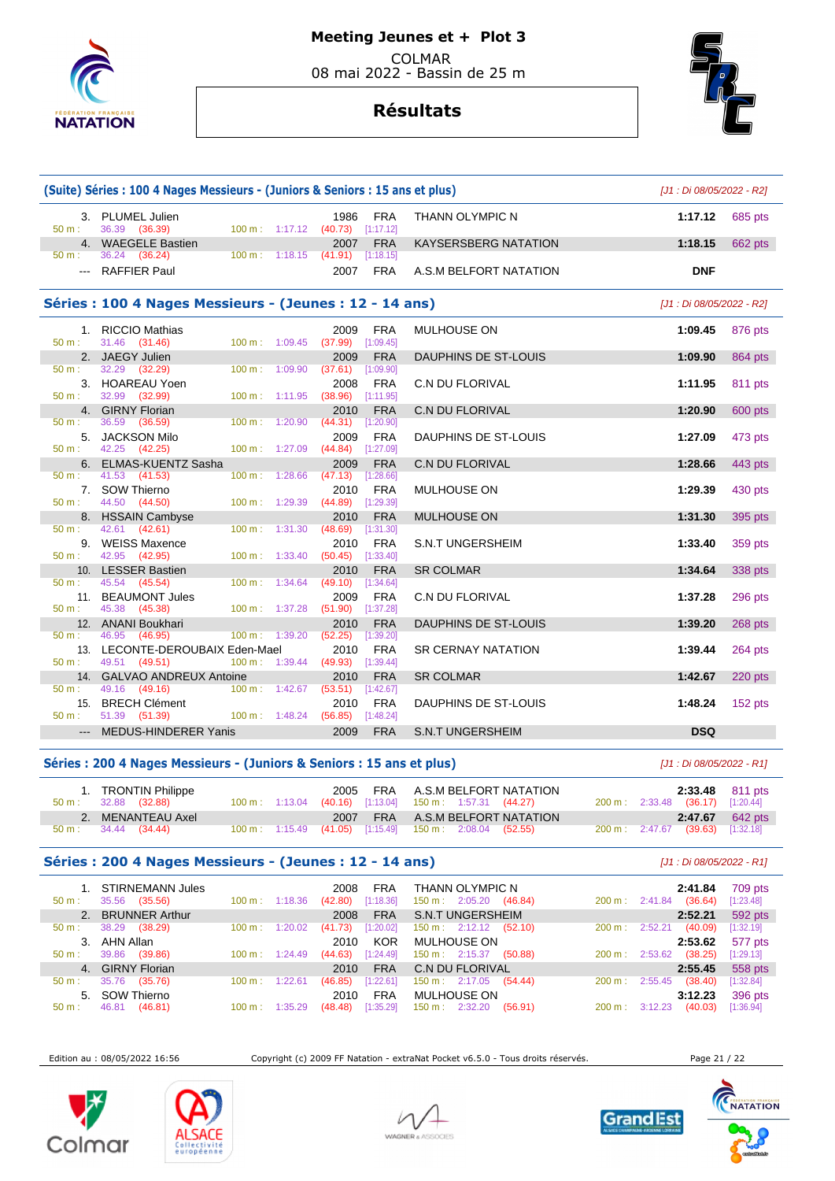# Meeting Jeunes et + Plot 3

COLMAR
08 mai 2022 - Bassin de 25 m

## Résultats

### (Suite) Séries : 100 4 Nages Messieurs - (Juniors & Seniors : 15 ans et plus)

*[J1 : Di 08/05/2022 - R2]*

| Place | Nom | Année | Nat. | Club | Temps | Points |
|---|---|---|---|---|---|---|
| 3. | PLUMEL Julien | 1986 | FRA | THANN OLYMPIC N | 1:17.12 | 685 pts |
| | 50 m : 36.39 (36.39) — 100 m : 1:17.12 (40.73) [1:17.12] | | | | | |
| 4. | WAEGELE Bastien | 2007 | FRA | KAYSERSBERG NATATION | 1:18.15 | 662 pts |
| | 50 m : 36.24 (36.24) — 100 m : 1:18.15 (41.91) [1:18.15] | | | | | |
| --- | RAFFIER Paul | 2007 | FRA | A.S.M BELFORT NATATION | DNF | |

### Séries : 100 4 Nages Messieurs - (Jeunes : 12 - 14 ans)

*[J1 : Di 08/05/2022 - R2]*

| Place | Nom | Année | Nat. | Club | Temps | Points |
|---|---|---|---|---|---|---|
| 1. | RICCIO Mathias | 2009 | FRA | MULHOUSE ON | 1:09.45 | 876 pts |
| | 50 m : 31.46 (31.46) — 100 m : 1:09.45 (37.99) [1:09.45] | | | | | |
| 2. | JAEGY Julien | 2009 | FRA | DAUPHINS DE ST-LOUIS | 1:09.90 | 864 pts |
| | 50 m : 32.29 (32.29) — 100 m : 1:09.90 (37.61) [1:09.90] | | | | | |
| 3. | HOAREAU Yoen | 2008 | FRA | C.N DU FLORIVAL | 1:11.95 | 811 pts |
| | 50 m : 32.99 (32.99) — 100 m : 1:11.95 (38.96) [1:11.95] | | | | | |
| 4. | GIRNY Florian | 2010 | FRA | C.N DU FLORIVAL | 1:20.90 | 600 pts |
| | 50 m : 36.59 (36.59) — 100 m : 1:20.90 (44.31) [1:20.90] | | | | | |
| 5. | JACKSON Milo | 2009 | FRA | DAUPHINS DE ST-LOUIS | 1:27.09 | 473 pts |
| | 50 m : 42.25 (42.25) — 100 m : 1:27.09 (44.84) [1:27.09] | | | | | |
| 6. | ELMAS-KUENTZ Sasha | 2009 | FRA | C.N DU FLORIVAL | 1:28.66 | 443 pts |
| | 50 m : 41.53 (41.53) — 100 m : 1:28.66 (47.13) [1:28.66] | | | | | |
| 7. | SOW Thierno | 2010 | FRA | MULHOUSE ON | 1:29.39 | 430 pts |
| | 50 m : 44.50 (44.50) — 100 m : 1:29.39 (44.89) [1:29.39] | | | | | |
| 8. | HSSAIN Cambyse | 2010 | FRA | MULHOUSE ON | 1:31.30 | 395 pts |
| | 50 m : 42.61 (42.61) — 100 m : 1:31.30 (48.69) [1:31.30] | | | | | |
| 9. | WEISS Maxence | 2010 | FRA | S.N.T UNGERSHEIM | 1:33.40 | 359 pts |
| | 50 m : 42.95 (42.95) — 100 m : 1:33.40 (50.45) [1:33.40] | | | | | |
| 10. | LESSER Bastien | 2010 | FRA | SR COLMAR | 1:34.64 | 338 pts |
| | 50 m : 45.54 (45.54) — 100 m : 1:34.64 (49.10) [1:34.64] | | | | | |
| 11. | BEAUMONT Jules | 2009 | FRA | C.N DU FLORIVAL | 1:37.28 | 296 pts |
| | 50 m : 45.38 (45.38) — 100 m : 1:37.28 (51.90) [1:37.28] | | | | | |
| 12. | ANANI Boukhari | 2010 | FRA | DAUPHINS DE ST-LOUIS | 1:39.20 | 268 pts |
| | 50 m : 46.95 (46.95) — 100 m : 1:39.20 (52.25) [1:39.20] | | | | | |
| 13. | LECONTE-DEROUBAIX Eden-Mael | 2010 | FRA | SR CERNAY NATATION | 1:39.44 | 264 pts |
| | 50 m : 49.51 (49.51) — 100 m : 1:39.44 (49.93) [1:39.44] | | | | | |
| 14. | GALVAO ANDREUX Antoine | 2010 | FRA | SR COLMAR | 1:42.67 | 220 pts |
| | 50 m : 49.16 (49.16) — 100 m : 1:42.67 (53.51) [1:42.67] | | | | | |
| 15. | BRECH Clément | 2010 | FRA | DAUPHINS DE ST-LOUIS | 1:48.24 | 152 pts |
| | 50 m : 51.39 (51.39) — 100 m : 1:48.24 (56.85) [1:48.24] | | | | | |
| --- | MEDUS-HINDERER Yanis | 2009 | FRA | S.N.T UNGERSHEIM | DSQ | |

### Séries : 200 4 Nages Messieurs - (Juniors & Seniors : 15 ans et plus)

*[J1 : Di 08/05/2022 - R1]*

| Place | Nom | Année | Nat. | Club | Temps | Points |
|---|---|---|---|---|---|---|
| 1. | TRONTIN Philippe | 2005 | FRA | A.S.M BELFORT NATATION | 2:33.48 | 811 pts |
| | 50 m : 32.88 (32.88) — 100 m : 1:13.04 (40.16) [1:13.04] — 150 m : 1:57.31 (44.27) — 200 m : 2:33.48 (36.17) [1:20.44] | | | | | |
| 2. | MENANTEAU Axel | 2007 | FRA | A.S.M BELFORT NATATION | 2:47.67 | 642 pts |
| | 50 m : 34.44 (34.44) — 100 m : 1:15.49 (41.05) [1:15.49] — 150 m : 2:08.04 (52.55) — 200 m : 2:47.67 (39.63) [1:32.18] | | | | | |

### Séries : 200 4 Nages Messieurs - (Jeunes : 12 - 14 ans)

*[J1 : Di 08/05/2022 - R1]*

| Place | Nom | Année | Nat. | Club | Temps | Points |
|---|---|---|---|---|---|---|
| 1. | STIRNEMANN Jules | 2008 | FRA | THANN OLYMPIC N | 2:41.84 | 709 pts |
| | 50 m : 35.56 (35.56) — 100 m : 1:18.36 (42.80) [1:18.36] — 150 m : 2:05.20 (46.84) — 200 m : 2:41.84 (36.64) [1:23.48] | | | | | |
| 2. | BRUNNER Arthur | 2008 | FRA | S.N.T UNGERSHEIM | 2:52.21 | 592 pts |
| | 50 m : 38.29 (38.29) — 100 m : 1:20.02 (41.73) [1:20.02] — 150 m : 2:12.12 (52.10) — 200 m : 2:52.21 (40.09) [1:32.19] | | | | | |
| 3. | AHN Allan | 2010 | KOR | MULHOUSE ON | 2:53.62 | 577 pts |
| | 50 m : 39.86 (39.86) — 100 m : 1:24.49 (44.63) [1:24.49] — 150 m : 2:15.37 (50.88) — 200 m : 2:53.62 (38.25) [1:29.13] | | | | | |
| 4. | GIRNY Florian | 2010 | FRA | C.N DU FLORIVAL | 2:55.45 | 558 pts |
| | 50 m : 35.76 (35.76) — 100 m : 1:22.61 (46.85) [1:22.61] — 150 m : 2:17.05 (54.44) — 200 m : 2:55.45 (38.40) [1:32.84] | | | | | |
| 5. | SOW Thierno | 2010 | FRA | MULHOUSE ON | 3:12.23 | 396 pts |
| | 50 m : 46.81 (46.81) — 100 m : 1:35.29 (48.48) [1:35.29] — 150 m : 2:32.20 (56.91) — 200 m : 3:12.23 (40.03) [1:36.94] | | | | | |

Edition au : 08/05/2022 16:56 — Copyright (c) 2009 FF Natation - extraNat Pocket v6.5.0 - Tous droits réservés.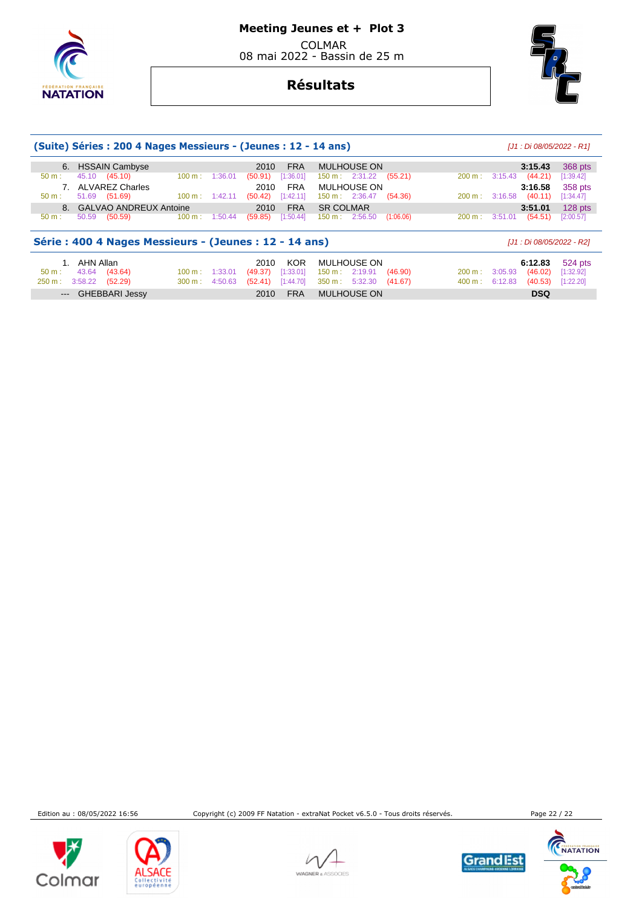# Meeting Jeunes et + Plot 3

COLMAR
08 mai 2022 - Bassin de 25 m

## Résultats

### (Suite) Séries : 200 4 Nages Messieurs - (Jeunes : 12 - 14 ans)

*[J1 : Di 08/05/2022 - R1]*

| | | | | | | | |
|---|---|---|---|---|---|---|---|
| 6. HSSAIN Cambyse | 2010 | FRA | MULHOUSE ON | | | 3:15.43 | 368 pts |
| 50 m : 45.10 (45.10) | 100 m : 1:36.01 (50.91) [1:36.01] | | 150 m : 2:31.22 (55.21) | | 200 m : 3:15.43 (44.21) [1:39.42] | | |
| 7. ALVAREZ Charles | 2010 | FRA | MULHOUSE ON | | | 3:16.58 | 358 pts |
| 50 m : 51.69 (51.69) | 100 m : 1:42.11 (50.42) [1:42.11] | | 150 m : 2:36.47 (54.36) | | 200 m : 3:16.58 (40.11) [1:34.47] | | |
| 8. GALVAO ANDREUX Antoine | 2010 | FRA | SR COLMAR | | | 3:51.01 | 128 pts |
| 50 m : 50.59 (50.59) | 100 m : 1:50.44 (59.85) [1:50.44] | | 150 m : 2:56.50 (1:06.06) | | 200 m : 3:51.01 (54.51) [2:00.57] | | |

### Série : 400 4 Nages Messieurs - (Jeunes : 12 - 14 ans)

*[J1 : Di 08/05/2022 - R2]*

| | | | | | | | |
|---|---|---|---|---|---|---|---|
| 1. AHN Allan | 2010 | KOR | MULHOUSE ON | | | 6:12.83 | 524 pts |
| 50 m : 43.64 (43.64) | 100 m : 1:33.01 (49.37) [1:33.01] | | 150 m : 2:19.91 (46.90) | | 200 m : 3:05.93 (46.02) [1:32.92] | | |
| 250 m : 3:58.22 (52.29) | 300 m : 4:50.63 (52.41) [1:44.70] | | 350 m : 5:32.30 (41.67) | | 400 m : 6:12.83 (40.53) [1:22.20] | | |
| --- GHEBBARI Jessy | 2010 | FRA | MULHOUSE ON | | | DSQ | |

Edition au : 08/05/2022 16:56

Copyright (c) 2009 FF Natation - extraNat Pocket v6.5.0 - Tous droits réservés.